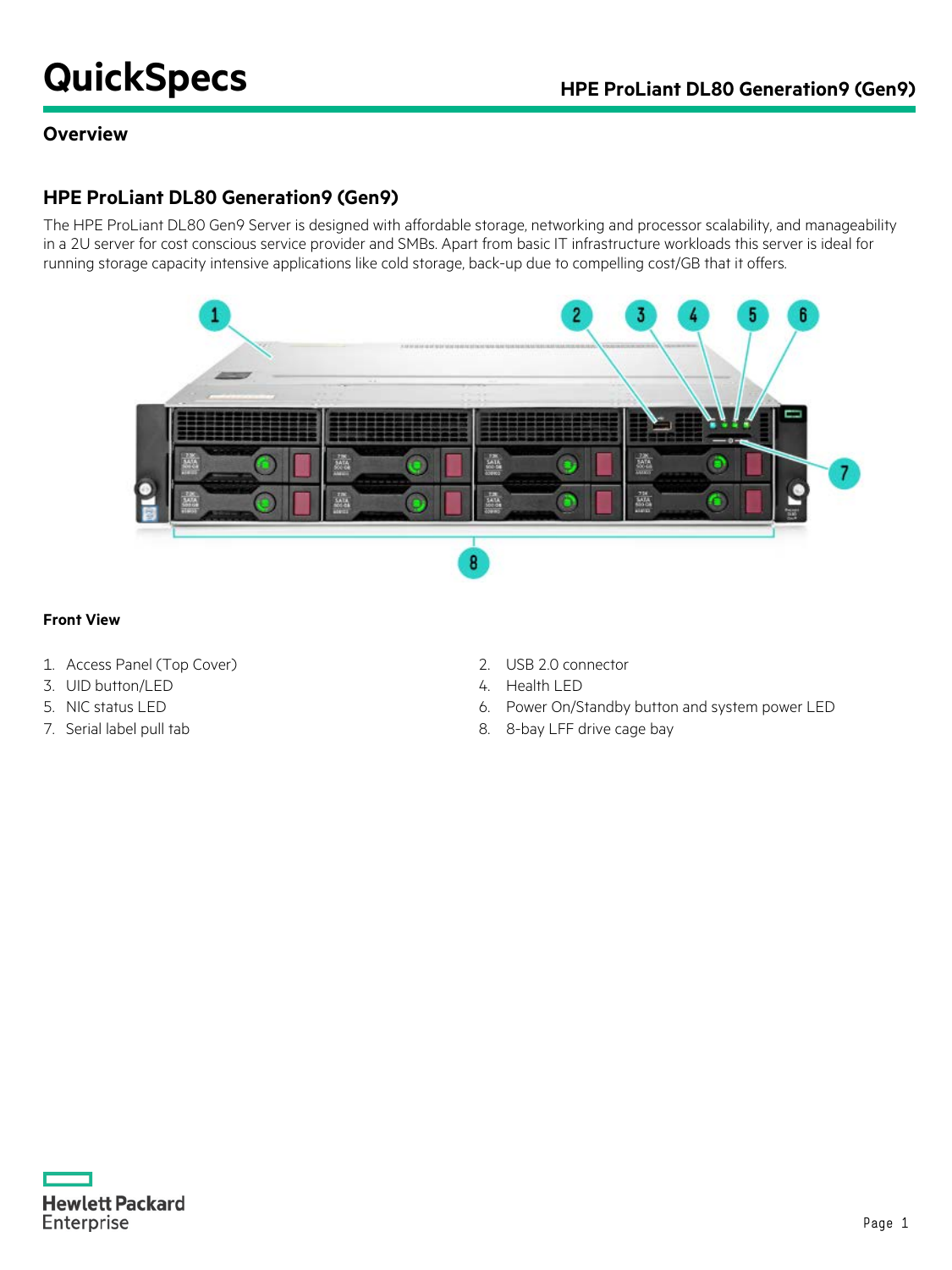# QuickSpecs

## HPE ProLiant DL80 Generation9 (Gen9)

### Overview

## HPE ProLiant DL80 Generation9 (Gen9)

The HPE ProLiant DL80 Gen9 Server is designed with affordable storage, networking and processor scalability, and manageability in a 2U server for cost conscious service provider and SMBs. Apart from basic IT infrastructure workloads this server is ideal for running storage capacity intensive applications like cold storage, back-up due to compelling cost/GB that it offers.

**Front View**

1. Access Panel (Top Cover)
2. USB 2.0 connector
3. UID button/LED
4. Health LED
5. NIC status LED
6. Power On/Standby button and system power LED
7. Serial label pull tab
8. 8-bay LFF drive cage bay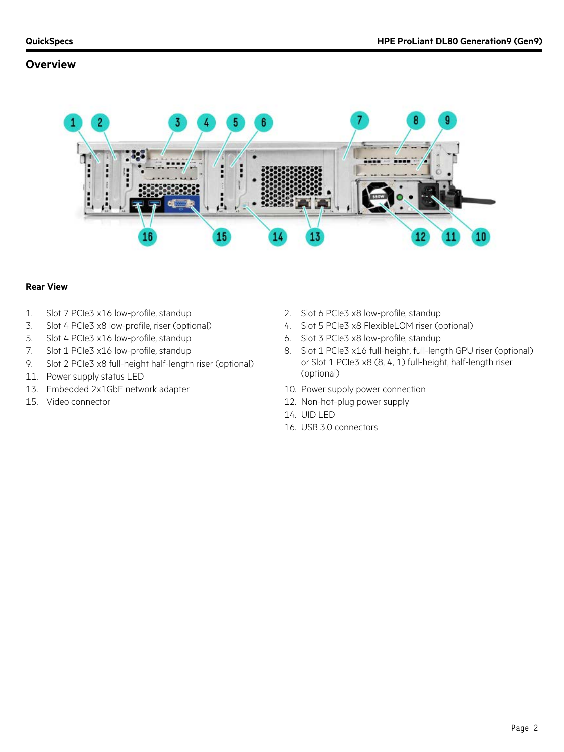## Overview

**Rear View**

1. Slot 7 PCIe3 x16 low-profile, standup
2. Slot 6 PCIe3 x8 low-profile, standup
3. Slot 4 PCIe3 x8 low-profile, riser (optional)
4. Slot 5 PCIe3 x8 FlexibleLOM riser (optional)
5. Slot 4 PCIe3 x16 low-profile, standup
6. Slot 3 PCIe3 x8 low-profile, standup
7. Slot 1 PCIe3 x16 low-profile, standup
8. Slot 1 PCIe3 x16 full-height, full-length GPU riser (optional) or Slot 1 PCIe3 x8 (8, 4, 1) full-height, half-length riser (optional)
9. Slot 2 PCIe3 x8 full-height half-length riser (optional)
10. Power supply power connection
11. Power supply status LED
12. Non-hot-plug power supply
13. Embedded 2x1GbE network adapter
14. UID LED
15. Video connector
16. USB 3.0 connectors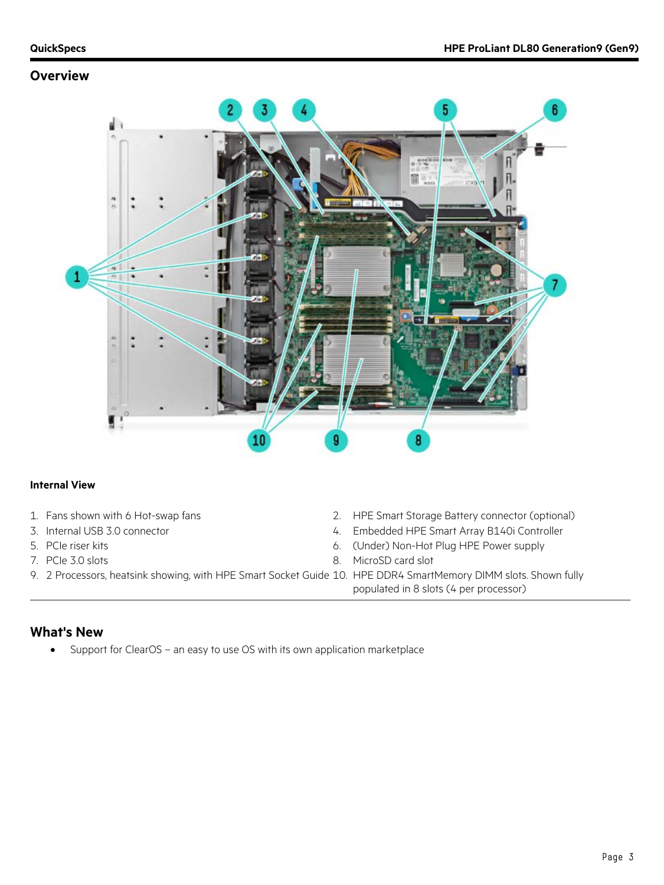## Overview

### Internal View

1. Fans shown with 6 Hot-swap fans
2. HPE Smart Storage Battery connector (optional)
3. Internal USB 3.0 connector
4. Embedded HPE Smart Array B140i Controller
5. PCIe riser kits
6. (Under) Non-Hot Plug HPE Power supply
7. PCIe 3.0 slots
8. MicroSD card slot
9. 2 Processors, heatsink showing, with HPE Smart Socket Guide
10. HPE DDR4 SmartMemory DIMM slots. Shown fully populated in 8 slots (4 per processor)

## What's New

- Support for ClearOS – an easy to use OS with its own application marketplace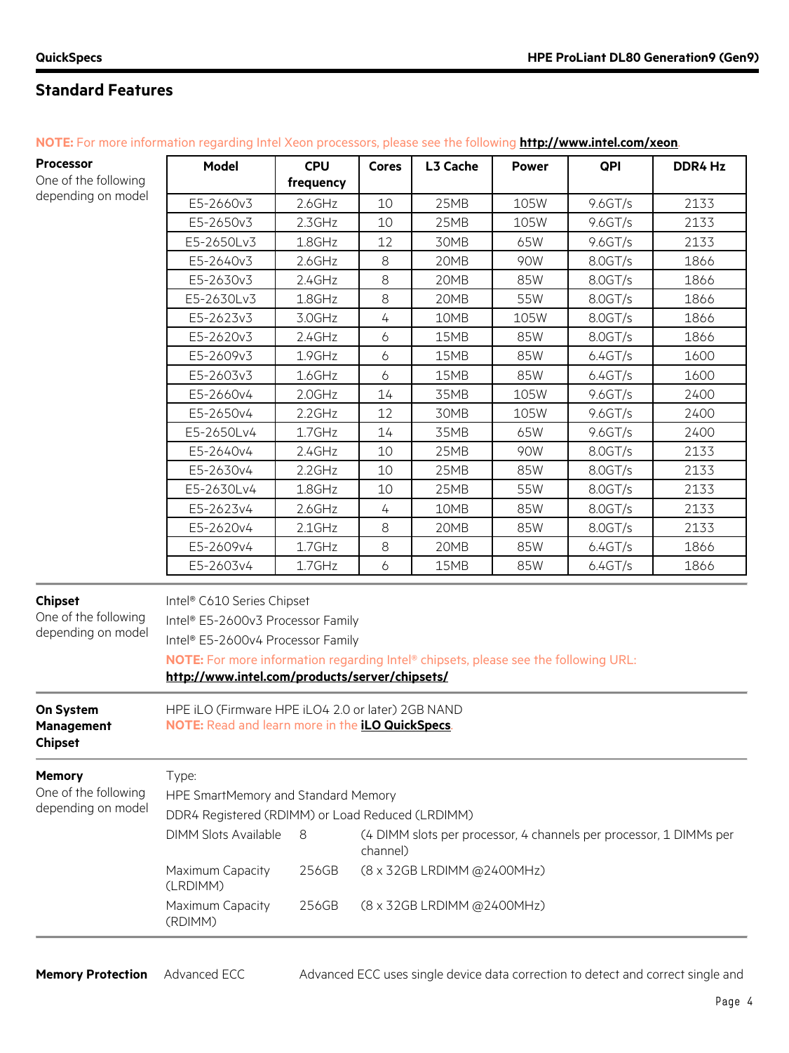## Standard Features

**NOTE:** For more information regarding Intel Xeon processors, please see the following **http://www.intel.com/xeon**.

**Processor**
One of the following depending on model

| Model | CPU frequency | Cores | L3 Cache | Power | QPI | DDR4 Hz |
|---|---|---|---|---|---|---|
| E5-2660v3 | 2.6GHz | 10 | 25MB | 105W | 9.6GT/s | 2133 |
| E5-2650v3 | 2.3GHz | 10 | 25MB | 105W | 9.6GT/s | 2133 |
| E5-2650Lv3 | 1.8GHz | 12 | 30MB | 65W | 9.6GT/s | 2133 |
| E5-2640v3 | 2.6GHz | 8 | 20MB | 90W | 8.0GT/s | 1866 |
| E5-2630v3 | 2.4GHz | 8 | 20MB | 85W | 8.0GT/s | 1866 |
| E5-2630Lv3 | 1.8GHz | 8 | 20MB | 55W | 8.0GT/s | 1866 |
| E5-2623v3 | 3.0GHz | 4 | 10MB | 105W | 8.0GT/s | 1866 |
| E5-2620v3 | 2.4GHz | 6 | 15MB | 85W | 8.0GT/s | 1866 |
| E5-2609v3 | 1.9GHz | 6 | 15MB | 85W | 6.4GT/s | 1600 |
| E5-2603v3 | 1.6GHz | 6 | 15MB | 85W | 6.4GT/s | 1600 |
| E5-2660v4 | 2.0GHz | 14 | 35MB | 105W | 9.6GT/s | 2400 |
| E5-2650v4 | 2.2GHz | 12 | 30MB | 105W | 9.6GT/s | 2400 |
| E5-2650Lv4 | 1.7GHz | 14 | 35MB | 65W | 9.6GT/s | 2400 |
| E5-2640v4 | 2.4GHz | 10 | 25MB | 90W | 8.0GT/s | 2133 |
| E5-2630v4 | 2.2GHz | 10 | 25MB | 85W | 8.0GT/s | 2133 |
| E5-2630Lv4 | 1.8GHz | 10 | 25MB | 55W | 8.0GT/s | 2133 |
| E5-2623v4 | 2.6GHz | 4 | 10MB | 85W | 8.0GT/s | 2133 |
| E5-2620v4 | 2.1GHz | 8 | 20MB | 85W | 8.0GT/s | 2133 |
| E5-2609v4 | 1.7GHz | 8 | 20MB | 85W | 6.4GT/s | 1866 |
| E5-2603v4 | 1.7GHz | 6 | 15MB | 85W | 6.4GT/s | 1866 |

**Chipset**
One of the following depending on model

Intel® C610 Series Chipset
Intel® E5-2600v3 Processor Family
Intel® E5-2600v4 Processor Family

**NOTE:** For more information regarding Intel® chipsets, please see the following URL: **http://www.intel.com/products/server/chipsets/**

**On System Management Chipset**

HPE iLO (Firmware HPE iLO4 2.0 or later) 2GB NAND
**NOTE:** Read and learn more in the **iLO QuickSpecs**.

**Memory**
One of the following depending on model

Type:
HPE SmartMemory and Standard Memory
DDR4 Registered (RDIMM) or Load Reduced (LRDIMM)

| | | |
|---|---|---|
| DIMM Slots Available | 8 | (4 DIMM slots per processor, 4 channels per processor, 1 DIMMs per channel) |
| Maximum Capacity (LRDIMM) | 256GB | (8 x 32GB LRDIMM @2400MHz) |
| Maximum Capacity (RDIMM) | 256GB | (8 x 32GB LRDIMM @2400MHz) |

**Memory Protection** Advanced ECC — Advanced ECC uses single device data correction to detect and correct single and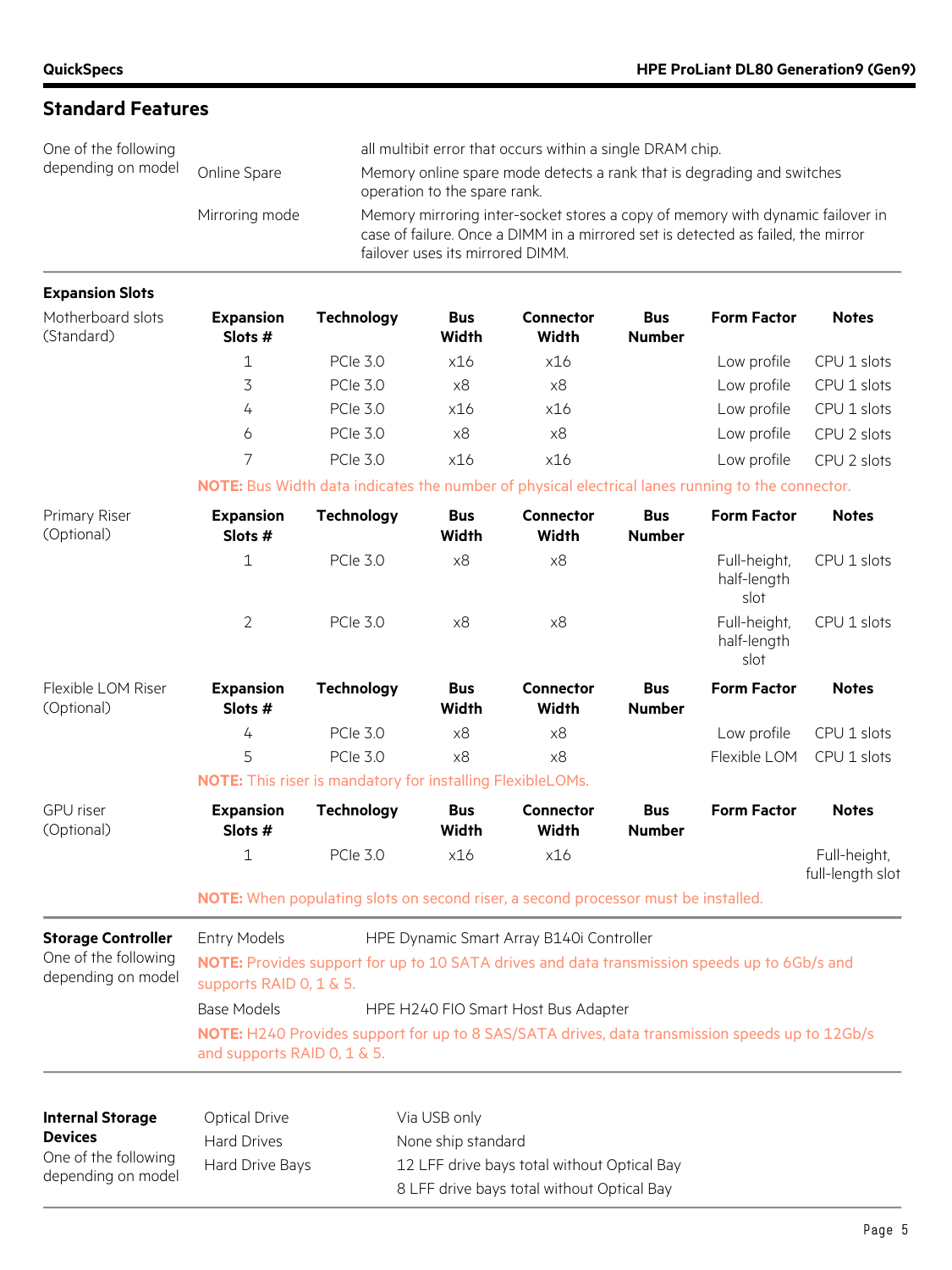## Standard Features

| | | |
|---|---|---|
| One of the following depending on model | | all multibit error that occurs within a single DRAM chip. |
| | Online Spare | Memory online spare mode detects a rank that is degrading and switches operation to the spare rank. |
| | Mirroring mode | Memory mirroring inter-socket stores a copy of memory with dynamic failover in case of failure. Once a DIMM in a mirrored set is detected as failed, the mirror failover uses its mirrored DIMM. |

### Expansion Slots

**Motherboard slots (Standard)**

| Expansion Slots # | Technology | Bus Width | Connector Width | Bus Number | Form Factor | Notes |
|---|---|---|---|---|---|---|
| 1 | PCIe 3.0 | x16 | x16 | | Low profile | CPU 1 slots |
| 3 | PCIe 3.0 | x8 | x8 | | Low profile | CPU 1 slots |
| 4 | PCIe 3.0 | x16 | x16 | | Low profile | CPU 1 slots |
| 6 | PCIe 3.0 | x8 | x8 | | Low profile | CPU 2 slots |
| 7 | PCIe 3.0 | x16 | x16 | | Low profile | CPU 2 slots |

**NOTE:** Bus Width data indicates the number of physical electrical lanes running to the connector.

**Primary Riser (Optional)**

| Expansion Slots # | Technology | Bus Width | Connector Width | Bus Number | Form Factor | Notes |
|---|---|---|---|---|---|---|
| 1 | PCIe 3.0 | x8 | x8 | | Full-height, half-length slot | CPU 1 slots |
| 2 | PCIe 3.0 | x8 | x8 | | Full-height, half-length slot | CPU 1 slots |

**Flexible LOM Riser (Optional)**

| Expansion Slots # | Technology | Bus Width | Connector Width | Bus Number | Form Factor | Notes |
|---|---|---|---|---|---|---|
| 4 | PCIe 3.0 | x8 | x8 | | Low profile | CPU 1 slots |
| 5 | PCIe 3.0 | x8 | x8 | | Flexible LOM | CPU 1 slots |

**NOTE:** This riser is mandatory for installing FlexibleLOMs.

**GPU riser (Optional)**

| Expansion Slots # | Technology | Bus Width | Connector Width | Bus Number | Form Factor | Notes |
|---|---|---|---|---|---|---|
| 1 | PCIe 3.0 | x16 | x16 | | | Full-height, full-length slot |

**NOTE:** When populating slots on second riser, a second processor must be installed.

### Storage Controller

One of the following depending on model

Entry Models — HPE Dynamic Smart Array B140i Controller

**NOTE:** Provides support for up to 10 SATA drives and data transmission speeds up to 6Gb/s and supports RAID 0, 1 & 5.

Base Models — HPE H240 FIO Smart Host Bus Adapter

**NOTE:** H240 Provides support for up to 8 SAS/SATA drives, data transmission speeds up to 12Gb/s and supports RAID 0, 1 & 5.

### Internal Storage Devices

One of the following depending on model

| | |
|---|---|
| Optical Drive | Via USB only |
| Hard Drives | None ship standard |
| Hard Drive Bays | 12 LFF drive bays total without Optical Bay |
| | 8 LFF drive bays total without Optical Bay |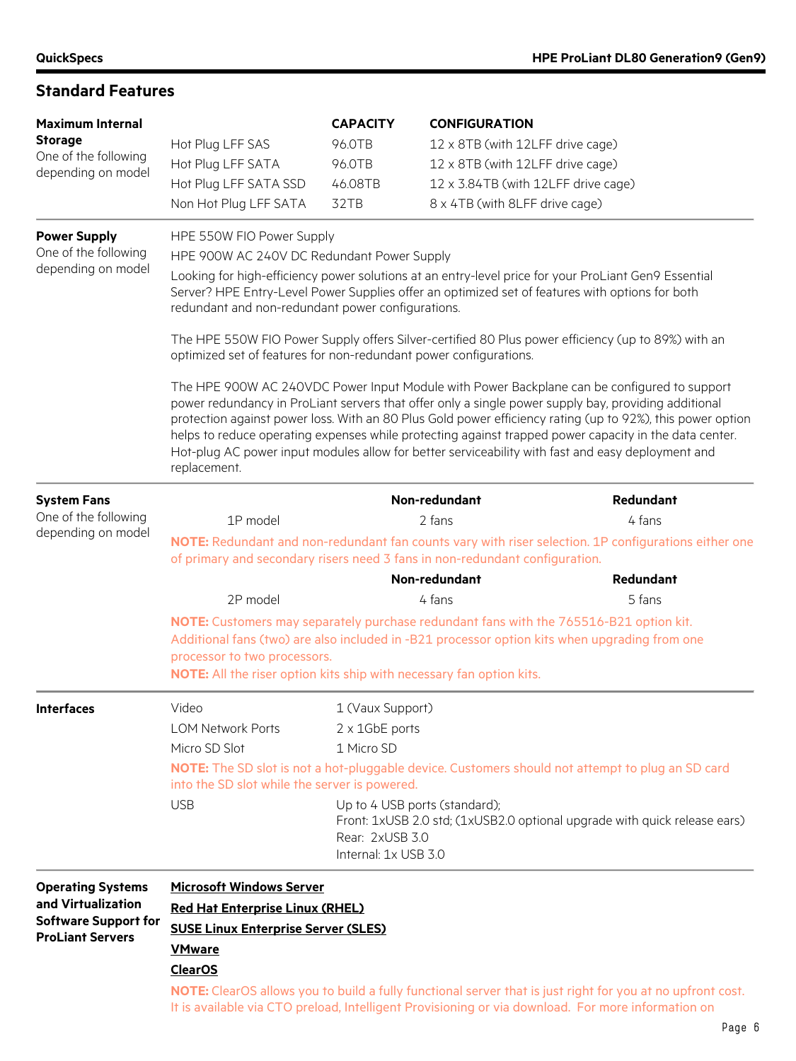## Standard Features

### Maximum Internal Storage

One of the following depending on model

| | CAPACITY | CONFIGURATION |
|---|---|---|
| Hot Plug LFF SAS | 96.0TB | 12 x 8TB (with 12LFF drive cage) |
| Hot Plug LFF SATA | 96.0TB | 12 x 8TB (with 12LFF drive cage) |
| Hot Plug LFF SATA SSD | 46.08TB | 12 x 3.84TB (with 12LFF drive cage) |
| Non Hot Plug LFF SATA | 32TB | 8 x 4TB (with 8LFF drive cage) |

### Power Supply

One of the following depending on model

HPE 550W FIO Power Supply

HPE 900W AC 240V DC Redundant Power Supply

Looking for high-efficiency power solutions at an entry-level price for your ProLiant Gen9 Essential Server? HPE Entry-Level Power Supplies offer an optimized set of features with options for both redundant and non-redundant power configurations.

The HPE 550W FIO Power Supply offers Silver-certified 80 Plus power efficiency (up to 89%) with an optimized set of features for non-redundant power configurations.

The HPE 900W AC 240VDC Power Input Module with Power Backplane can be configured to support power redundancy in ProLiant servers that offer only a single power supply bay, providing additional protection against power loss. With an 80 Plus Gold power efficiency rating (up to 92%), this power option helps to reduce operating expenses while protecting against trapped power capacity in the data center. Hot-plug AC power input modules allow for better serviceability with fast and easy deployment and replacement.

### System Fans

One of the following depending on model

| | Non-redundant | Redundant |
|---|---|---|
| 1P model | 2 fans | 4 fans |

**NOTE:** Redundant and non-redundant fan counts vary with riser selection. 1P configurations either one of primary and secondary risers need 3 fans in non-redundant configuration.

| | Non-redundant | Redundant |
|---|---|---|
| 2P model | 4 fans | 5 fans |

**NOTE:** Customers may separately purchase redundant fans with the 765516-B21 option kit. Additional fans (two) are also included in -B21 processor option kits when upgrading from one processor to two processors.

**NOTE:** All the riser option kits ship with necessary fan option kits.

### Interfaces

| | |
|---|---|
| Video | 1 (Vaux Support) |
| LOM Network Ports | 2 x 1GbE ports |
| Micro SD Slot | 1 Micro SD |

**NOTE:** The SD slot is not a hot-pluggable device. Customers should not attempt to plug an SD card into the SD slot while the server is powered.

| | |
|---|---|
| USB | Up to 4 USB ports (standard);<br>Front: 1xUSB 2.0 std; (1xUSB2.0 optional upgrade with quick release ears)<br>Rear: 2xUSB 3.0<br>Internal: 1x USB 3.0 |

### Operating Systems and Virtualization Software Support for ProLiant Servers

**Microsoft Windows Server**

**Red Hat Enterprise Linux (RHEL)**

**SUSE Linux Enterprise Server (SLES)**

**VMware**

**ClearOS**

**NOTE:** ClearOS allows you to build a fully functional server that is just right for you at no upfront cost. It is available via CTO preload, Intelligent Provisioning or via download. For more information on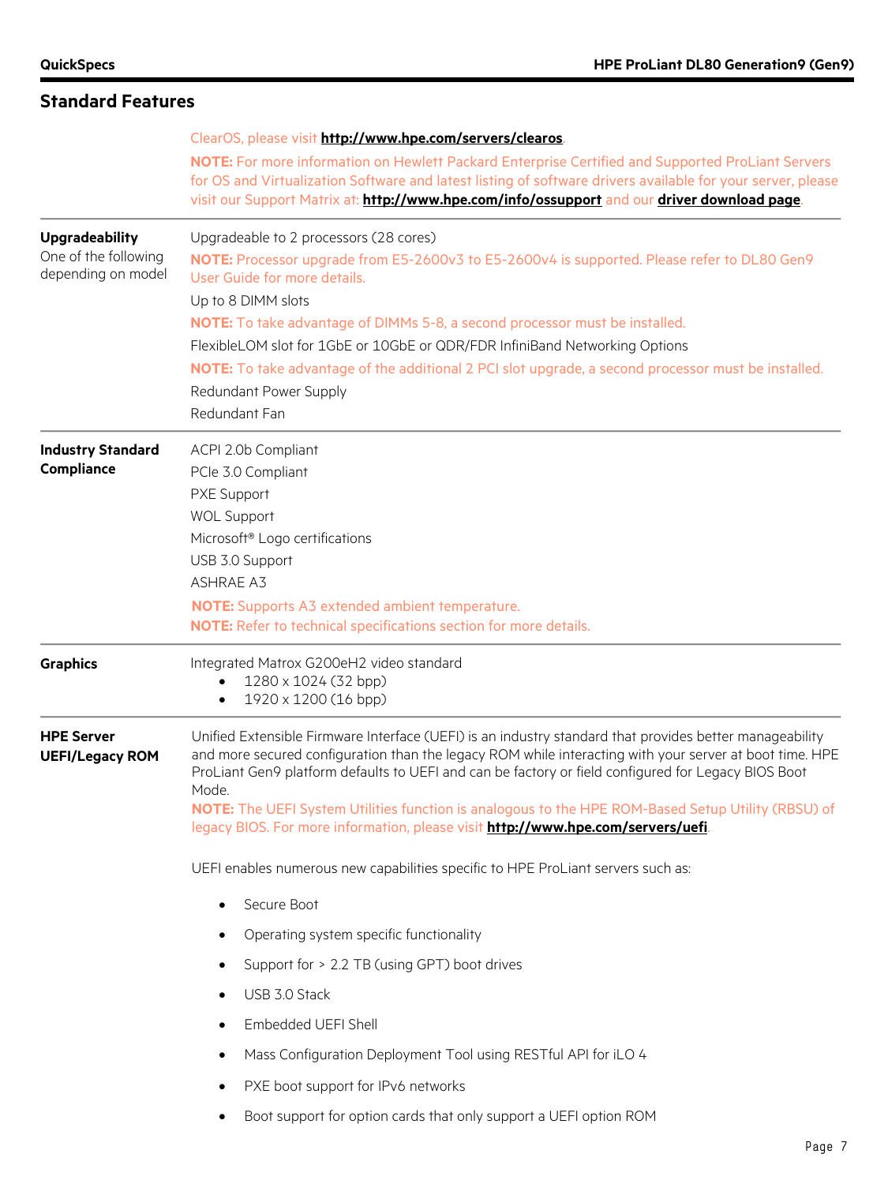## Standard Features

ClearOS, please visit **http://www.hpe.com/servers/clearos**.

**NOTE:** For more information on Hewlett Packard Enterprise Certified and Supported ProLiant Servers for OS and Virtualization Software and latest listing of software drivers available for your server, please visit our Support Matrix at: **http://www.hpe.com/info/ossupport** and our **driver download page**.

### Upgradeability

One of the following depending on model

Upgradeable to 2 processors (28 cores)

**NOTE:** Processor upgrade from E5-2600v3 to E5-2600v4 is supported. Please refer to DL80 Gen9 User Guide for more details.

Up to 8 DIMM slots

**NOTE:** To take advantage of DIMMs 5-8, a second processor must be installed.

FlexibleLOM slot for 1GbE or 10GbE or QDR/FDR InfiniBand Networking Options

**NOTE:** To take advantage of the additional 2 PCI slot upgrade, a second processor must be installed.

Redundant Power Supply

Redundant Fan

### Industry Standard Compliance

ACPI 2.0b Compliant

PCIe 3.0 Compliant

PXE Support

WOL Support

Microsoft® Logo certifications

USB 3.0 Support

ASHRAE A3

**NOTE:** Supports A3 extended ambient temperature.
**NOTE:** Refer to technical specifications section for more details.

### Graphics

Integrated Matrox G200eH2 video standard

- 1280 x 1024 (32 bpp)
- 1920 x 1200 (16 bpp)

### HPE Server UEFI/Legacy ROM

Unified Extensible Firmware Interface (UEFI) is an industry standard that provides better manageability and more secured configuration than the legacy ROM while interacting with your server at boot time. HPE ProLiant Gen9 platform defaults to UEFI and can be factory or field configured for Legacy BIOS Boot Mode.
**NOTE:** The UEFI System Utilities function is analogous to the HPE ROM-Based Setup Utility (RBSU) of legacy BIOS. For more information, please visit **http://www.hpe.com/servers/uefi**.

UEFI enables numerous new capabilities specific to HPE ProLiant servers such as:

- Secure Boot
- Operating system specific functionality
- Support for > 2.2 TB (using GPT) boot drives
- USB 3.0 Stack
- Embedded UEFI Shell
- Mass Configuration Deployment Tool using RESTful API for iLO 4
- PXE boot support for IPv6 networks
- Boot support for option cards that only support a UEFI option ROM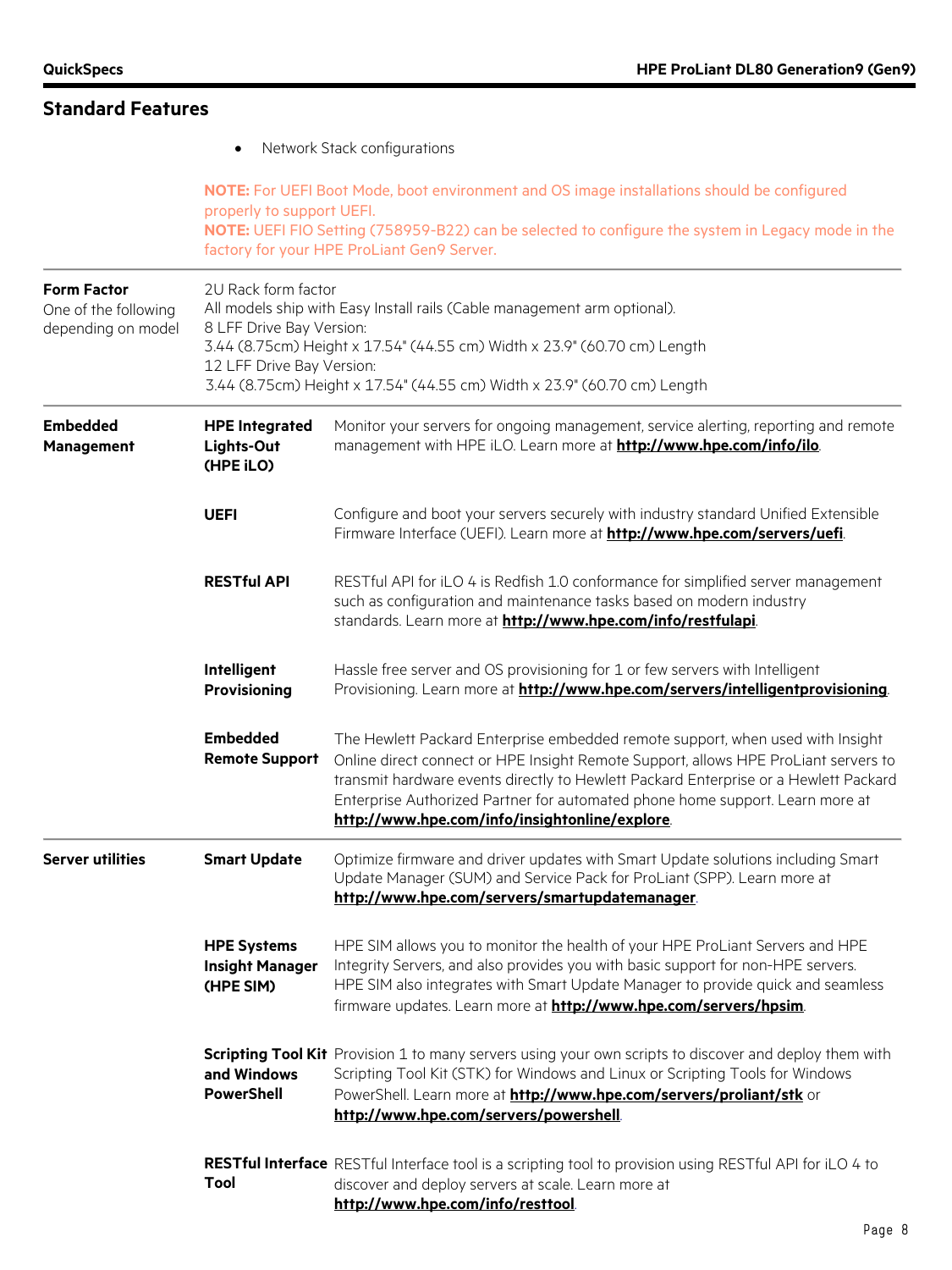## Standard Features

- Network Stack configurations

**NOTE:** For UEFI Boot Mode, boot environment and OS image installations should be configured properly to support UEFI.
**NOTE:** UEFI FIO Setting (758959-B22) can be selected to configure the system in Legacy mode in the factory for your HPE ProLiant Gen9 Server.

**Form Factor**
One of the following depending on model

2U Rack form factor
All models ship with Easy Install rails (Cable management arm optional).
8 LFF Drive Bay Version:
3.44 (8.75cm) Height x 17.54" (44.55 cm) Width x 23.9" (60.70 cm) Length
12 LFF Drive Bay Version:
3.44 (8.75cm) Height x 17.54" (44.55 cm) Width x 23.9" (60.70 cm) Length

**Embedded Management**

| | |
|---|---|
| **HPE Integrated Lights-Out (HPE iLO)** | Monitor your servers for ongoing management, service alerting, reporting and remote management with HPE iLO. Learn more at **http://www.hpe.com/info/ilo**. |
| **UEFI** | Configure and boot your servers securely with industry standard Unified Extensible Firmware Interface (UEFI). Learn more at **http://www.hpe.com/servers/uefi**. |
| **RESTful API** | RESTful API for iLO 4 is Redfish 1.0 conformance for simplified server management such as configuration and maintenance tasks based on modern industry standards. Learn more at **http://www.hpe.com/info/restfulapi**. |
| **Intelligent Provisioning** | Hassle free server and OS provisioning for 1 or few servers with Intelligent Provisioning. Learn more at **http://www.hpe.com/servers/intelligentprovisioning**. |
| **Embedded Remote Support** | The Hewlett Packard Enterprise embedded remote support, when used with Insight Online direct connect or HPE Insight Remote Support, allows HPE ProLiant servers to transmit hardware events directly to Hewlett Packard Enterprise or a Hewlett Packard Enterprise Authorized Partner for automated phone home support. Learn more at **http://www.hpe.com/info/insightonline/explore**. |

**Server utilities**

| | |
|---|---|
| **Smart Update** | Optimize firmware and driver updates with Smart Update solutions including Smart Update Manager (SUM) and Service Pack for ProLiant (SPP). Learn more at **http://www.hpe.com/servers/smartupdatemanager**. |
| **HPE Systems Insight Manager (HPE SIM)** | HPE SIM allows you to monitor the health of your HPE ProLiant Servers and HPE Integrity Servers, and also provides you with basic support for non-HPE servers. HPE SIM also integrates with Smart Update Manager to provide quick and seamless firmware updates. Learn more at **http://www.hpe.com/servers/hpsim**. |
| **Scripting Tool Kit and Windows PowerShell** | Provision 1 to many servers using your own scripts to discover and deploy them with Scripting Tool Kit (STK) for Windows and Linux or Scripting Tools for Windows PowerShell. Learn more at **http://www.hpe.com/servers/proliant/stk** or **http://www.hpe.com/servers/powershell**. |
| **RESTful Interface Tool** | RESTful Interface tool is a scripting tool to provision using RESTful API for iLO 4 to discover and deploy servers at scale. Learn more at **http://www.hpe.com/info/resttool**. |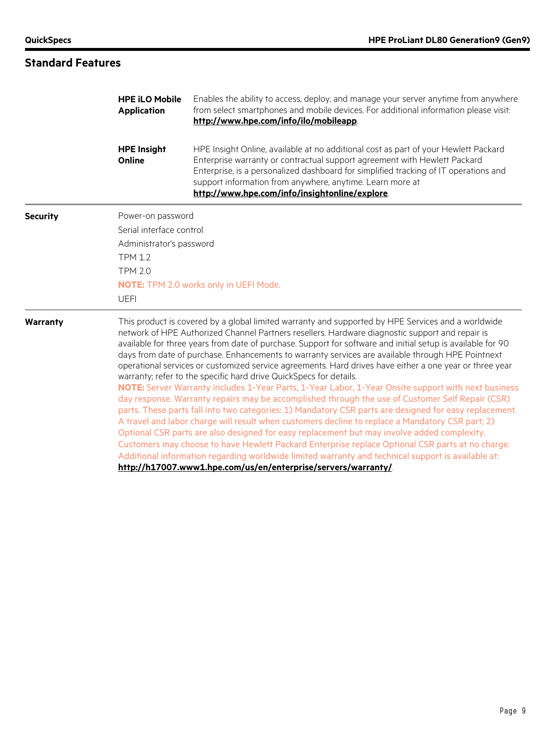## Standard Features

**HPE iLO Mobile Application** — Enables the ability to access, deploy, and manage your server anytime from anywhere from select smartphones and mobile devices. For additional information please visit: **http://www.hpe.com/info/ilo/mobileapp**.

**HPE Insight Online** — HPE Insight Online, available at no additional cost as part of your Hewlett Packard Enterprise warranty or contractual support agreement with Hewlett Packard Enterprise, is a personalized dashboard for simplified tracking of IT operations and support information from anywhere, anytime. Learn more at **http://www.hpe.com/info/insightonline/explore**.

### Security

Power-on password

Serial interface control

Administrator's password

TPM 1.2

TPM 2.0

**NOTE:** TPM 2.0 works only in UEFI Mode.

UEFI

### Warranty

This product is covered by a global limited warranty and supported by HPE Services and a worldwide network of HPE Authorized Channel Partners resellers. Hardware diagnostic support and repair is available for three years from date of purchase. Support for software and initial setup is available for 90 days from date of purchase. Enhancements to warranty services are available through HPE Pointnext operational services or customized service agreements. Hard drives have either a one year or three year warranty; refer to the specific hard drive QuickSpecs for details.

**NOTE:** Server Warranty includes 1-Year Parts, 1-Year Labor, 1-Year Onsite support with next business day response. Warranty repairs may be accomplished through the use of Customer Self Repair (CSR) parts. These parts fall into two categories: 1) Mandatory CSR parts are designed for easy replacement. A travel and labor charge will result when customers decline to replace a Mandatory CSR part; 2) Optional CSR parts are also designed for easy replacement but may involve added complexity. Customers may choose to have Hewlett Packard Enterprise replace Optional CSR parts at no charge. Additional information regarding worldwide limited warranty and technical support is available at: **http://h17007.www1.hpe.com/us/en/enterprise/servers/warranty/**.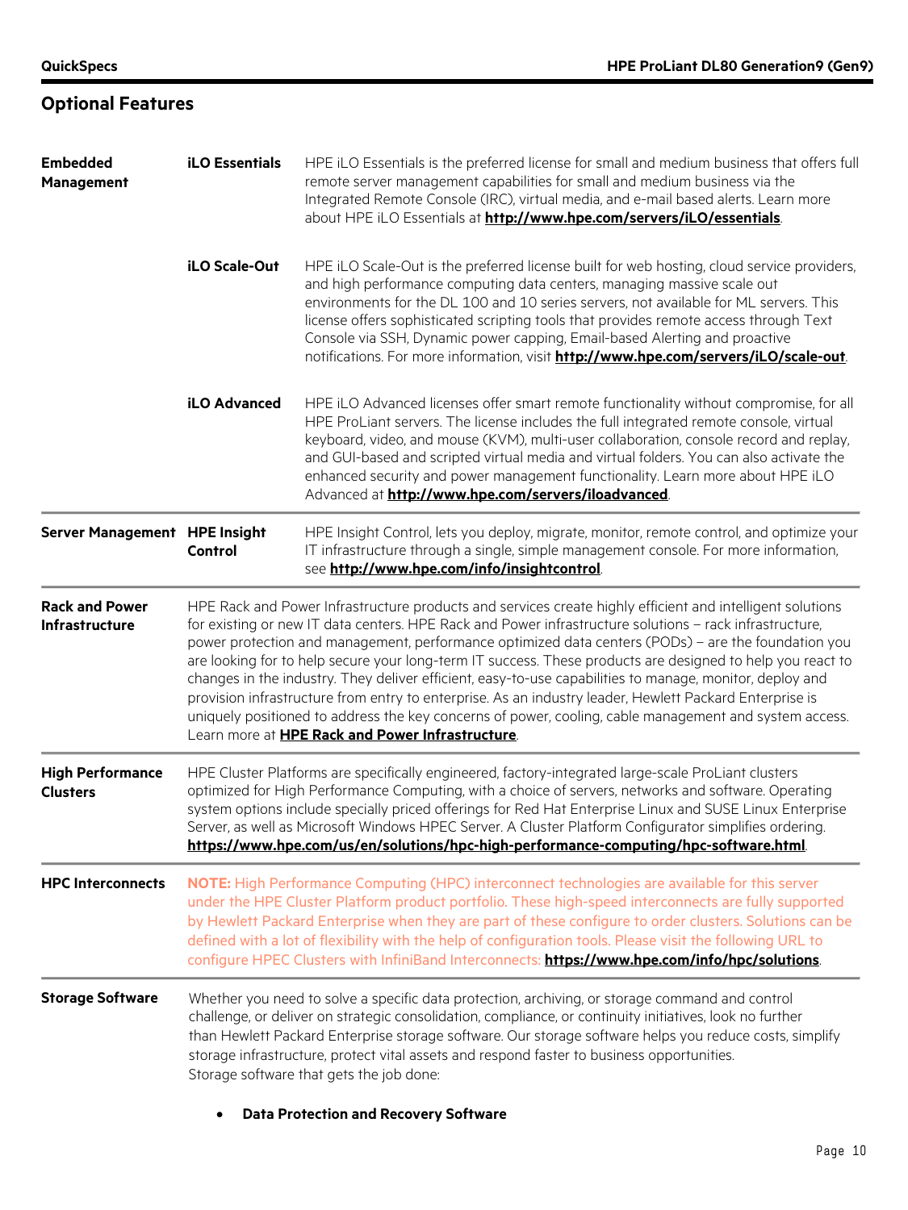## Optional Features

### Embedded Management

**iLO Essentials**

HPE iLO Essentials is the preferred license for small and medium business that offers full remote server management capabilities for small and medium business via the Integrated Remote Console (IRC), virtual media, and e-mail based alerts. Learn more about HPE iLO Essentials at **http://www.hpe.com/servers/iLO/essentials**.

**iLO Scale-Out**

HPE iLO Scale-Out is the preferred license built for web hosting, cloud service providers, and high performance computing data centers, managing massive scale out environments for the DL 100 and 10 series servers, not available for ML servers. This license offers sophisticated scripting tools that provides remote access through Text Console via SSH, Dynamic power capping, Email-based Alerting and proactive notifications. For more information, visit **http://www.hpe.com/servers/iLO/scale-out**.

**iLO Advanced**

HPE iLO Advanced licenses offer smart remote functionality without compromise, for all HPE ProLiant servers. The license includes the full integrated remote console, virtual keyboard, video, and mouse (KVM), multi-user collaboration, console record and replay, and GUI-based and scripted virtual media and virtual folders. You can also activate the enhanced security and power management functionality. Learn more about HPE iLO Advanced at **http://www.hpe.com/servers/iloadvanced**.

### Server Management

**HPE Insight Control**

HPE Insight Control, lets you deploy, migrate, monitor, remote control, and optimize your IT infrastructure through a single, simple management console. For more information, see **http://www.hpe.com/info/insightcontrol**.

### Rack and Power Infrastructure

HPE Rack and Power Infrastructure products and services create highly efficient and intelligent solutions for existing or new IT data centers. HPE Rack and Power infrastructure solutions – rack infrastructure, power protection and management, performance optimized data centers (PODs) – are the foundation you are looking for to help secure your long-term IT success. These products are designed to help you react to changes in the industry. They deliver efficient, easy-to-use capabilities to manage, monitor, deploy and provision infrastructure from entry to enterprise. As an industry leader, Hewlett Packard Enterprise is uniquely positioned to address the key concerns of power, cooling, cable management and system access. Learn more at **HPE Rack and Power Infrastructure**.

### High Performance Clusters

HPE Cluster Platforms are specifically engineered, factory-integrated large-scale ProLiant clusters optimized for High Performance Computing, with a choice of servers, networks and software. Operating system options include specially priced offerings for Red Hat Enterprise Linux and SUSE Linux Enterprise Server, as well as Microsoft Windows HPEC Server. A Cluster Platform Configurator simplifies ordering. **https://www.hpe.com/us/en/solutions/hpc-high-performance-computing/hpc-software.html**.

### HPC Interconnects

**NOTE:** High Performance Computing (HPC) interconnect technologies are available for this server under the HPE Cluster Platform product portfolio. These high-speed interconnects are fully supported by Hewlett Packard Enterprise when they are part of these configure to order clusters. Solutions can be defined with a lot of flexibility with the help of configuration tools. Please visit the following URL to configure HPEC Clusters with InfiniBand Interconnects: **https://www.hpe.com/info/hpc/solutions**.

### Storage Software

Whether you need to solve a specific data protection, archiving, or storage command and control challenge, or deliver on strategic consolidation, compliance, or continuity initiatives, look no further than Hewlett Packard Enterprise storage software. Our storage software helps you reduce costs, simplify storage infrastructure, protect vital assets and respond faster to business opportunities.
Storage software that gets the job done:

- **Data Protection and Recovery Software**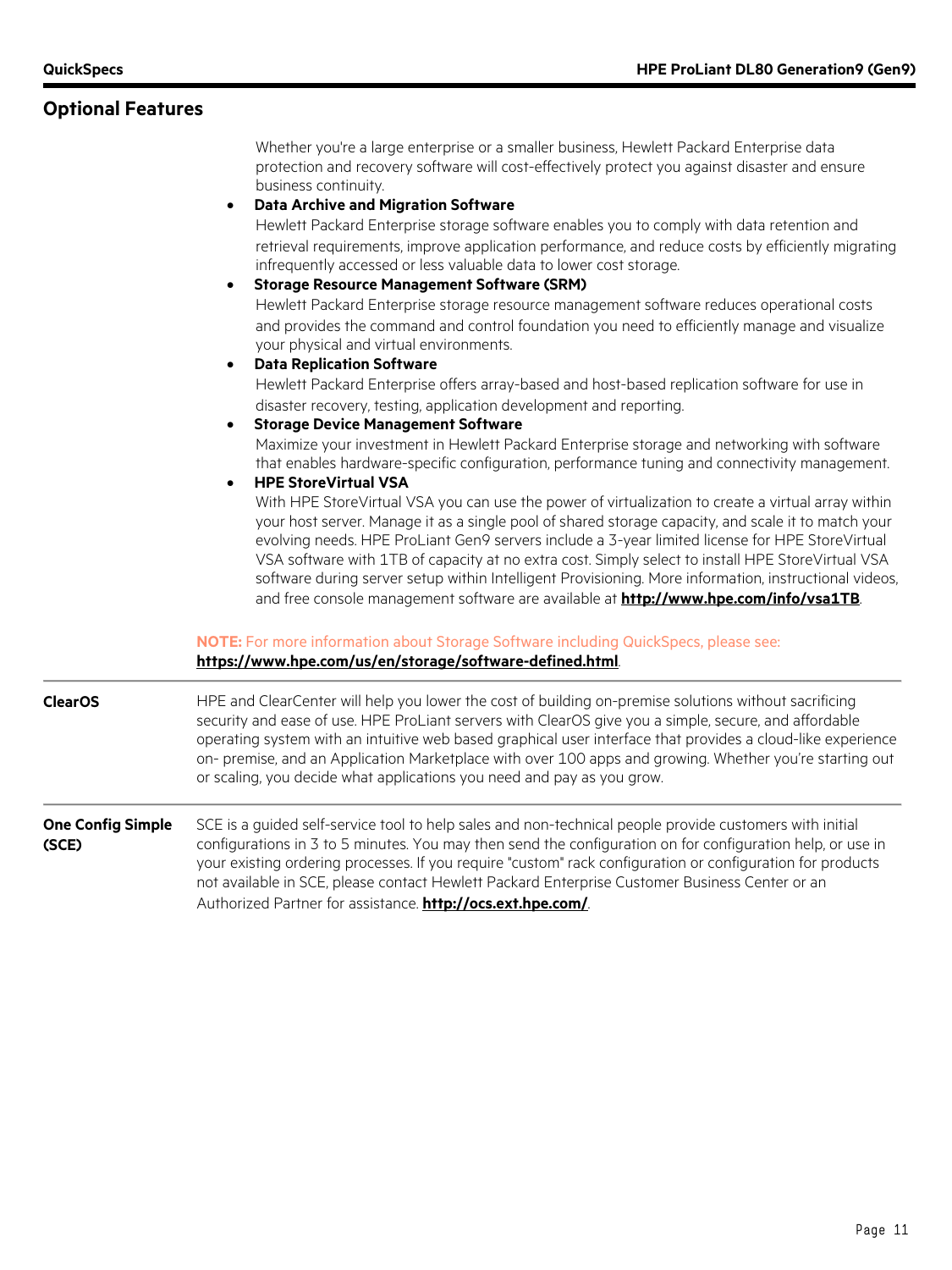## Optional Features

Whether you're a large enterprise or a smaller business, Hewlett Packard Enterprise data protection and recovery software will cost-effectively protect you against disaster and ensure business continuity.

- **Data Archive and Migration Software**
  Hewlett Packard Enterprise storage software enables you to comply with data retention and retrieval requirements, improve application performance, and reduce costs by efficiently migrating infrequently accessed or less valuable data to lower cost storage.
- **Storage Resource Management Software (SRM)**
  Hewlett Packard Enterprise storage resource management software reduces operational costs and provides the command and control foundation you need to efficiently manage and visualize your physical and virtual environments.
- **Data Replication Software**
  Hewlett Packard Enterprise offers array-based and host-based replication software for use in disaster recovery, testing, application development and reporting.
- **Storage Device Management Software**
  Maximize your investment in Hewlett Packard Enterprise storage and networking with software that enables hardware-specific configuration, performance tuning and connectivity management.
- **HPE StoreVirtual VSA**
  With HPE StoreVirtual VSA you can use the power of virtualization to create a virtual array within your host server. Manage it as a single pool of shared storage capacity, and scale it to match your evolving needs. HPE ProLiant Gen9 servers include a 3-year limited license for HPE StoreVirtual VSA software with 1TB of capacity at no extra cost. Simply select to install HPE StoreVirtual VSA software during server setup within Intelligent Provisioning. More information, instructional videos, and free console management software are available at **http://www.hpe.com/info/vsa1TB**.

**NOTE:** For more information about Storage Software including QuickSpecs, please see: **https://www.hpe.com/us/en/storage/software-defined.html**.

### ClearOS

HPE and ClearCenter will help you lower the cost of building on-premise solutions without sacrificing security and ease of use. HPE ProLiant servers with ClearOS give you a simple, secure, and affordable operating system with an intuitive web based graphical user interface that provides a cloud-like experience on- premise, and an Application Marketplace with over 100 apps and growing. Whether you're starting out or scaling, you decide what applications you need and pay as you grow.

### One Config Simple (SCE)

SCE is a guided self-service tool to help sales and non-technical people provide customers with initial configurations in 3 to 5 minutes. You may then send the configuration on for configuration help, or use in your existing ordering processes. If you require "custom" rack configuration or configuration for products not available in SCE, please contact Hewlett Packard Enterprise Customer Business Center or an Authorized Partner for assistance. **http://ocs.ext.hpe.com/**.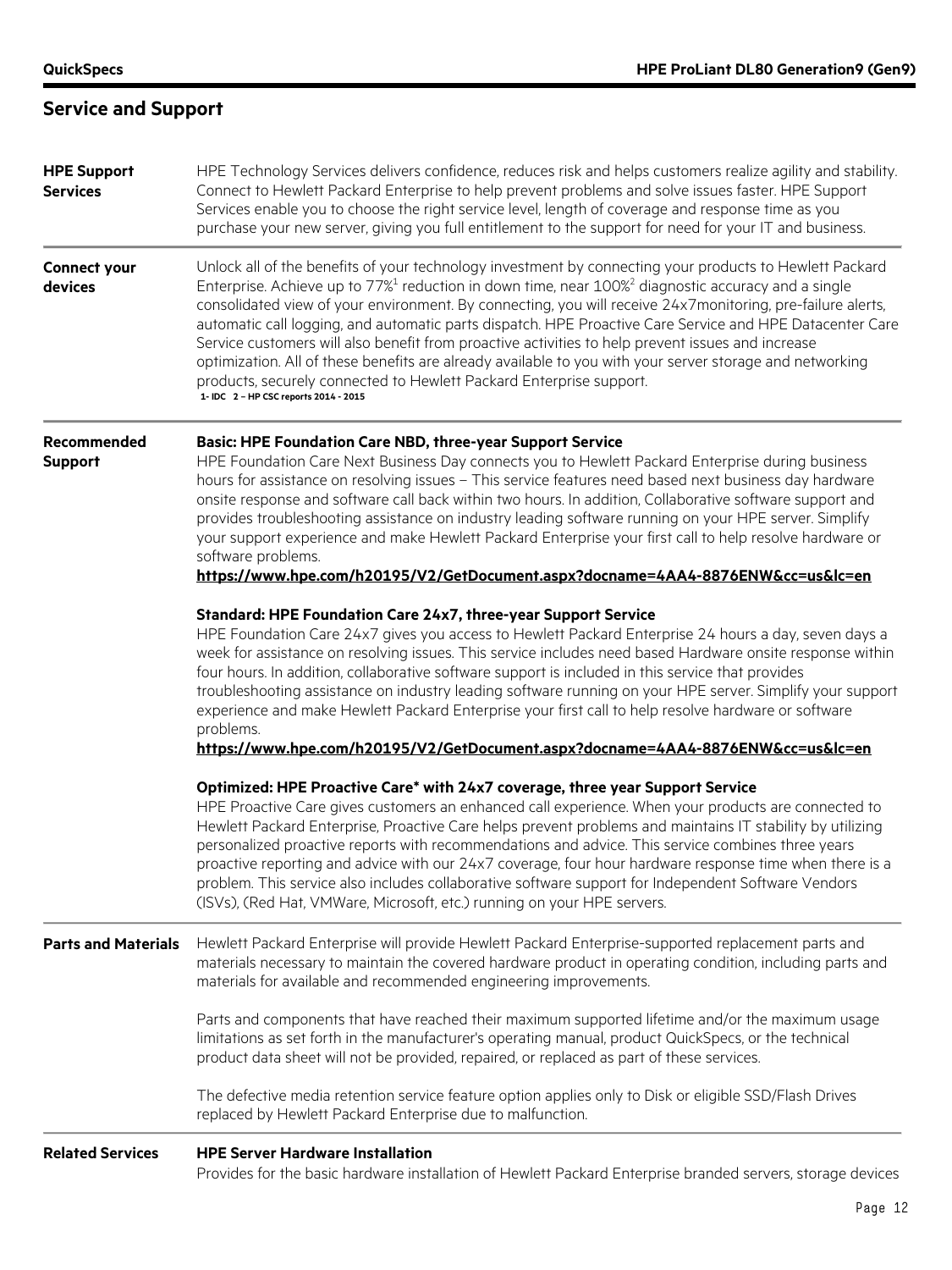## Service and Support

**HPE Support Services**

HPE Technology Services delivers confidence, reduces risk and helps customers realize agility and stability. Connect to Hewlett Packard Enterprise to help prevent problems and solve issues faster. HPE Support Services enable you to choose the right service level, length of coverage and response time as you purchase your new server, giving you full entitlement to the support for need for your IT and business.

**Connect your devices**

Unlock all of the benefits of your technology investment by connecting your products to Hewlett Packard Enterprise. Achieve up to 77%[1] reduction in down time, near 100%[2] diagnostic accuracy and a single consolidated view of your environment. By connecting, you will receive 24x7monitoring, pre-failure alerts, automatic call logging, and automatic parts dispatch. HPE Proactive Care Service and HPE Datacenter Care Service customers will also benefit from proactive activities to help prevent issues and increase optimization. All of these benefits are already available to you with your server storage and networking products, securely connected to Hewlett Packard Enterprise support.

1- IDC 2 – HP CSC reports 2014 - 2015

**Recommended Support**

**Basic: HPE Foundation Care NBD, three-year Support Service**
HPE Foundation Care Next Business Day connects you to Hewlett Packard Enterprise during business hours for assistance on resolving issues – This service features need based next business day hardware onsite response and software call back within two hours. In addition, Collaborative software support and provides troubleshooting assistance on industry leading software running on your HPE server. Simplify your support experience and make Hewlett Packard Enterprise your first call to help resolve hardware or software problems.
**https://www.hpe.com/h20195/V2/GetDocument.aspx?docname=4AA4-8876ENW&cc=us&lc=en**

**Standard: HPE Foundation Care 24x7, three-year Support Service**
HPE Foundation Care 24x7 gives you access to Hewlett Packard Enterprise 24 hours a day, seven days a week for assistance on resolving issues. This service includes need based Hardware onsite response within four hours. In addition, collaborative software support is included in this service that provides troubleshooting assistance on industry leading software running on your HPE server. Simplify your support experience and make Hewlett Packard Enterprise your first call to help resolve hardware or software problems.
**https://www.hpe.com/h20195/V2/GetDocument.aspx?docname=4AA4-8876ENW&cc=us&lc=en**

**Optimized: HPE Proactive Care* with 24x7 coverage, three year Support Service**
HPE Proactive Care gives customers an enhanced call experience. When your products are connected to Hewlett Packard Enterprise, Proactive Care helps prevent problems and maintains IT stability by utilizing personalized proactive reports with recommendations and advice. This service combines three years proactive reporting and advice with our 24x7 coverage, four hour hardware response time when there is a problem. This service also includes collaborative software support for Independent Software Vendors (ISVs), (Red Hat, VMWare, Microsoft, etc.) running on your HPE servers.

**Parts and Materials**

Hewlett Packard Enterprise will provide Hewlett Packard Enterprise-supported replacement parts and materials necessary to maintain the covered hardware product in operating condition, including parts and materials for available and recommended engineering improvements.

Parts and components that have reached their maximum supported lifetime and/or the maximum usage limitations as set forth in the manufacturer's operating manual, product QuickSpecs, or the technical product data sheet will not be provided, repaired, or replaced as part of these services.

The defective media retention service feature option applies only to Disk or eligible SSD/Flash Drives replaced by Hewlett Packard Enterprise due to malfunction.

**Related Services**

**HPE Server Hardware Installation**
Provides for the basic hardware installation of Hewlett Packard Enterprise branded servers, storage devices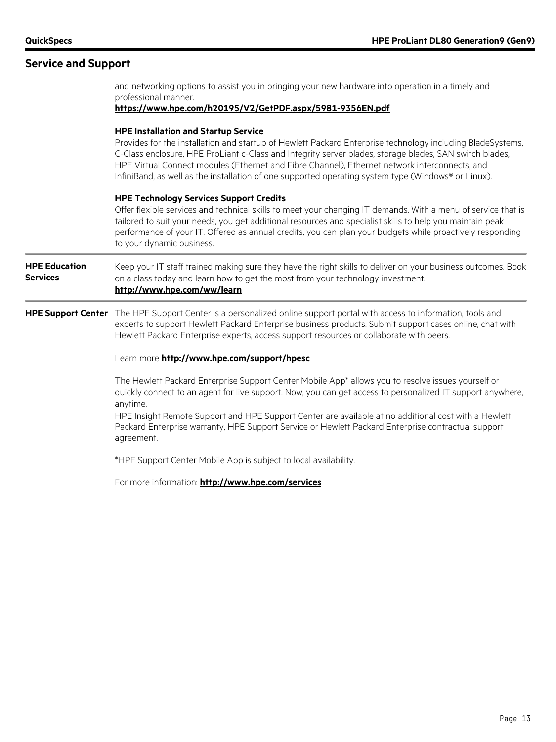## Service and Support

and networking options to assist you in bringing your new hardware into operation in a timely and professional manner.
**https://www.hpe.com/h20195/V2/GetPDF.aspx/5981-9356EN.pdf**

**HPE Installation and Startup Service**
Provides for the installation and startup of Hewlett Packard Enterprise technology including BladeSystems, C-Class enclosure, HPE ProLiant c-Class and Integrity server blades, storage blades, SAN switch blades, HPE Virtual Connect modules (Ethernet and Fibre Channel), Ethernet network interconnects, and InfiniBand, as well as the installation of one supported operating system type (Windows® or Linux).

**HPE Technology Services Support Credits**
Offer flexible services and technical skills to meet your changing IT demands. With a menu of service that is tailored to suit your needs, you get additional resources and specialist skills to help you maintain peak performance of your IT. Offered as annual credits, you can plan your budgets while proactively responding to your dynamic business.

### HPE Education Services

Keep your IT staff trained making sure they have the right skills to deliver on your business outcomes. Book on a class today and learn how to get the most from your technology investment.
**http://www.hpe.com/ww/learn**

### HPE Support Center

The HPE Support Center is a personalized online support portal with access to information, tools and experts to support Hewlett Packard Enterprise business products. Submit support cases online, chat with Hewlett Packard Enterprise experts, access support resources or collaborate with peers.

Learn more **http://www.hpe.com/support/hpesc**

The Hewlett Packard Enterprise Support Center Mobile App* allows you to resolve issues yourself or quickly connect to an agent for live support. Now, you can get access to personalized IT support anywhere, anytime.
HPE Insight Remote Support and HPE Support Center are available at no additional cost with a Hewlett Packard Enterprise warranty, HPE Support Service or Hewlett Packard Enterprise contractual support agreement.

*HPE Support Center Mobile App is subject to local availability.

For more information: **http://www.hpe.com/services**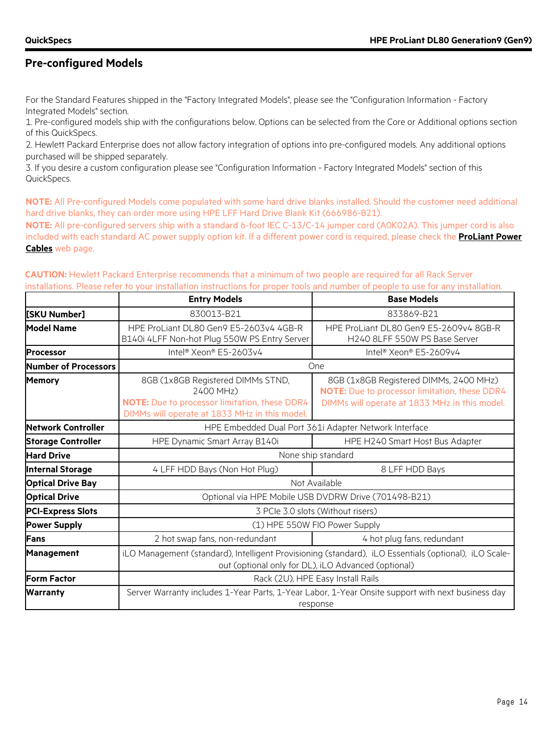## Pre-configured Models

For the Standard Features shipped in the "Factory Integrated Models", please see the "Configuration Information - Factory Integrated Models" section.

1. Pre-configured models ship with the configurations below. Options can be selected from the Core or Additional options section of this QuickSpecs.
2. Hewlett Packard Enterprise does not allow factory integration of options into pre-configured models. Any additional options purchased will be shipped separately.
3. If you desire a custom configuration please see "Configuration Information - Factory Integrated Models" section of this QuickSpecs.

**NOTE:** All Pre-configured Models come populated with some hard drive blanks installed. Should the customer need additional hard drive blanks, they can order more using HPE LFF Hard Drive Blank Kit (666986-B21).

**NOTE:** All pre-configured servers ship with a standard 6-foot IEC C-13/C-14 jumper cord (A0K02A). This jumper cord is also included with each standard AC power supply option kit. If a different power cord is required, please check the **ProLiant Power Cables** web page.

**CAUTION:** Hewlett Packard Enterprise recommends that a minimum of two people are required for all Rack Server installations. Please refer to your installation instructions for proper tools and number of people to use for any installation.

| | Entry Models | Base Models |
|---|---|---|
| **[SKU Number]** | 830013-B21 | 833869-B21 |
| **Model Name** | HPE ProLiant DL80 Gen9 E5-2603v4 4GB-R B140i 4LFF Non-hot Plug 550W PS Entry Server | HPE ProLiant DL80 Gen9 E5-2609v4 8GB-R H240 8LFF 550W PS Base Server |
| **Processor** | Intel® Xeon® E5-2603v4 | Intel® Xeon® E5-2609v4 |
| **Number of Processors** | One | |
| **Memory** | 8GB (1x8GB Registered DIMMs STND, 2400 MHz) **NOTE:** Due to processor limitation, these DDR4 DIMMs will operate at 1833 MHz in this model. | 8GB (1x8GB Registered DIMMs, 2400 MHz) **NOTE:** Due to processor limitation, these DDR4 DIMMs will operate at 1833 MHz in this model. |
| **Network Controller** | HPE Embedded Dual Port 361i Adapter Network Interface | |
| **Storage Controller** | HPE Dynamic Smart Array B140i | HPE H240 Smart Host Bus Adapter |
| **Hard Drive** | None ship standard | |
| **Internal Storage** | 4 LFF HDD Bays (Non Hot Plug) | 8 LFF HDD Bays |
| **Optical Drive Bay** | Not Available | |
| **Optical Drive** | Optional via HPE Mobile USB DVDRW Drive (701498-B21) | |
| **PCI-Express Slots** | 3 PCIe 3.0 slots (Without risers) | |
| **Power Supply** | (1) HPE 550W FIO Power Supply | |
| **Fans** | 2 hot swap fans, non-redundant | 4 hot plug fans, redundant |
| **Management** | iLO Management (standard), Intelligent Provisioning (standard), iLO Essentials (optional), iLO Scale-out (optional only for DL), iLO Advanced (optional) | |
| **Form Factor** | Rack (2U), HPE Easy Install Rails | |
| **Warranty** | Server Warranty includes 1-Year Parts, 1-Year Labor, 1-Year Onsite support with next business day response | |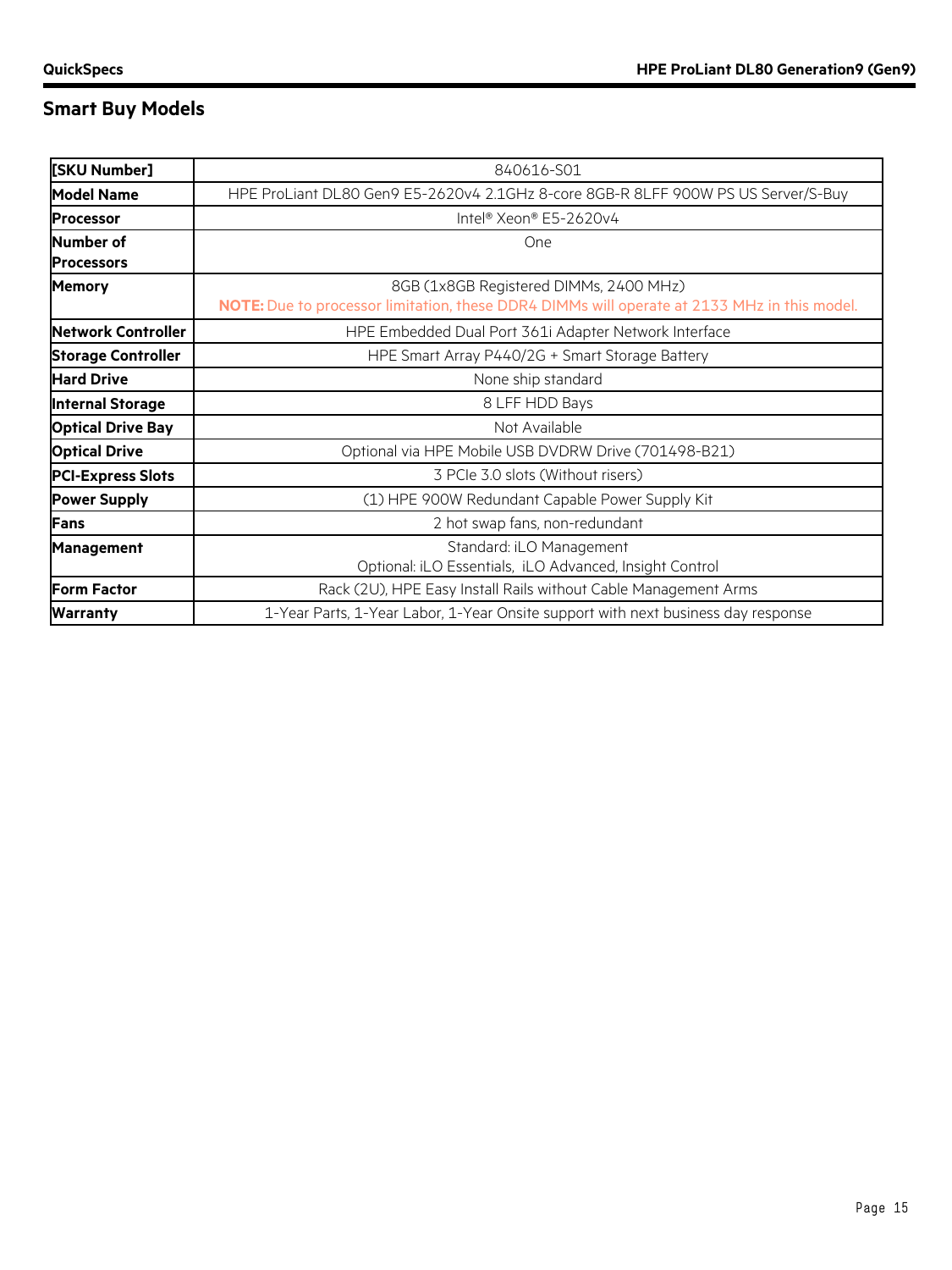## Smart Buy Models

| [SKU Number] | 840616-S01 |
|---|---|
| **Model Name** | HPE ProLiant DL80 Gen9 E5-2620v4 2.1GHz 8-core 8GB-R 8LFF 900W PS US Server/S-Buy |
| **Processor** | Intel® Xeon® E5-2620v4 |
| **Number of Processors** | One |
| **Memory** | 8GB (1x8GB Registered DIMMs, 2400 MHz)<br>**NOTE:** Due to processor limitation, these DDR4 DIMMs will operate at 2133 MHz in this model. |
| **Network Controller** | HPE Embedded Dual Port 361i Adapter Network Interface |
| **Storage Controller** | HPE Smart Array P440/2G + Smart Storage Battery |
| **Hard Drive** | None ship standard |
| **Internal Storage** | 8 LFF HDD Bays |
| **Optical Drive Bay** | Not Available |
| **Optical Drive** | Optional via HPE Mobile USB DVDRW Drive (701498-B21) |
| **PCI-Express Slots** | 3 PCIe 3.0 slots (Without risers) |
| **Power Supply** | (1) HPE 900W Redundant Capable Power Supply Kit |
| **Fans** | 2 hot swap fans, non-redundant |
| **Management** | Standard: iLO Management<br>Optional: iLO Essentials, iLO Advanced, Insight Control |
| **Form Factor** | Rack (2U), HPE Easy Install Rails without Cable Management Arms |
| **Warranty** | 1-Year Parts, 1-Year Labor, 1-Year Onsite support with next business day response |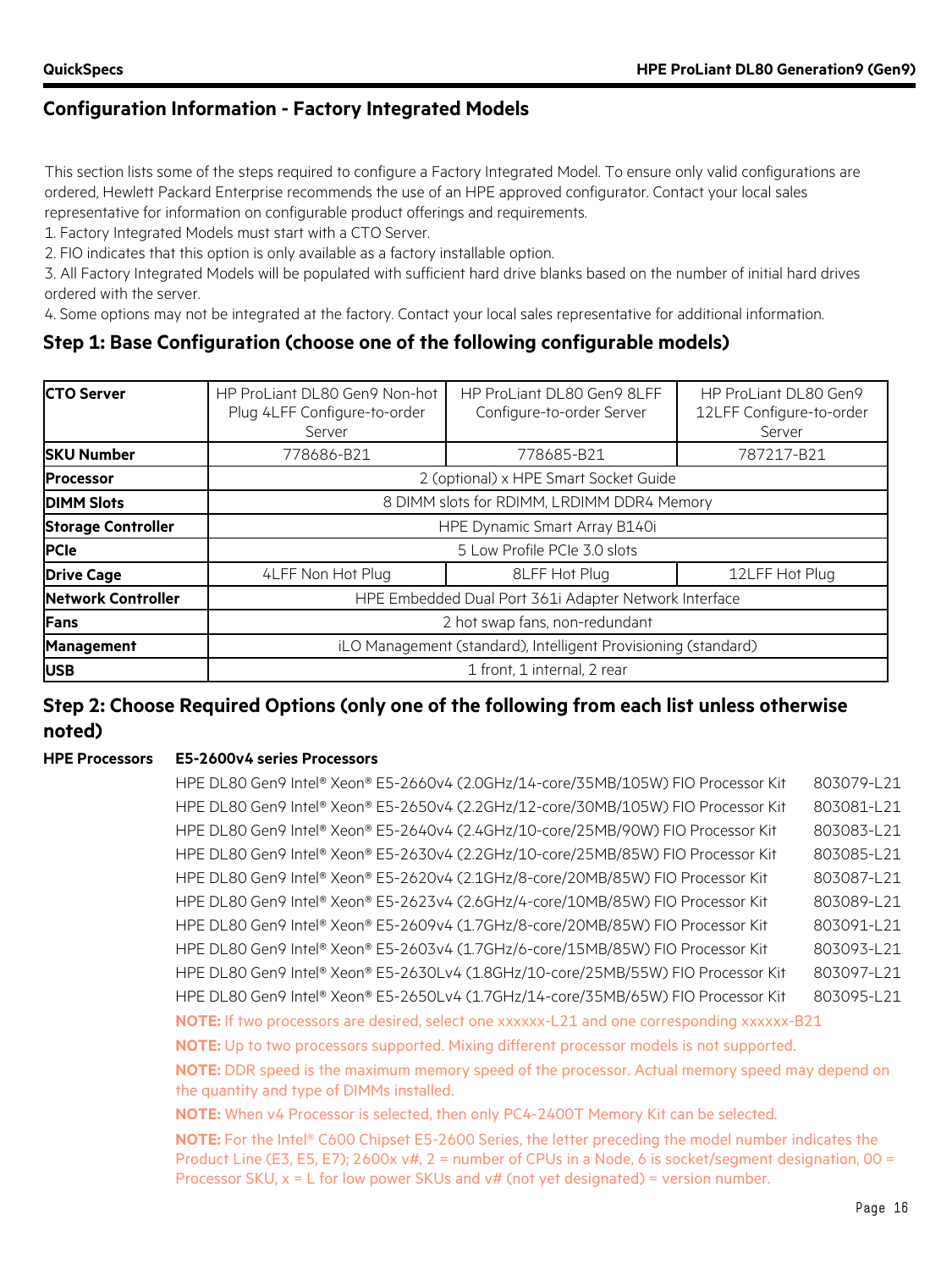## Configuration Information - Factory Integrated Models

This section lists some of the steps required to configure a Factory Integrated Model. To ensure only valid configurations are ordered, Hewlett Packard Enterprise recommends the use of an HPE approved configurator. Contact your local sales representative for information on configurable product offerings and requirements.

1. Factory Integrated Models must start with a CTO Server.
2. FIO indicates that this option is only available as a factory installable option.
3. All Factory Integrated Models will be populated with sufficient hard drive blanks based on the number of initial hard drives ordered with the server.
4. Some options may not be integrated at the factory. Contact your local sales representative for additional information.

### Step 1: Base Configuration (choose one of the following configurable models)

| **CTO Server** | HP ProLiant DL80 Gen9 Non-hot Plug 4LFF Configure-to-order Server | HP ProLiant DL80 Gen9 8LFF Configure-to-order Server | HP ProLiant DL80 Gen9 12LFF Configure-to-order Server |
|---|---|---|---|
| **SKU Number** | 778686-B21 | 778685-B21 | 787217-B21 |
| **Processor** | 2 (optional) x HPE Smart Socket Guide | | |
| **DIMM Slots** | 8 DIMM slots for RDIMM, LRDIMM DDR4 Memory | | |
| **Storage Controller** | HPE Dynamic Smart Array B140i | | |
| **PCIe** | 5 Low Profile PCIe 3.0 slots | | |
| **Drive Cage** | 4LFF Non Hot Plug | 8LFF Hot Plug | 12LFF Hot Plug |
| **Network Controller** | HPE Embedded Dual Port 361i Adapter Network Interface | | |
| **Fans** | 2 hot swap fans, non-redundant | | |
| **Management** | iLO Management (standard), Intelligent Provisioning (standard) | | |
| **USB** | 1 front, 1 internal, 2 rear | | |

### Step 2: Choose Required Options (only one of the following from each list unless otherwise noted)

**HPE Processors** **E5-2600v4 series Processors**

| | |
|---|---|
| HPE DL80 Gen9 Intel® Xeon® E5-2660v4 (2.0GHz/14-core/35MB/105W) FIO Processor Kit | 803079-L21 |
| HPE DL80 Gen9 Intel® Xeon® E5-2650v4 (2.2GHz/12-core/30MB/105W) FIO Processor Kit | 803081-L21 |
| HPE DL80 Gen9 Intel® Xeon® E5-2640v4 (2.4GHz/10-core/25MB/90W) FIO Processor Kit | 803083-L21 |
| HPE DL80 Gen9 Intel® Xeon® E5-2630v4 (2.2GHz/10-core/25MB/85W) FIO Processor Kit | 803085-L21 |
| HPE DL80 Gen9 Intel® Xeon® E5-2620v4 (2.1GHz/8-core/20MB/85W) FIO Processor Kit | 803087-L21 |
| HPE DL80 Gen9 Intel® Xeon® E5-2623v4 (2.6GHz/4-core/10MB/85W) FIO Processor Kit | 803089-L21 |
| HPE DL80 Gen9 Intel® Xeon® E5-2609v4 (1.7GHz/8-core/20MB/85W) FIO Processor Kit | 803091-L21 |
| HPE DL80 Gen9 Intel® Xeon® E5-2603v4 (1.7GHz/6-core/15MB/85W) FIO Processor Kit | 803093-L21 |
| HPE DL80 Gen9 Intel® Xeon® E5-2630Lv4 (1.8GHz/10-core/25MB/55W) FIO Processor Kit | 803097-L21 |
| HPE DL80 Gen9 Intel® Xeon® E5-2650Lv4 (1.7GHz/14-core/35MB/65W) FIO Processor Kit | 803095-L21 |

**NOTE:** If two processors are desired, select one xxxxxx-L21 and one corresponding xxxxxx-B21

**NOTE:** Up to two processors supported. Mixing different processor models is not supported.

**NOTE:** DDR speed is the maximum memory speed of the processor. Actual memory speed may depend on the quantity and type of DIMMs installed.

**NOTE:** When v4 Processor is selected, then only PC4-2400T Memory Kit can be selected.

**NOTE:** For the Intel® C600 Chipset E5-2600 Series, the letter preceding the model number indicates the Product Line (E3, E5, E7); 2600x v#, 2 = number of CPUs in a Node, 6 is socket/segment designation, 00 = Processor SKU, x = L for low power SKUs and v# (not yet designated) = version number.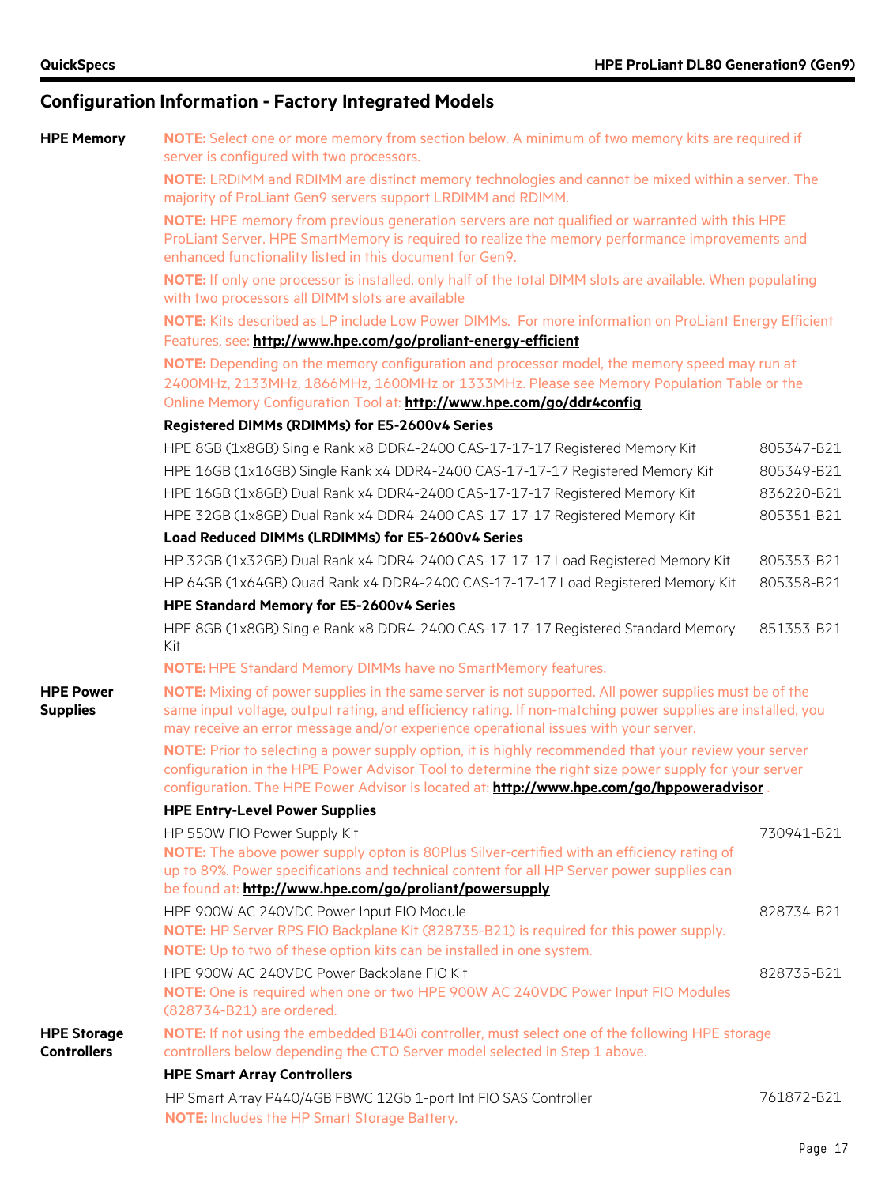## Configuration Information - Factory Integrated Models

### HPE Memory

**NOTE:** Select one or more memory from section below. A minimum of two memory kits are required if server is configured with two processors.

**NOTE:** LRDIMM and RDIMM are distinct memory technologies and cannot be mixed within a server. The majority of ProLiant Gen9 servers support LRDIMM and RDIMM.

**NOTE:** HPE memory from previous generation servers are not qualified or warranted with this HPE ProLiant Server. HPE SmartMemory is required to realize the memory performance improvements and enhanced functionality listed in this document for Gen9.

**NOTE:** If only one processor is installed, only half of the total DIMM slots are available. When populating with two processors all DIMM slots are available

**NOTE:** Kits described as LP include Low Power DIMMs. For more information on ProLiant Energy Efficient Features, see: **http://www.hpe.com/go/proliant-energy-efficient**

**NOTE:** Depending on the memory configuration and processor model, the memory speed may run at 2400MHz, 2133MHz, 1866MHz, 1600MHz or 1333MHz. Please see Memory Population Table or the Online Memory Configuration Tool at: **http://www.hpe.com/go/ddr4config**

**Registered DIMMs (RDIMMs) for E5-2600v4 Series**

| | |
|---|---|
| HPE 8GB (1x8GB) Single Rank x8 DDR4-2400 CAS-17-17-17 Registered Memory Kit | 805347-B21 |
| HPE 16GB (1x16GB) Single Rank x4 DDR4-2400 CAS-17-17-17 Registered Memory Kit | 805349-B21 |
| HPE 16GB (1x8GB) Dual Rank x4 DDR4-2400 CAS-17-17-17 Registered Memory Kit | 836220-B21 |
| HPE 32GB (1x8GB) Dual Rank x4 DDR4-2400 CAS-17-17-17 Registered Memory Kit | 805351-B21 |

**Load Reduced DIMMs (LRDIMMs) for E5-2600v4 Series**

| | |
|---|---|
| HP 32GB (1x32GB) Dual Rank x4 DDR4-2400 CAS-17-17-17 Load Registered Memory Kit | 805353-B21 |
| HP 64GB (1x64GB) Quad Rank x4 DDR4-2400 CAS-17-17-17 Load Registered Memory Kit | 805358-B21 |

**HPE Standard Memory for E5-2600v4 Series**

| | |
|---|---|
| HPE 8GB (1x8GB) Single Rank x8 DDR4-2400 CAS-17-17-17 Registered Standard Memory Kit | 851353-B21 |

**NOTE:** HPE Standard Memory DIMMs have no SmartMemory features.

### HPE Power Supplies

**NOTE:** Mixing of power supplies in the same server is not supported. All power supplies must be of the same input voltage, output rating, and efficiency rating. If non-matching power supplies are installed, you may receive an error message and/or experience operational issues with your server.

**NOTE:** Prior to selecting a power supply option, it is highly recommended that your review your server configuration in the HPE Power Advisor Tool to determine the right size power supply for your server configuration. The HPE Power Advisor is located at: **http://www.hpe.com/go/hppoweradvisor** .

**HPE Entry-Level Power Supplies**

HP 550W FIO Power Supply Kit — 730941-B21

**NOTE:** The above power supply opton is 80Plus Silver-certified with an efficiency rating of up to 89%. Power specifications and technical content for all HP Server power supplies can be found at: **http://www.hpe.com/go/proliant/powersupply**

HPE 900W AC 240VDC Power Input FIO Module — 828734-B21

**NOTE:** HP Server RPS FIO Backplane Kit (828735-B21) is required for this power supply.

**NOTE:** Up to two of these option kits can be installed in one system.

HPE 900W AC 240VDC Power Backplane FIO Kit — 828735-B21

**NOTE:** One is required when one or two HPE 900W AC 240VDC Power Input FIO Modules (828734-B21) are ordered.

### HPE Storage Controllers

**NOTE:** If not using the embedded B140i controller, must select one of the following HPE storage controllers below depending the CTO Server model selected in Step 1 above.

**HPE Smart Array Controllers**

HP Smart Array P440/4GB FBWC 12Gb 1-port Int FIO SAS Controller — 761872-B21

**NOTE:** Includes the HP Smart Storage Battery.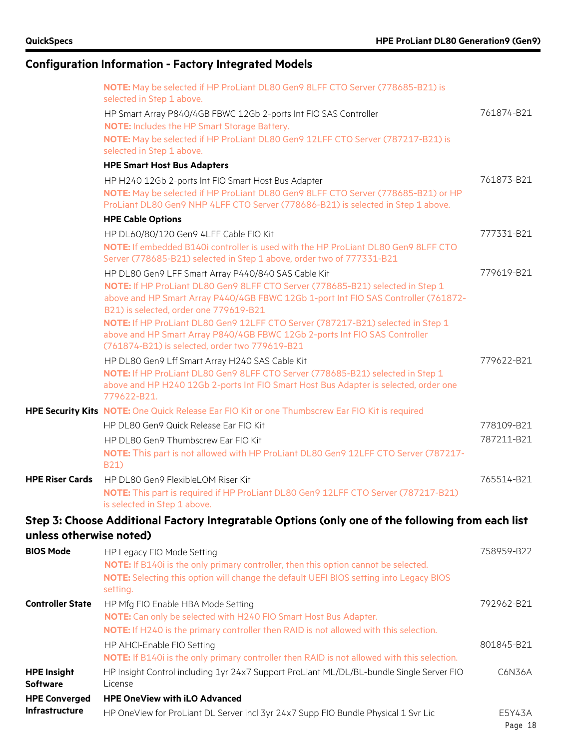## Configuration Information - Factory Integrated Models

| | | |
|---|---|---|
| | **NOTE:** May be selected if HP ProLiant DL80 Gen9 8LFF CTO Server (778685-B21) is selected in Step 1 above. | |
| | HP Smart Array P840/4GB FBWC 12Gb 2-ports Int FIO SAS Controller<br>**NOTE:** Includes the HP Smart Storage Battery.<br>**NOTE:** May be selected if HP ProLiant DL80 Gen9 12LFF CTO Server (787217-B21) is selected in Step 1 above. | 761874-B21 |
| | **HPE Smart Host Bus Adapters** | |
| | HP H240 12Gb 2-ports Int FIO Smart Host Bus Adapter<br>**NOTE:** May be selected if HP ProLiant DL80 Gen9 8LFF CTO Server (778685-B21) or HP ProLiant DL80 Gen9 NHP 4LFF CTO Server (778686-B21) is selected in Step 1 above. | 761873-B21 |
| | **HPE Cable Options** | |
| | HP DL60/80/120 Gen9 4LFF Cable FIO Kit<br>**NOTE:** If embedded B140i controller is used with the HP ProLiant DL80 Gen9 8LFF CTO Server (778685-B21) selected in Step 1 above, order two of 777331-B21 | 777331-B21 |
| | HP DL80 Gen9 LFF Smart Array P440/840 SAS Cable Kit<br>**NOTE:** If HP ProLiant DL80 Gen9 8LFF CTO Server (778685-B21) selected in Step 1 above and HP Smart Array P440/4GB FBWC 12Gb 1-port Int FIO SAS Controller (761872-B21) is selected, order one 779619-B21<br>**NOTE:** If HP ProLiant DL80 Gen9 12LFF CTO Server (787217-B21) selected in Step 1 above and HP Smart Array P840/4GB FBWC 12Gb 2-ports Int FIO SAS Controller (761874-B21) is selected, order two 779619-B21 | 779619-B21 |
| | HP DL80 Gen9 Lff Smart Array H240 SAS Cable Kit<br>**NOTE:** If HP ProLiant DL80 Gen9 8LFF CTO Server (778685-B21) selected in Step 1 above and HP H240 12Gb 2-ports Int FIO Smart Host Bus Adapter is selected, order one 779622-B21. | 779622-B21 |
| **HPE Security Kits** | **NOTE:** One Quick Release Ear FIO Kit or one Thumbscrew Ear FIO Kit is required | |
| | HP DL80 Gen9 Quick Release Ear FIO Kit | 778109-B21 |
| | HP DL80 Gen9 Thumbscrew Ear FIO Kit<br>**NOTE:** This part is not allowed with HP ProLiant DL80 Gen9 12LFF CTO Server (787217-B21) | 787211-B21 |
| **HPE Riser Cards** | HP DL80 Gen9 FlexibleLOM Riser Kit<br>**NOTE:** This part is required if HP ProLiant DL80 Gen9 12LFF CTO Server (787217-B21) is selected in Step 1 above. | 765514-B21 |

### Step 3: Choose Additional Factory Integratable Options (only one of the following from each list unless otherwise noted)

| | | |
|---|---|---|
| **BIOS Mode** | HP Legacy FIO Mode Setting<br>**NOTE:** If B140i is the only primary controller, then this option cannot be selected.<br>**NOTE:** Selecting this option will change the default UEFI BIOS setting into Legacy BIOS setting. | 758959-B22 |
| **Controller State** | HP Mfg FIO Enable HBA Mode Setting<br>**NOTE:** Can only be selected with H240 FIO Smart Host Bus Adapter.<br>**NOTE:** If H240 is the primary controller then RAID is not allowed with this selection. | 792962-B21 |
| | HP AHCI-Enable FIO Setting<br>**NOTE:** If B140i is the only primary controller then RAID is not allowed with this selection. | 801845-B21 |
| **HPE Insight Software** | HP Insight Control including 1yr 24x7 Support ProLiant ML/DL/BL-bundle Single Server FIO License | C6N36A |
| **HPE Converged Infrastructure** | **HPE OneView with iLO Advanced** | |
| | HP OneView for ProLiant DL Server incl 3yr 24x7 Supp FIO Bundle Physical 1 Svr Lic | E5Y43A |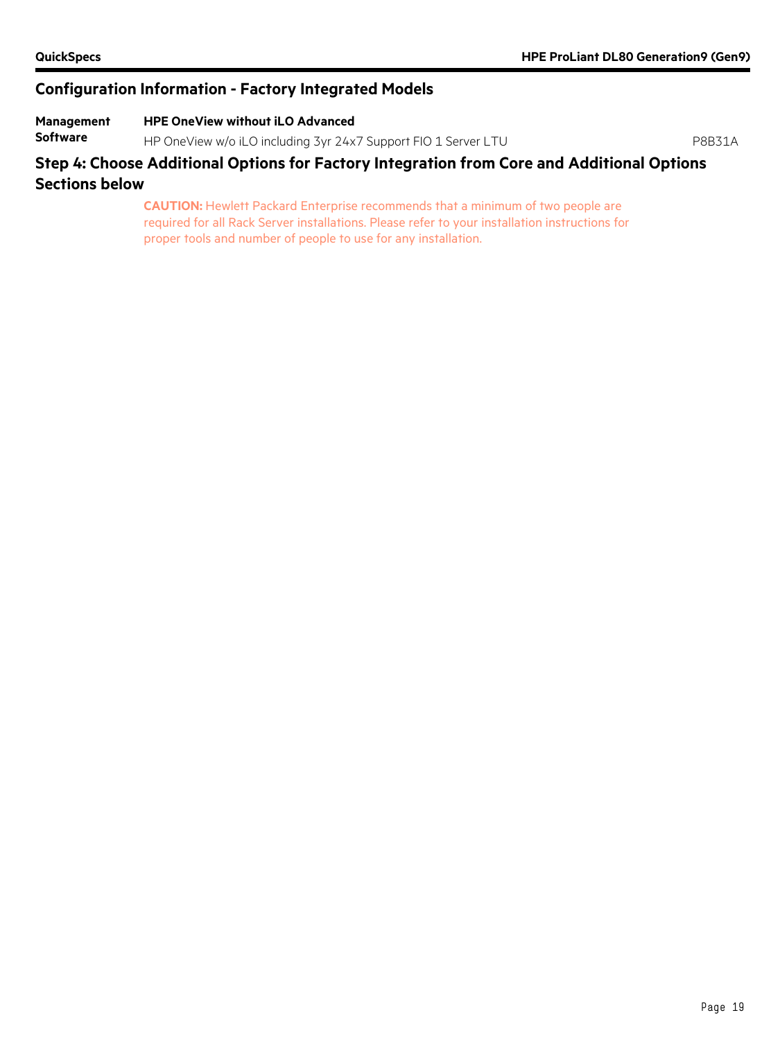## Configuration Information - Factory Integrated Models

| | | |
|---|---|---|
| **Management Software** | **HPE OneView without iLO Advanced** | |
| | HP OneView w/o iLO including 3yr 24x7 Support FIO 1 Server LTU | P8B31A |

## Step 4: Choose Additional Options for Factory Integration from Core and Additional Options Sections below

**CAUTION:** Hewlett Packard Enterprise recommends that a minimum of two people are required for all Rack Server installations. Please refer to your installation instructions for proper tools and number of people to use for any installation.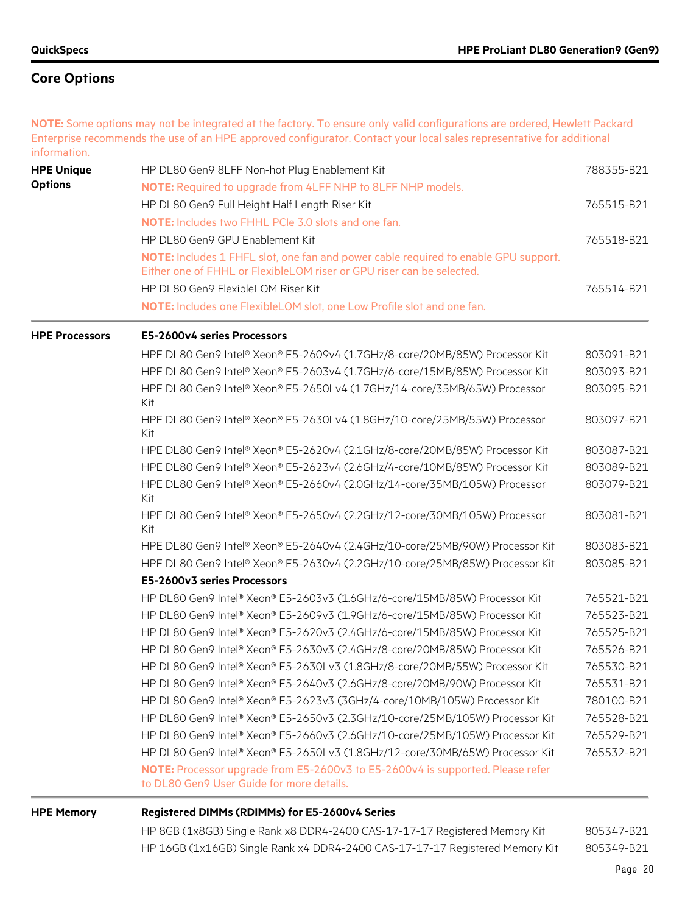## Core Options

**NOTE:** Some options may not be integrated at the factory. To ensure only valid configurations are ordered, Hewlett Packard Enterprise recommends the use of an HPE approved configurator. Contact your local sales representative for additional information.

| | | |
|---|---|---|
| **HPE Unique Options** | HP DL80 Gen9 8LFF Non-hot Plug Enablement Kit | 788355-B21 |
| | **NOTE:** Required to upgrade from 4LFF NHP to 8LFF NHP models. | |
| | HP DL80 Gen9 Full Height Half Length Riser Kit | 765515-B21 |
| | **NOTE:** Includes two FHHL PCIe 3.0 slots and one fan. | |
| | HP DL80 Gen9 GPU Enablement Kit | 765518-B21 |
| | **NOTE:** Includes 1 FHFL slot, one fan and power cable required to enable GPU support. Either one of FHHL or FlexibleLOM riser or GPU riser can be selected. | |
| | HP DL80 Gen9 FlexibleLOM Riser Kit | 765514-B21 |
| | **NOTE:** Includes one FlexibleLOM slot, one Low Profile slot and one fan. | |
| **HPE Processors** | **E5-2600v4 series Processors** | |
| | HPE DL80 Gen9 Intel® Xeon® E5-2609v4 (1.7GHz/8-core/20MB/85W) Processor Kit | 803091-B21 |
| | HPE DL80 Gen9 Intel® Xeon® E5-2603v4 (1.7GHz/6-core/15MB/85W) Processor Kit | 803093-B21 |
| | HPE DL80 Gen9 Intel® Xeon® E5-2650Lv4 (1.7GHz/14-core/35MB/65W) Processor Kit | 803095-B21 |
| | HPE DL80 Gen9 Intel® Xeon® E5-2630Lv4 (1.8GHz/10-core/25MB/55W) Processor Kit | 803097-B21 |
| | HPE DL80 Gen9 Intel® Xeon® E5-2620v4 (2.1GHz/8-core/20MB/85W) Processor Kit | 803087-B21 |
| | HPE DL80 Gen9 Intel® Xeon® E5-2623v4 (2.6GHz/4-core/10MB/85W) Processor Kit | 803089-B21 |
| | HPE DL80 Gen9 Intel® Xeon® E5-2660v4 (2.0GHz/14-core/35MB/105W) Processor Kit | 803079-B21 |
| | HPE DL80 Gen9 Intel® Xeon® E5-2650v4 (2.2GHz/12-core/30MB/105W) Processor Kit | 803081-B21 |
| | HPE DL80 Gen9 Intel® Xeon® E5-2640v4 (2.4GHz/10-core/25MB/90W) Processor Kit | 803083-B21 |
| | HPE DL80 Gen9 Intel® Xeon® E5-2630v4 (2.2GHz/10-core/25MB/85W) Processor Kit | 803085-B21 |
| | **E5-2600v3 series Processors** | |
| | HP DL80 Gen9 Intel® Xeon® E5-2603v3 (1.6GHz/6-core/15MB/85W) Processor Kit | 765521-B21 |
| | HP DL80 Gen9 Intel® Xeon® E5-2609v3 (1.9GHz/6-core/15MB/85W) Processor Kit | 765523-B21 |
| | HP DL80 Gen9 Intel® Xeon® E5-2620v3 (2.4GHz/6-core/15MB/85W) Processor Kit | 765525-B21 |
| | HP DL80 Gen9 Intel® Xeon® E5-2630v3 (2.4GHz/8-core/20MB/85W) Processor Kit | 765526-B21 |
| | HP DL80 Gen9 Intel® Xeon® E5-2630Lv3 (1.8GHz/8-core/20MB/55W) Processor Kit | 765530-B21 |
| | HP DL80 Gen9 Intel® Xeon® E5-2640v3 (2.6GHz/8-core/20MB/90W) Processor Kit | 765531-B21 |
| | HP DL80 Gen9 Intel® Xeon® E5-2623v3 (3GHz/4-core/10MB/105W) Processor Kit | 780100-B21 |
| | HP DL80 Gen9 Intel® Xeon® E5-2650v3 (2.3GHz/10-core/25MB/105W) Processor Kit | 765528-B21 |
| | HP DL80 Gen9 Intel® Xeon® E5-2660v3 (2.6GHz/10-core/25MB/105W) Processor Kit | 765529-B21 |
| | HP DL80 Gen9 Intel® Xeon® E5-2650Lv3 (1.8GHz/12-core/30MB/65W) Processor Kit | 765532-B21 |
| | **NOTE:** Processor upgrade from E5-2600v3 to E5-2600v4 is supported. Please refer to DL80 Gen9 User Guide for more details. | |
| **HPE Memory** | **Registered DIMMs (RDIMMs) for E5-2600v4 Series** | |
| | HP 8GB (1x8GB) Single Rank x8 DDR4-2400 CAS-17-17-17 Registered Memory Kit | 805347-B21 |
| | HP 16GB (1x16GB) Single Rank x4 DDR4-2400 CAS-17-17-17 Registered Memory Kit | 805349-B21 |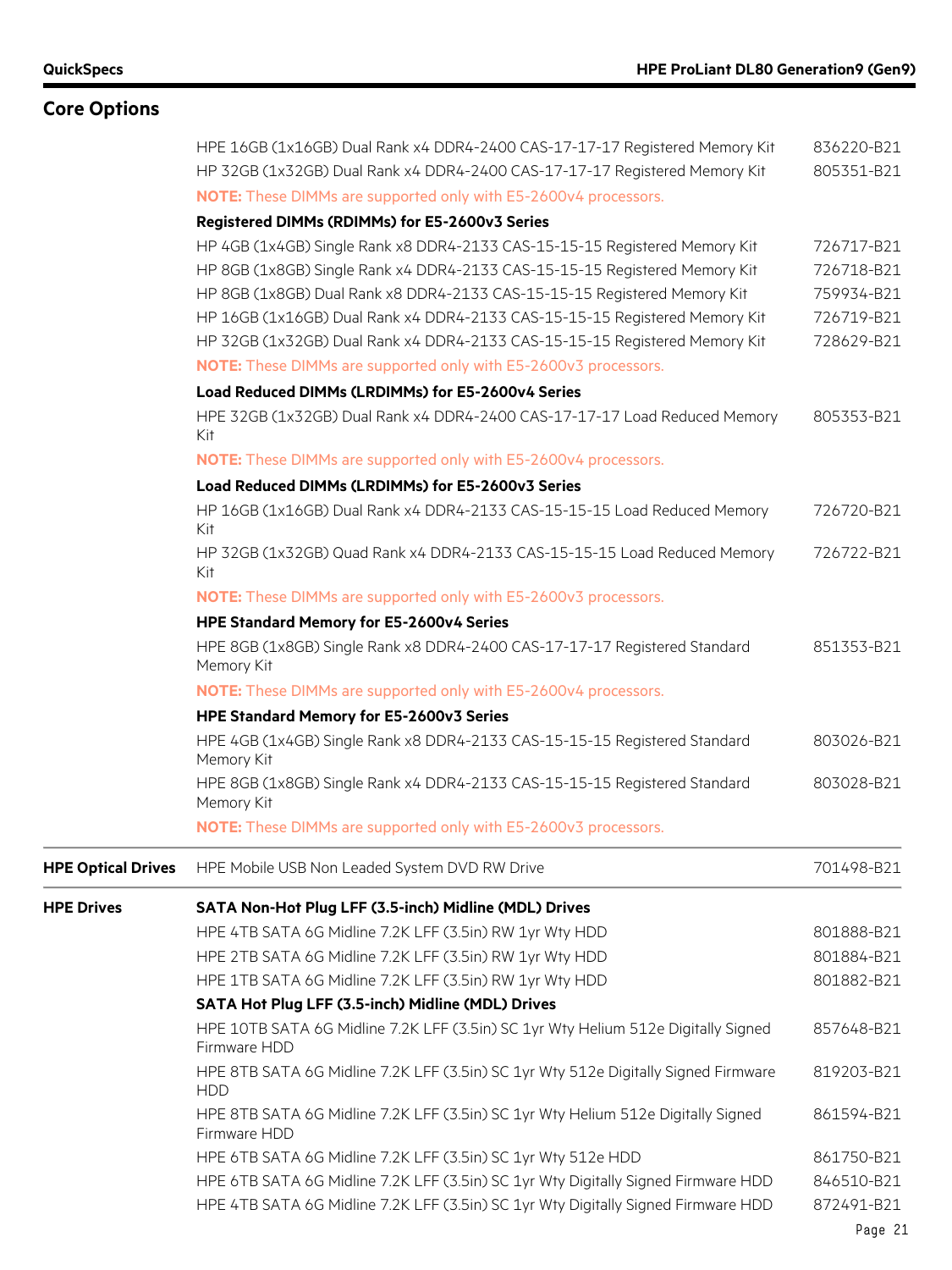## Core Options

| | | |
|---|---|---|
| | HPE 16GB (1x16GB) Dual Rank x4 DDR4-2400 CAS-17-17-17 Registered Memory Kit | 836220-B21 |
| | HP 32GB (1x32GB) Dual Rank x4 DDR4-2400 CAS-17-17-17 Registered Memory Kit | 805351-B21 |
| | **NOTE:** These DIMMs are supported only with E5-2600v4 processors. | |
| | **Registered DIMMs (RDIMMs) for E5-2600v3 Series** | |
| | HP 4GB (1x4GB) Single Rank x8 DDR4-2133 CAS-15-15-15 Registered Memory Kit | 726717-B21 |
| | HP 8GB (1x8GB) Single Rank x4 DDR4-2133 CAS-15-15-15 Registered Memory Kit | 726718-B21 |
| | HP 8GB (1x8GB) Dual Rank x8 DDR4-2133 CAS-15-15-15 Registered Memory Kit | 759934-B21 |
| | HP 16GB (1x16GB) Dual Rank x4 DDR4-2133 CAS-15-15-15 Registered Memory Kit | 726719-B21 |
| | HP 32GB (1x32GB) Dual Rank x4 DDR4-2133 CAS-15-15-15 Registered Memory Kit | 728629-B21 |
| | **NOTE:** These DIMMs are supported only with E5-2600v3 processors. | |
| | **Load Reduced DIMMs (LRDIMMs) for E5-2600v4 Series** | |
| | HPE 32GB (1x32GB) Dual Rank x4 DDR4-2400 CAS-17-17-17 Load Reduced Memory Kit | 805353-B21 |
| | **NOTE:** These DIMMs are supported only with E5-2600v4 processors. | |
| | **Load Reduced DIMMs (LRDIMMs) for E5-2600v3 Series** | |
| | HP 16GB (1x16GB) Dual Rank x4 DDR4-2133 CAS-15-15-15 Load Reduced Memory Kit | 726720-B21 |
| | HP 32GB (1x32GB) Quad Rank x4 DDR4-2133 CAS-15-15-15 Load Reduced Memory Kit | 726722-B21 |
| | **NOTE:** These DIMMs are supported only with E5-2600v3 processors. | |
| | **HPE Standard Memory for E5-2600v4 Series** | |
| | HPE 8GB (1x8GB) Single Rank x8 DDR4-2400 CAS-17-17-17 Registered Standard Memory Kit | 851353-B21 |
| | **NOTE:** These DIMMs are supported only with E5-2600v4 processors. | |
| | **HPE Standard Memory for E5-2600v3 Series** | |
| | HPE 4GB (1x4GB) Single Rank x8 DDR4-2133 CAS-15-15-15 Registered Standard Memory Kit | 803026-B21 |
| | HPE 8GB (1x8GB) Single Rank x4 DDR4-2133 CAS-15-15-15 Registered Standard Memory Kit | 803028-B21 |
| | **NOTE:** These DIMMs are supported only with E5-2600v3 processors. | |
| **HPE Optical Drives** | HPE Mobile USB Non Leaded System DVD RW Drive | 701498-B21 |
| **HPE Drives** | **SATA Non-Hot Plug LFF (3.5-inch) Midline (MDL) Drives** | |
| | HPE 4TB SATA 6G Midline 7.2K LFF (3.5in) RW 1yr Wty HDD | 801888-B21 |
| | HPE 2TB SATA 6G Midline 7.2K LFF (3.5in) RW 1yr Wty HDD | 801884-B21 |
| | HPE 1TB SATA 6G Midline 7.2K LFF (3.5in) RW 1yr Wty HDD | 801882-B21 |
| | **SATA Hot Plug LFF (3.5-inch) Midline (MDL) Drives** | |
| | HPE 10TB SATA 6G Midline 7.2K LFF (3.5in) SC 1yr Wty Helium 512e Digitally Signed Firmware HDD | 857648-B21 |
| | HPE 8TB SATA 6G Midline 7.2K LFF (3.5in) SC 1yr Wty 512e Digitally Signed Firmware HDD | 819203-B21 |
| | HPE 8TB SATA 6G Midline 7.2K LFF (3.5in) SC 1yr Wty Helium 512e Digitally Signed Firmware HDD | 861594-B21 |
| | HPE 6TB SATA 6G Midline 7.2K LFF (3.5in) SC 1yr Wty 512e HDD | 861750-B21 |
| | HPE 6TB SATA 6G Midline 7.2K LFF (3.5in) SC 1yr Wty Digitally Signed Firmware HDD | 846510-B21 |
| | HPE 4TB SATA 6G Midline 7.2K LFF (3.5in) SC 1yr Wty Digitally Signed Firmware HDD | 872491-B21 |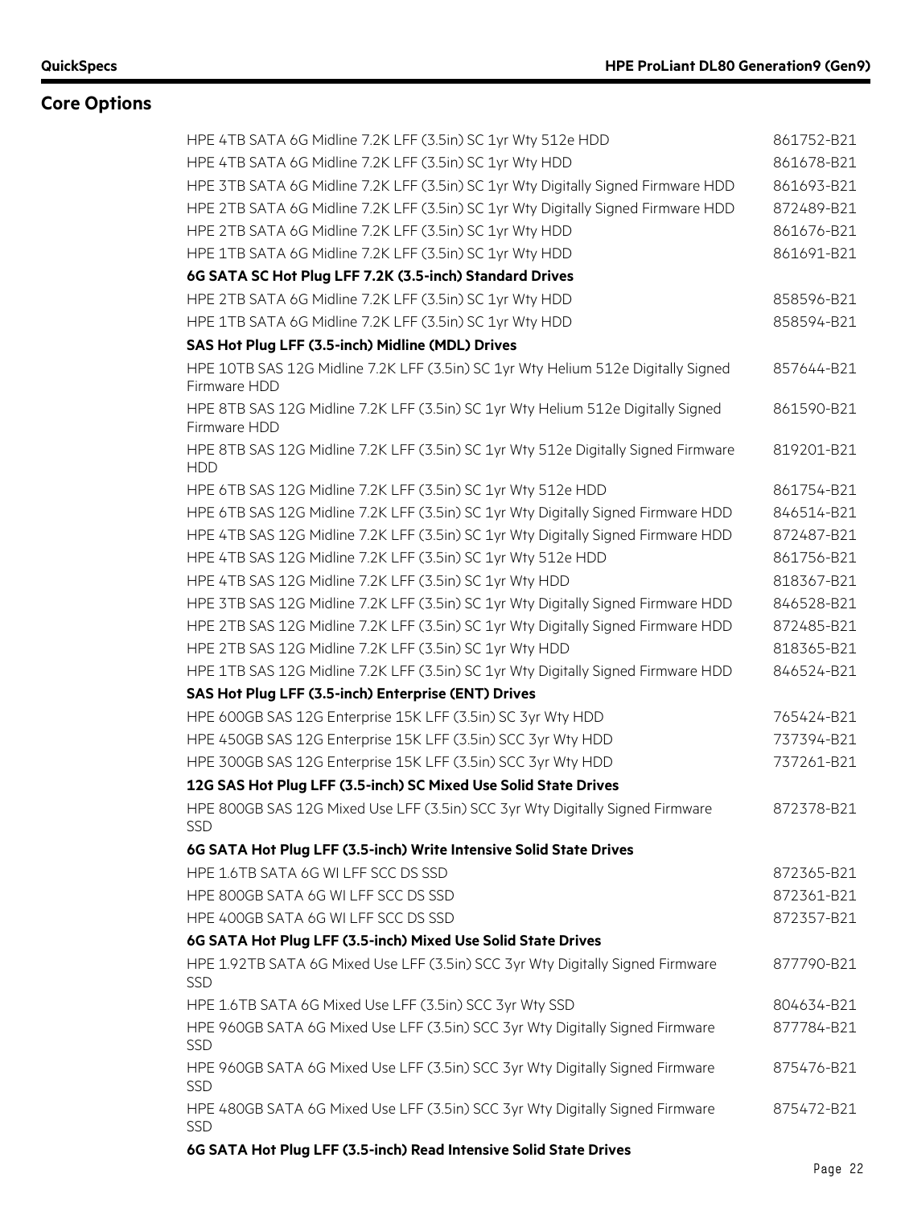## Core Options

| | |
|---|---|
| HPE 4TB SATA 6G Midline 7.2K LFF (3.5in) SC 1yr Wty 512e HDD | 861752-B21 |
| HPE 4TB SATA 6G Midline 7.2K LFF (3.5in) SC 1yr Wty HDD | 861678-B21 |
| HPE 3TB SATA 6G Midline 7.2K LFF (3.5in) SC 1yr Wty Digitally Signed Firmware HDD | 861693-B21 |
| HPE 2TB SATA 6G Midline 7.2K LFF (3.5in) SC 1yr Wty Digitally Signed Firmware HDD | 872489-B21 |
| HPE 2TB SATA 6G Midline 7.2K LFF (3.5in) SC 1yr Wty HDD | 861676-B21 |
| HPE 1TB SATA 6G Midline 7.2K LFF (3.5in) SC 1yr Wty HDD | 861691-B21 |
| **6G SATA SC Hot Plug LFF 7.2K (3.5-inch) Standard Drives** | |
| HPE 2TB SATA 6G Midline 7.2K LFF (3.5in) SC 1yr Wty HDD | 858596-B21 |
| HPE 1TB SATA 6G Midline 7.2K LFF (3.5in) SC 1yr Wty HDD | 858594-B21 |
| **SAS Hot Plug LFF (3.5-inch) Midline (MDL) Drives** | |
| HPE 10TB SAS 12G Midline 7.2K LFF (3.5in) SC 1yr Wty Helium 512e Digitally Signed Firmware HDD | 857644-B21 |
| HPE 8TB SAS 12G Midline 7.2K LFF (3.5in) SC 1yr Wty Helium 512e Digitally Signed Firmware HDD | 861590-B21 |
| HPE 8TB SAS 12G Midline 7.2K LFF (3.5in) SC 1yr Wty 512e Digitally Signed Firmware HDD | 819201-B21 |
| HPE 6TB SAS 12G Midline 7.2K LFF (3.5in) SC 1yr Wty 512e HDD | 861754-B21 |
| HPE 6TB SAS 12G Midline 7.2K LFF (3.5in) SC 1yr Wty Digitally Signed Firmware HDD | 846514-B21 |
| HPE 4TB SAS 12G Midline 7.2K LFF (3.5in) SC 1yr Wty Digitally Signed Firmware HDD | 872487-B21 |
| HPE 4TB SAS 12G Midline 7.2K LFF (3.5in) SC 1yr Wty 512e HDD | 861756-B21 |
| HPE 4TB SAS 12G Midline 7.2K LFF (3.5in) SC 1yr Wty HDD | 818367-B21 |
| HPE 3TB SAS 12G Midline 7.2K LFF (3.5in) SC 1yr Wty Digitally Signed Firmware HDD | 846528-B21 |
| HPE 2TB SAS 12G Midline 7.2K LFF (3.5in) SC 1yr Wty Digitally Signed Firmware HDD | 872485-B21 |
| HPE 2TB SAS 12G Midline 7.2K LFF (3.5in) SC 1yr Wty HDD | 818365-B21 |
| HPE 1TB SAS 12G Midline 7.2K LFF (3.5in) SC 1yr Wty Digitally Signed Firmware HDD | 846524-B21 |
| **SAS Hot Plug LFF (3.5-inch) Enterprise (ENT) Drives** | |
| HPE 600GB SAS 12G Enterprise 15K LFF (3.5in) SC 3yr Wty HDD | 765424-B21 |
| HPE 450GB SAS 12G Enterprise 15K LFF (3.5in) SCC 3yr Wty HDD | 737394-B21 |
| HPE 300GB SAS 12G Enterprise 15K LFF (3.5in) SCC 3yr Wty HDD | 737261-B21 |
| **12G SAS Hot Plug LFF (3.5-inch) SC Mixed Use Solid State Drives** | |
| HPE 800GB SAS 12G Mixed Use LFF (3.5in) SCC 3yr Wty Digitally Signed Firmware SSD | 872378-B21 |
| **6G SATA Hot Plug LFF (3.5-inch) Write Intensive Solid State Drives** | |
| HPE 1.6TB SATA 6G WI LFF SCC DS SSD | 872365-B21 |
| HPE 800GB SATA 6G WI LFF SCC DS SSD | 872361-B21 |
| HPE 400GB SATA 6G WI LFF SCC DS SSD | 872357-B21 |
| **6G SATA Hot Plug LFF (3.5-inch) Mixed Use Solid State Drives** | |
| HPE 1.92TB SATA 6G Mixed Use LFF (3.5in) SCC 3yr Wty Digitally Signed Firmware SSD | 877790-B21 |
| HPE 1.6TB SATA 6G Mixed Use LFF (3.5in) SCC 3yr Wty SSD | 804634-B21 |
| HPE 960GB SATA 6G Mixed Use LFF (3.5in) SCC 3yr Wty Digitally Signed Firmware SSD | 877784-B21 |
| HPE 960GB SATA 6G Mixed Use LFF (3.5in) SCC 3yr Wty Digitally Signed Firmware SSD | 875476-B21 |
| HPE 480GB SATA 6G Mixed Use LFF (3.5in) SCC 3yr Wty Digitally Signed Firmware SSD | 875472-B21 |
| **6G SATA Hot Plug LFF (3.5-inch) Read Intensive Solid State Drives** | |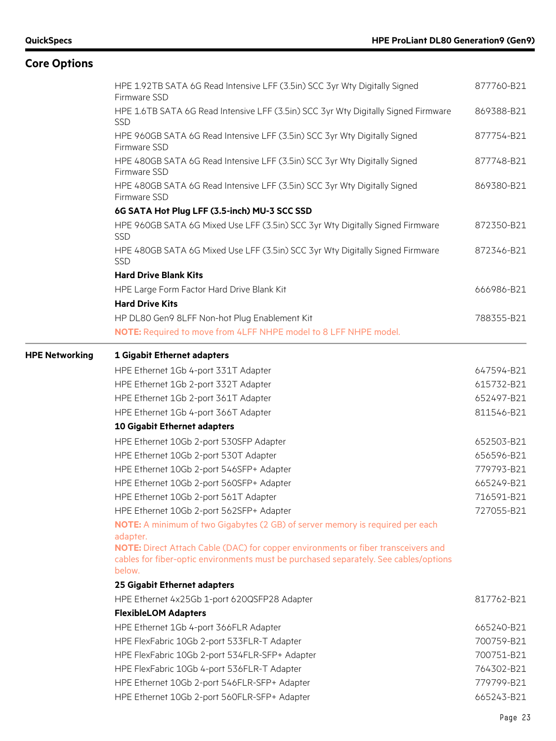## Core Options

| | | |
|---|---|---|
| | HPE 1.92TB SATA 6G Read Intensive LFF (3.5in) SCC 3yr Wty Digitally Signed Firmware SSD | 877760-B21 |
| | HPE 1.6TB SATA 6G Read Intensive LFF (3.5in) SCC 3yr Wty Digitally Signed Firmware SSD | 869388-B21 |
| | HPE 960GB SATA 6G Read Intensive LFF (3.5in) SCC 3yr Wty Digitally Signed Firmware SSD | 877754-B21 |
| | HPE 480GB SATA 6G Read Intensive LFF (3.5in) SCC 3yr Wty Digitally Signed Firmware SSD | 877748-B21 |
| | HPE 480GB SATA 6G Read Intensive LFF (3.5in) SCC 3yr Wty Digitally Signed Firmware SSD | 869380-B21 |
| | **6G SATA Hot Plug LFF (3.5-inch) MU-3 SCC SSD** | |
| | HPE 960GB SATA 6G Mixed Use LFF (3.5in) SCC 3yr Wty Digitally Signed Firmware SSD | 872350-B21 |
| | HPE 480GB SATA 6G Mixed Use LFF (3.5in) SCC 3yr Wty Digitally Signed Firmware SSD | 872346-B21 |
| | **Hard Drive Blank Kits** | |
| | HPE Large Form Factor Hard Drive Blank Kit | 666986-B21 |
| | **Hard Drive Kits** | |
| | HP DL80 Gen9 8LFF Non-hot Plug Enablement Kit | 788355-B21 |
| | **NOTE:** Required to move from 4LFF NHPE model to 8 LFF NHPE model. | |
| **HPE Networking** | **1 Gigabit Ethernet adapters** | |
| | HPE Ethernet 1Gb 4-port 331T Adapter | 647594-B21 |
| | HPE Ethernet 1Gb 2-port 332T Adapter | 615732-B21 |
| | HPE Ethernet 1Gb 2-port 361T Adapter | 652497-B21 |
| | HPE Ethernet 1Gb 4-port 366T Adapter | 811546-B21 |
| | **10 Gigabit Ethernet adapters** | |
| | HPE Ethernet 10Gb 2-port 530SFP Adapter | 652503-B21 |
| | HPE Ethernet 10Gb 2-port 530T Adapter | 656596-B21 |
| | HPE Ethernet 10Gb 2-port 546SFP+ Adapter | 779793-B21 |
| | HPE Ethernet 10Gb 2-port 560SFP+ Adapter | 665249-B21 |
| | HPE Ethernet 10Gb 2-port 561T Adapter | 716591-B21 |
| | HPE Ethernet 10Gb 2-port 562SFP+ Adapter | 727055-B21 |
| | **NOTE:** A minimum of two Gigabytes (2 GB) of server memory is required per each adapter. **NOTE:** Direct Attach Cable (DAC) for copper environments or fiber transceivers and cables for fiber-optic environments must be purchased separately. See cables/options below. | |
| | **25 Gigabit Ethernet adapters** | |
| | HPE Ethernet 4x25Gb 1-port 620QSFP28 Adapter | 817762-B21 |
| | **FlexibleLOM Adapters** | |
| | HPE Ethernet 1Gb 4-port 366FLR Adapter | 665240-B21 |
| | HPE FlexFabric 10Gb 2-port 533FLR-T Adapter | 700759-B21 |
| | HPE FlexFabric 10Gb 2-port 534FLR-SFP+ Adapter | 700751-B21 |
| | HPE FlexFabric 10Gb 4-port 536FLR-T Adapter | 764302-B21 |
| | HPE Ethernet 10Gb 2-port 546FLR-SFP+ Adapter | 779799-B21 |
| | HPE Ethernet 10Gb 2-port 560FLR-SFP+ Adapter | 665243-B21 |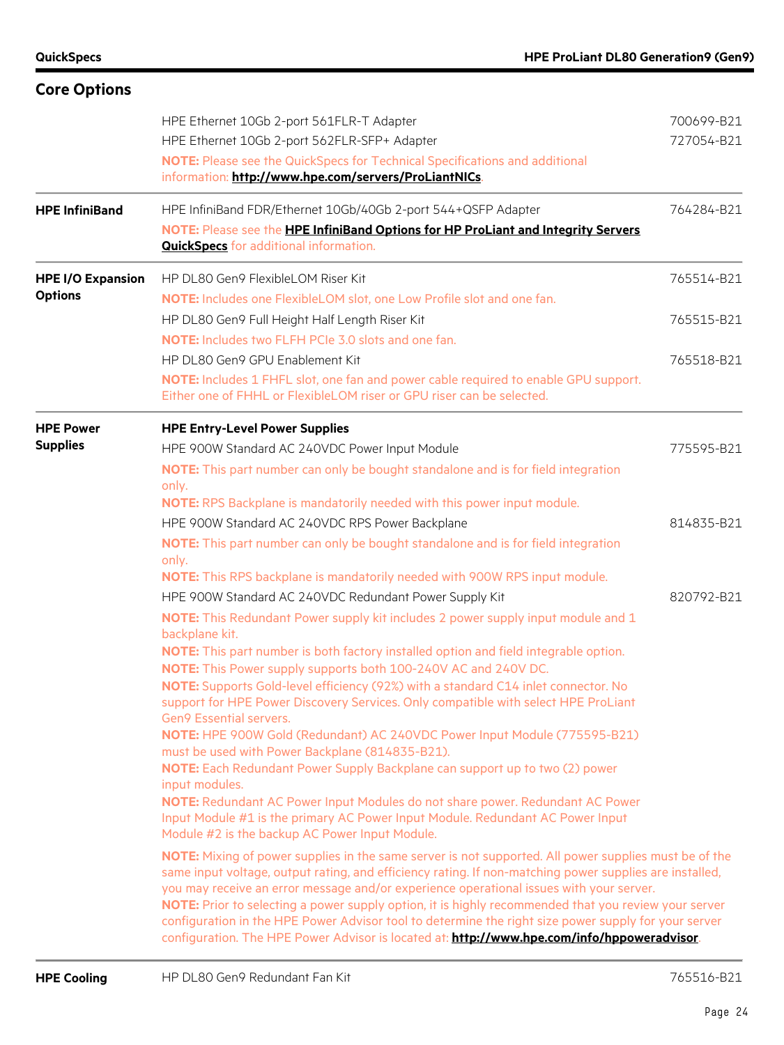## Core Options

| | | |
|---|---|---|
| | HPE Ethernet 10Gb 2-port 561FLR-T Adapter | 700699-B21 |
| | HPE Ethernet 10Gb 2-port 562FLR-SFP+ Adapter | 727054-B21 |
| | **NOTE:** Please see the QuickSpecs for Technical Specifications and additional information: **http://www.hpe.com/servers/ProLiantNICs**. | |
| **HPE InfiniBand** | HPE InfiniBand FDR/Ethernet 10Gb/40Gb 2-port 544+QSFP Adapter | 764284-B21 |
| | **NOTE:** Please see the **HPE InfiniBand Options for HP ProLiant and Integrity Servers QuickSpecs** for additional information. | |
| **HPE I/O Expansion Options** | HP DL80 Gen9 FlexibleLOM Riser Kit | 765514-B21 |
| | **NOTE:** Includes one FlexibleLOM slot, one Low Profile slot and one fan. | |
| | HP DL80 Gen9 Full Height Half Length Riser Kit | 765515-B21 |
| | **NOTE:** Includes two FLFH PCIe 3.0 slots and one fan. | |
| | HP DL80 Gen9 GPU Enablement Kit | 765518-B21 |
| | **NOTE:** Includes 1 FHFL slot, one fan and power cable required to enable GPU support. Either one of FHHL or FlexibleLOM riser or GPU riser can be selected. | |
| **HPE Power Supplies** | **HPE Entry-Level Power Supplies** | |
| | HPE 900W Standard AC 240VDC Power Input Module | 775595-B21 |
| | **NOTE:** This part number can only be bought standalone and is for field integration only.<br>**NOTE:** RPS Backplane is mandatorily needed with this power input module. | |
| | HPE 900W Standard AC 240VDC RPS Power Backplane | 814835-B21 |
| | **NOTE:** This part number can only be bought standalone and is for field integration only.<br>**NOTE:** This RPS backplane is mandatorily needed with 900W RPS input module. | |
| | HPE 900W Standard AC 240VDC Redundant Power Supply Kit | 820792-B21 |
| | **NOTE:** This Redundant Power supply kit includes 2 power supply input module and 1 backplane kit.<br>**NOTE:** This part number is both factory installed option and field integrable option.<br>**NOTE:** This Power supply supports both 100-240V AC and 240V DC.<br>**NOTE:** Supports Gold-level efficiency (92%) with a standard C14 inlet connector. No support for HPE Power Discovery Services. Only compatible with select HPE ProLiant Gen9 Essential servers.<br>**NOTE:** HPE 900W Gold (Redundant) AC 240VDC Power Input Module (775595-B21) must be used with Power Backplane (814835-B21).<br>**NOTE:** Each Redundant Power Supply Backplane can support up to two (2) power input modules.<br>**NOTE:** Redundant AC Power Input Modules do not share power. Redundant AC Power Input Module #1 is the primary AC Power Input Module. Redundant AC Power Input Module #2 is the backup AC Power Input Module. | |
| | **NOTE:** Mixing of power supplies in the same server is not supported. All power supplies must be of the same input voltage, output rating, and efficiency rating. If non-matching power supplies are installed, you may receive an error message and/or experience operational issues with your server.<br>**NOTE:** Prior to selecting a power supply option, it is highly recommended that you review your server configuration in the HPE Power Advisor tool to determine the right size power supply for your server configuration. The HPE Power Advisor is located at: **http://www.hpe.com/info/hppoweradvisor**. | |
| **HPE Cooling** | HP DL80 Gen9 Redundant Fan Kit | 765516-B21 |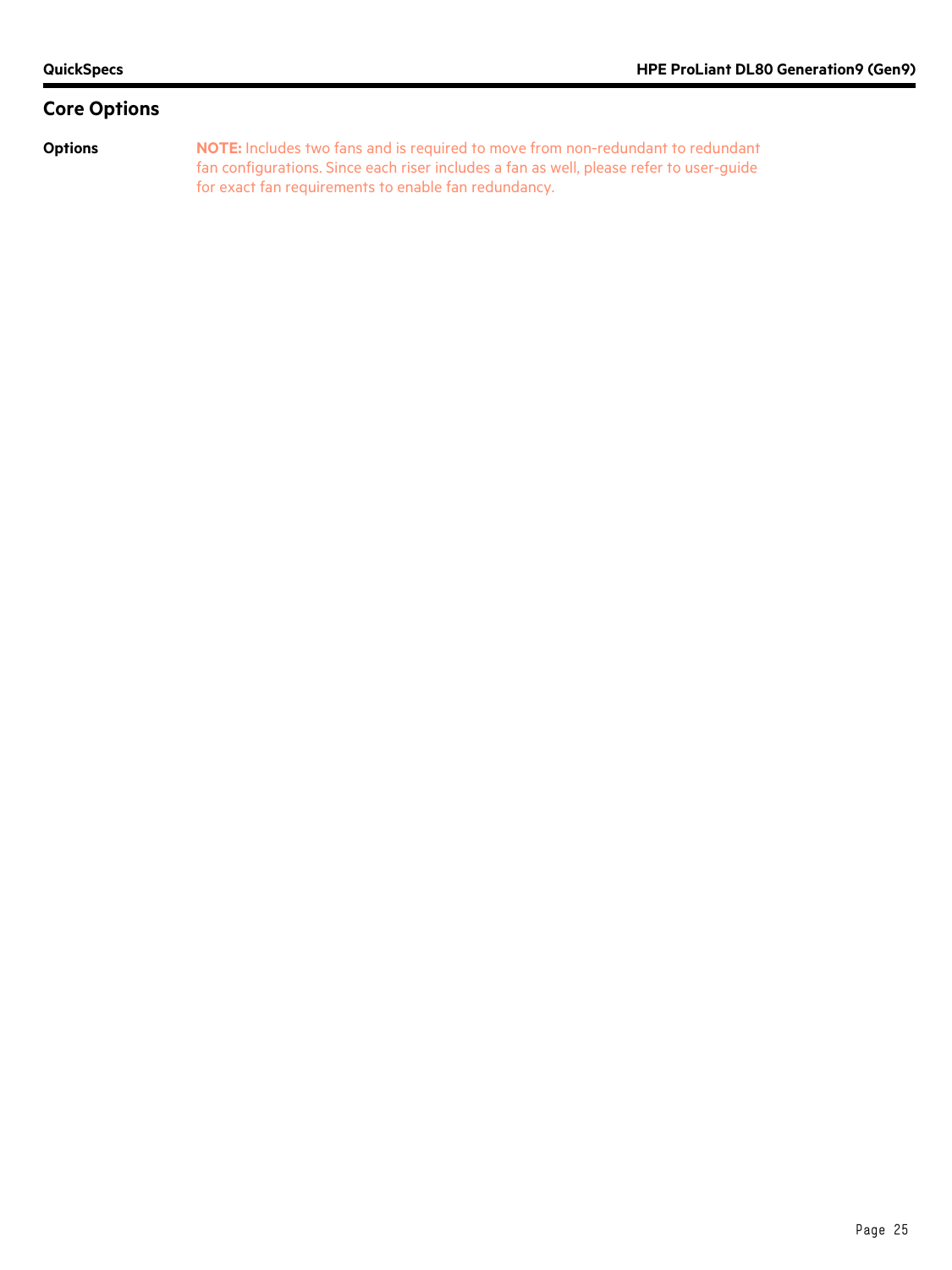## Core Options

**Options**

**NOTE:** Includes two fans and is required to move from non-redundant to redundant fan configurations. Since each riser includes a fan as well, please refer to user-guide for exact fan requirements to enable fan redundancy.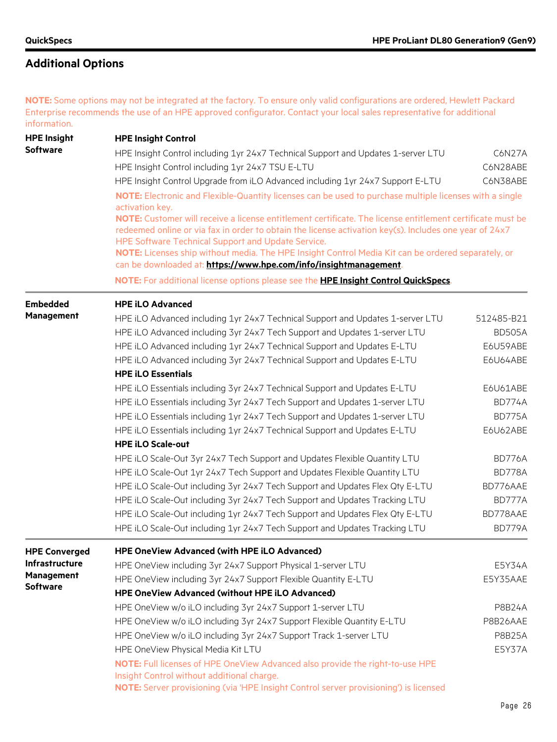## Additional Options

**NOTE:** Some options may not be integrated at the factory. To ensure only valid configurations are ordered, Hewlett Packard Enterprise recommends the use of an HPE approved configurator. Contact your local sales representative for additional information.

### HPE Insight Software

**HPE Insight Control**

| Description | Part Number |
|---|---|
| HPE Insight Control including 1yr 24x7 Technical Support and Updates 1-server LTU | C6N27A |
| HPE Insight Control including 1yr 24x7 TSU E-LTU | C6N28ABE |
| HPE Insight Control Upgrade from iLO Advanced including 1yr 24x7 Support E-LTU | C6N38ABE |

**NOTE:** Electronic and Flexible-Quantity licenses can be used to purchase multiple licenses with a single activation key.
**NOTE:** Customer will receive a license entitlement certificate. The license entitlement certificate must be redeemed online or via fax in order to obtain the license activation key(s). Includes one year of 24x7 HPE Software Technical Support and Update Service.
**NOTE:** Licenses ship without media. The HPE Insight Control Media Kit can be ordered separately, or can be downloaded at: **https://www.hpe.com/info/insightmanagement**.

**NOTE:** For additional license options please see the **HPE Insight Control QuickSpecs**.

### Embedded Management

**HPE iLO Advanced**

| Description | Part Number |
|---|---|
| HPE iLO Advanced including 1yr 24x7 Technical Support and Updates 1-server LTU | 512485-B21 |
| HPE iLO Advanced including 3yr 24x7 Tech Support and Updates 1-server LTU | BD505A |
| HPE iLO Advanced including 1yr 24x7 Technical Support and Updates E-LTU | E6U59ABE |
| HPE iLO Advanced including 3yr 24x7 Technical Support and Updates E-LTU | E6U64ABE |

**HPE iLO Essentials**

| Description | Part Number |
|---|---|
| HPE iLO Essentials including 3yr 24x7 Technical Support and Updates E-LTU | E6U61ABE |
| HPE iLO Essentials including 3yr 24x7 Tech Support and Updates 1-server LTU | BD774A |
| HPE iLO Essentials including 1yr 24x7 Tech Support and Updates 1-server LTU | BD775A |
| HPE iLO Essentials including 1yr 24x7 Technical Support and Updates E-LTU | E6U62ABE |

**HPE iLO Scale-out**

| Description | Part Number |
|---|---|
| HPE iLO Scale-Out 3yr 24x7 Tech Support and Updates Flexible Quantity LTU | BD776A |
| HPE iLO Scale-Out 1yr 24x7 Tech Support and Updates Flexible Quantity LTU | BD778A |
| HPE iLO Scale-Out including 3yr 24x7 Tech Support and Updates Flex Qty E-LTU | BD776AAE |
| HPE iLO Scale-Out including 3yr 24x7 Tech Support and Updates Tracking LTU | BD777A |
| HPE iLO Scale-Out including 1yr 24x7 Tech Support and Updates Flex Qty E-LTU | BD778AAE |
| HPE iLO Scale-Out including 1yr 24x7 Tech Support and Updates Tracking LTU | BD779A |

### HPE Converged Infrastructure Management Software

**HPE OneView Advanced (with HPE iLO Advanced)**

| Description | Part Number |
|---|---|
| HPE OneView including 3yr 24x7 Support Physical 1-server LTU | E5Y34A |
| HPE OneView including 3yr 24x7 Support Flexible Quantity E-LTU | E5Y35AAE |

**HPE OneView Advanced (without HPE iLO Advanced)**

| Description | Part Number |
|---|---|
| HPE OneView w/o iLO including 3yr 24x7 Support 1-server LTU | P8B24A |
| HPE OneView w/o iLO including 3yr 24x7 Support Flexible Quantity E-LTU | P8B26AAE |
| HPE OneView w/o iLO including 3yr 24x7 Support Track 1-server LTU | P8B25A |
| HPE OneView Physical Media Kit LTU | E5Y37A |

**NOTE:** Full licenses of HPE OneView Advanced also provide the right-to-use HPE Insight Control without additional charge.
**NOTE:** Server provisioning (via 'HPE Insight Control server provisioning') is licensed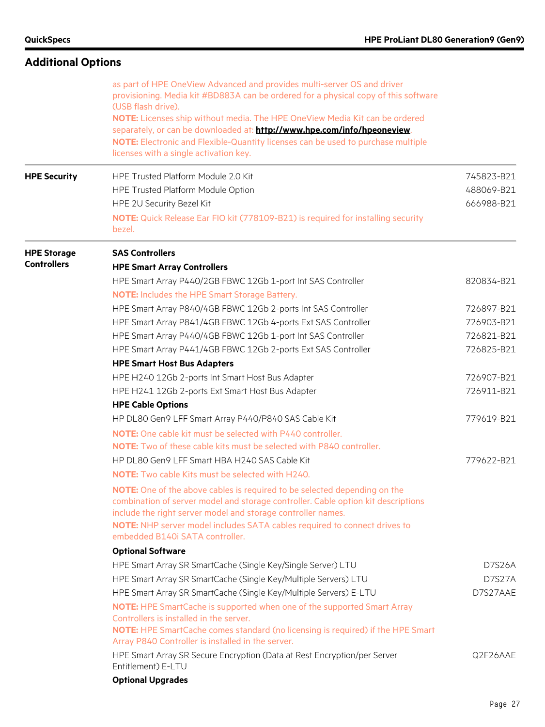## Additional Options

as part of HPE OneView Advanced and provides multi-server OS and driver provisioning. Media kit #BD883A can be ordered for a physical copy of this software (USB flash drive).
**NOTE:** Licenses ship without media. The HPE OneView Media Kit can be ordered separately, or can be downloaded at: **http://www.hpe.com/info/hpeoneview**.
**NOTE:** Electronic and Flexible-Quantity licenses can be used to purchase multiple licenses with a single activation key.

| | | |
|---|---|---|
| **HPE Security** | HPE Trusted Platform Module 2.0 Kit | 745823-B21 |
| | HPE Trusted Platform Module Option | 488069-B21 |
| | HPE 2U Security Bezel Kit | 666988-B21 |
| | **NOTE:** Quick Release Ear FIO kit (778109-B21) is required for installing security bezel. | |
| **HPE Storage Controllers** | **SAS Controllers** | |
| | **HPE Smart Array Controllers** | |
| | HPE Smart Array P440/2GB FBWC 12Gb 1-port Int SAS Controller | 820834-B21 |
| | **NOTE:** Includes the HPE Smart Storage Battery. | |
| | HPE Smart Array P840/4GB FBWC 12Gb 2-ports Int SAS Controller | 726897-B21 |
| | HPE Smart Array P841/4GB FBWC 12Gb 4-ports Ext SAS Controller | 726903-B21 |
| | HPE Smart Array P440/4GB FBWC 12Gb 1-port Int SAS Controller | 726821-B21 |
| | HPE Smart Array P441/4GB FBWC 12Gb 2-ports Ext SAS Controller | 726825-B21 |
| | **HPE Smart Host Bus Adapters** | |
| | HPE H240 12Gb 2-ports Int Smart Host Bus Adapter | 726907-B21 |
| | HPE H241 12Gb 2-ports Ext Smart Host Bus Adapter | 726911-B21 |
| | **HPE Cable Options** | |
| | HP DL80 Gen9 LFF Smart Array P440/P840 SAS Cable Kit | 779619-B21 |
| | **NOTE:** One cable kit must be selected with P440 controller.<br>**NOTE:** Two of these cable kits must be selected with P840 controller. | |
| | HP DL80 Gen9 LFF Smart HBA H240 SAS Cable Kit | 779622-B21 |
| | **NOTE:** Two cable Kits must be selected with H240. | |
| | **NOTE:** One of the above cables is required to be selected depending on the combination of server model and storage controller. Cable option kit descriptions include the right server model and storage controller names.<br>**NOTE:** NHP server model includes SATA cables required to connect drives to embedded B140i SATA controller. | |
| | **Optional Software** | |
| | HPE Smart Array SR SmartCache (Single Key/Single Server) LTU | D7S26A |
| | HPE Smart Array SR SmartCache (Single Key/Multiple Servers) LTU | D7S27A |
| | HPE Smart Array SR SmartCache (Single Key/Multiple Servers) E-LTU | D7S27AAE |
| | **NOTE:** HPE SmartCache is supported when one of the supported Smart Array Controllers is installed in the server.<br>**NOTE:** HPE SmartCache comes standard (no licensing is required) if the HPE Smart Array P840 Controller is installed in the server. | |
| | HPE Smart Array SR Secure Encryption (Data at Rest Encryption/per Server Entitlement) E-LTU | Q2F26AAE |
| | **Optional Upgrades** | |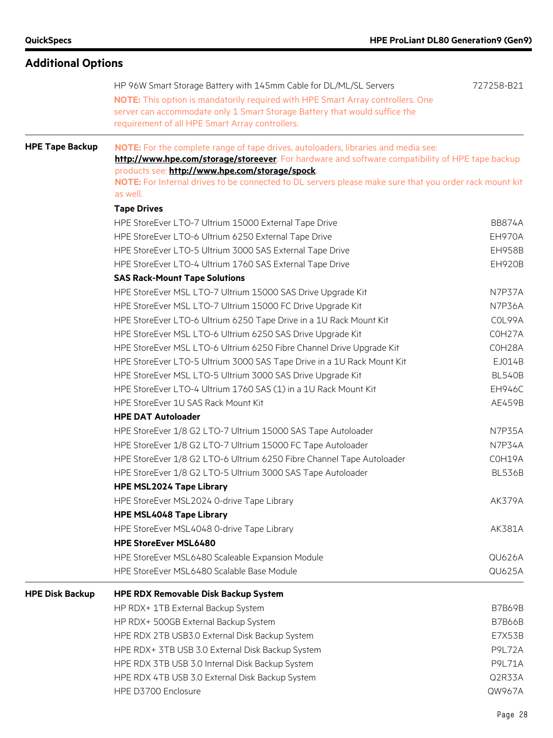## Additional Options

| | | |
|---|---|---|
| | HP 96W Smart Storage Battery with 145mm Cable for DL/ML/SL Servers | 727258-B21 |
| | **NOTE:** This option is mandatorily required with HPE Smart Array controllers. One server can accommodate only 1 Smart Storage Battery that would suffice the requirement of all HPE Smart Array controllers. | |
| **HPE Tape Backup** | **NOTE:** For the complete range of tape drives, autoloaders, libraries and media see: **http://www.hpe.com/storage/storeever**. For hardware and software compatibility of HPE tape backup products see: **http://www.hpe.com/storage/spock**. **NOTE:** For Internal drives to be connected to DL servers please make sure that you order rack mount kit as well. | |
| | **Tape Drives** | |
| | HPE StoreEver LTO-7 Ultrium 15000 External Tape Drive | BB874A |
| | HPE StoreEver LTO-6 Ultrium 6250 External Tape Drive | EH970A |
| | HPE StoreEver LTO-5 Ultrium 3000 SAS External Tape Drive | EH958B |
| | HPE StoreEver LTO-4 Ultrium 1760 SAS External Tape Drive | EH920B |
| | **SAS Rack-Mount Tape Solutions** | |
| | HPE StoreEver MSL LTO-7 Ultrium 15000 SAS Drive Upgrade Kit | N7P37A |
| | HPE StoreEver MSL LTO-7 Ultrium 15000 FC Drive Upgrade Kit | N7P36A |
| | HPE StoreEver LTO-6 Ultrium 6250 Tape Drive in a 1U Rack Mount Kit | C0L99A |
| | HPE StoreEver MSL LTO-6 Ultrium 6250 SAS Drive Upgrade Kit | C0H27A |
| | HPE StoreEver MSL LTO-6 Ultrium 6250 Fibre Channel Drive Upgrade Kit | C0H28A |
| | HPE StoreEver LTO-5 Ultrium 3000 SAS Tape Drive in a 1U Rack Mount Kit | EJ014B |
| | HPE StoreEver MSL LTO-5 Ultrium 3000 SAS Drive Upgrade Kit | BL540B |
| | HPE StoreEver LTO-4 Ultrium 1760 SAS (1) in a 1U Rack Mount Kit | EH946C |
| | HPE StoreEver 1U SAS Rack Mount Kit | AE459B |
| | **HPE DAT Autoloader** | |
| | HPE StoreEver 1/8 G2 LTO-7 Ultrium 15000 SAS Tape Autoloader | N7P35A |
| | HPE StoreEver 1/8 G2 LTO-7 Ultrium 15000 FC Tape Autoloader | N7P34A |
| | HPE StoreEver 1/8 G2 LTO-6 Ultrium 6250 Fibre Channel Tape Autoloader | C0H19A |
| | HPE StoreEver 1/8 G2 LTO-5 Ultrium 3000 SAS Tape Autoloader | BL536B |
| | **HPE MSL2024 Tape Library** | |
| | HPE StoreEver MSL2024 0-drive Tape Library | AK379A |
| | **HPE MSL4048 Tape Library** | |
| | HPE StoreEver MSL4048 0-drive Tape Library | AK381A |
| | **HPE StoreEver MSL6480** | |
| | HPE StoreEver MSL6480 Scaleable Expansion Module | QU626A |
| | HPE StoreEver MSL6480 Scalable Base Module | QU625A |
| **HPE Disk Backup** | **HPE RDX Removable Disk Backup System** | |
| | HP RDX+ 1TB External Backup System | B7B69B |
| | HP RDX+ 500GB External Backup System | B7B66B |
| | HPE RDX 2TB USB3.0 External Disk Backup System | E7X53B |
| | HPE RDX+ 3TB USB 3.0 External Disk Backup System | P9L72A |
| | HPE RDX 3TB USB 3.0 Internal Disk Backup System | P9L71A |
| | HPE RDX 4TB USB 3.0 External Disk Backup System | Q2R33A |
| | HPE D3700 Enclosure | QW967A |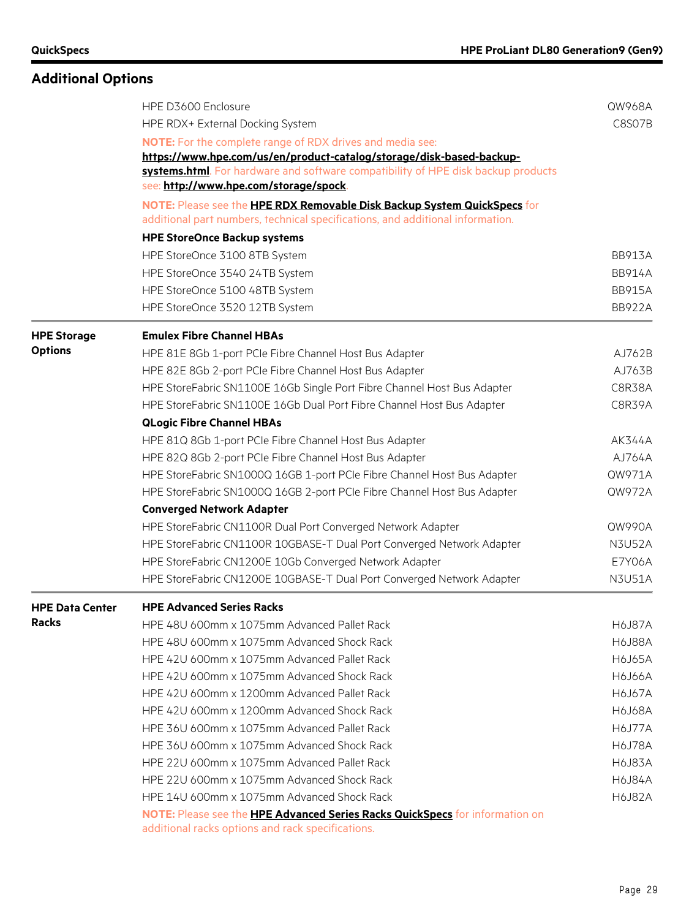## Additional Options

| | | |
|---|---|---|
| | HPE D3600 Enclosure | QW968A |
| | HPE RDX+ External Docking System | C8S07B |

**NOTE:** For the complete range of RDX drives and media see: **https://www.hpe.com/us/en/product-catalog/storage/disk-based-backup-systems.html**. For hardware and software compatibility of HPE disk backup products see: **http://www.hpe.com/storage/spock**.

**NOTE:** Please see the **HPE RDX Removable Disk Backup System QuickSpecs** for additional part numbers, technical specifications, and additional information.

**HPE StoreOnce Backup systems**

| | |
|---|---|
| HPE StoreOnce 3100 8TB System | BB913A |
| HPE StoreOnce 3540 24TB System | BB914A |
| HPE StoreOnce 5100 48TB System | BB915A |
| HPE StoreOnce 3520 12TB System | BB922A |

### HPE Storage Options

**Emulex Fibre Channel HBAs**

| | |
|---|---|
| HPE 81E 8Gb 1-port PCIe Fibre Channel Host Bus Adapter | AJ762B |
| HPE 82E 8Gb 2-port PCIe Fibre Channel Host Bus Adapter | AJ763B |
| HPE StoreFabric SN1100E 16Gb Single Port Fibre Channel Host Bus Adapter | C8R38A |
| HPE StoreFabric SN1100E 16Gb Dual Port Fibre Channel Host Bus Adapter | C8R39A |

**QLogic Fibre Channel HBAs**

| | |
|---|---|
| HPE 81Q 8Gb 1-port PCIe Fibre Channel Host Bus Adapter | AK344A |
| HPE 82Q 8Gb 2-port PCIe Fibre Channel Host Bus Adapter | AJ764A |
| HPE StoreFabric SN1000Q 16GB 1-port PCIe Fibre Channel Host Bus Adapter | QW971A |
| HPE StoreFabric SN1000Q 16GB 2-port PCIe Fibre Channel Host Bus Adapter | QW972A |

**Converged Network Adapter**

| | |
|---|---|
| HPE StoreFabric CN1100R Dual Port Converged Network Adapter | QW990A |
| HPE StoreFabric CN1100R 10GBASE-T Dual Port Converged Network Adapter | N3U52A |
| HPE StoreFabric CN1200E 10Gb Converged Network Adapter | E7Y06A |
| HPE StoreFabric CN1200E 10GBASE-T Dual Port Converged Network Adapter | N3U51A |

### HPE Data Center Racks

**HPE Advanced Series Racks**

| | |
|---|---|
| HPE 48U 600mm x 1075mm Advanced Pallet Rack | H6J87A |
| HPE 48U 600mm x 1075mm Advanced Shock Rack | H6J88A |
| HPE 42U 600mm x 1075mm Advanced Pallet Rack | H6J65A |
| HPE 42U 600mm x 1075mm Advanced Shock Rack | H6J66A |
| HPE 42U 600mm x 1200mm Advanced Pallet Rack | H6J67A |
| HPE 42U 600mm x 1200mm Advanced Shock Rack | H6J68A |
| HPE 36U 600mm x 1075mm Advanced Pallet Rack | H6J77A |
| HPE 36U 600mm x 1075mm Advanced Shock Rack | H6J78A |
| HPE 22U 600mm x 1075mm Advanced Pallet Rack | H6J83A |
| HPE 22U 600mm x 1075mm Advanced Shock Rack | H6J84A |
| HPE 14U 600mm x 1075mm Advanced Shock Rack | H6J82A |

**NOTE:** Please see the **HPE Advanced Series Racks QuickSpecs** for information on additional racks options and rack specifications.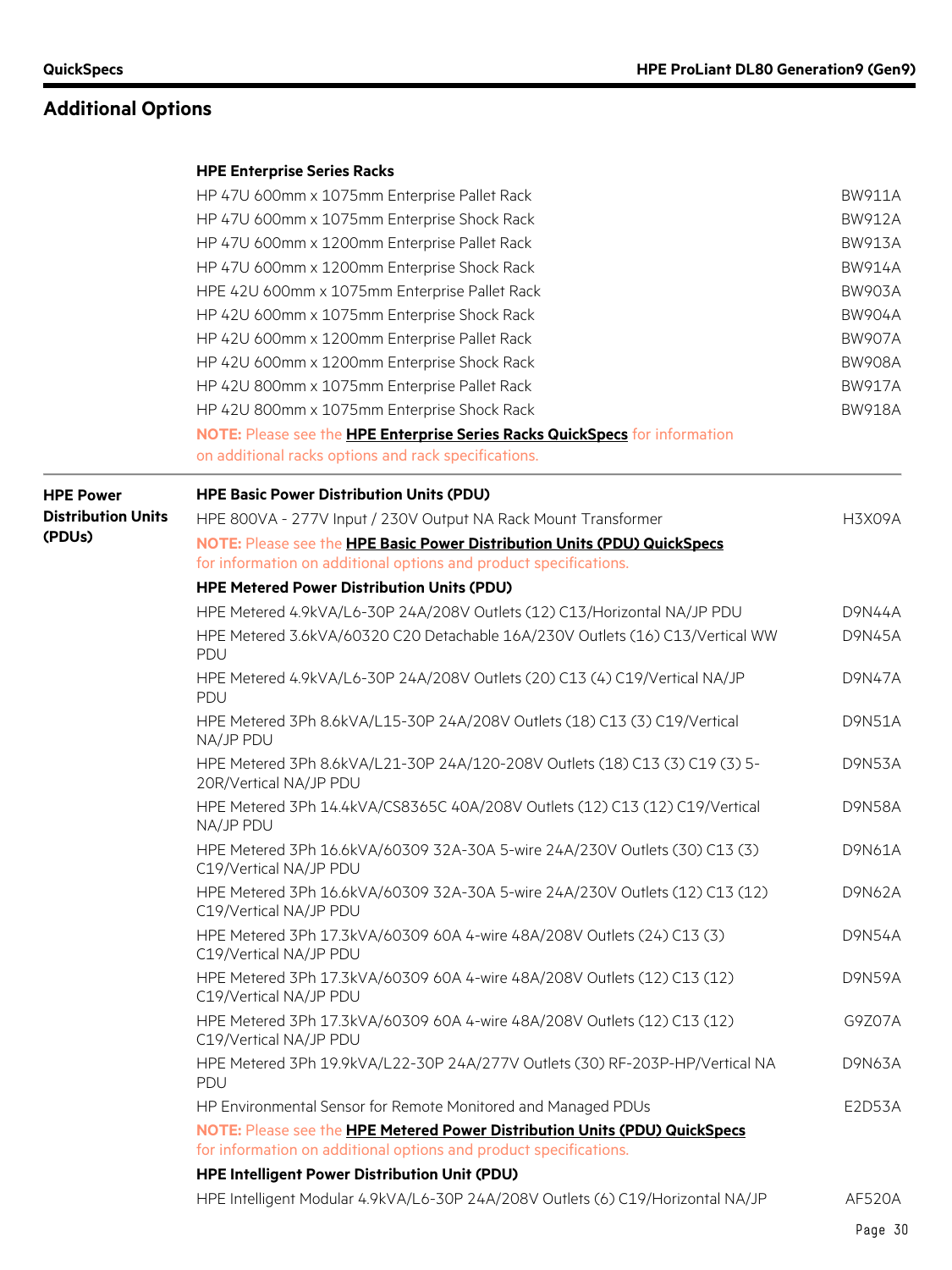## Additional Options

| | | |
|---|---|---|
| | **HPE Enterprise Series Racks** | |
| | HP 47U 600mm x 1075mm Enterprise Pallet Rack | BW911A |
| | HP 47U 600mm x 1075mm Enterprise Shock Rack | BW912A |
| | HP 47U 600mm x 1200mm Enterprise Pallet Rack | BW913A |
| | HP 47U 600mm x 1200mm Enterprise Shock Rack | BW914A |
| | HPE 42U 600mm x 1075mm Enterprise Pallet Rack | BW903A |
| | HP 42U 600mm x 1075mm Enterprise Shock Rack | BW904A |
| | HP 42U 600mm x 1200mm Enterprise Pallet Rack | BW907A |
| | HP 42U 600mm x 1200mm Enterprise Shock Rack | BW908A |
| | HP 42U 800mm x 1075mm Enterprise Pallet Rack | BW917A |
| | HP 42U 800mm x 1075mm Enterprise Shock Rack | BW918A |
| | **NOTE:** Please see the **HPE Enterprise Series Racks QuickSpecs** for information on additional racks options and rack specifications. | |
| **HPE Power Distribution Units (PDUs)** | **HPE Basic Power Distribution Units (PDU)** | |
| | HPE 800VA - 277V Input / 230V Output NA Rack Mount Transformer | H3X09A |
| | **NOTE:** Please see the **HPE Basic Power Distribution Units (PDU) QuickSpecs** for information on additional options and product specifications. | |
| | **HPE Metered Power Distribution Units (PDU)** | |
| | HPE Metered 4.9kVA/L6-30P 24A/208V Outlets (12) C13/Horizontal NA/JP PDU | D9N44A |
| | HPE Metered 3.6kVA/60320 C20 Detachable 16A/230V Outlets (16) C13/Vertical WW PDU | D9N45A |
| | HPE Metered 4.9kVA/L6-30P 24A/208V Outlets (20) C13 (4) C19/Vertical NA/JP PDU | D9N47A |
| | HPE Metered 3Ph 8.6kVA/L15-30P 24A/208V Outlets (18) C13 (3) C19/Vertical NA/JP PDU | D9N51A |
| | HPE Metered 3Ph 8.6kVA/L21-30P 24A/120-208V Outlets (18) C13 (3) C19 (3) 5-20R/Vertical NA/JP PDU | D9N53A |
| | HPE Metered 3Ph 14.4kVA/CS8365C 40A/208V Outlets (12) C13 (12) C19/Vertical NA/JP PDU | D9N58A |
| | HPE Metered 3Ph 16.6kVA/60309 32A-30A 5-wire 24A/230V Outlets (30) C13 (3) C19/Vertical NA/JP PDU | D9N61A |
| | HPE Metered 3Ph 16.6kVA/60309 32A-30A 5-wire 24A/230V Outlets (12) C13 (12) C19/Vertical NA/JP PDU | D9N62A |
| | HPE Metered 3Ph 17.3kVA/60309 60A 4-wire 48A/208V Outlets (24) C13 (3) C19/Vertical NA/JP PDU | D9N54A |
| | HPE Metered 3Ph 17.3kVA/60309 60A 4-wire 48A/208V Outlets (12) C13 (12) C19/Vertical NA/JP PDU | D9N59A |
| | HPE Metered 3Ph 17.3kVA/60309 60A 4-wire 48A/208V Outlets (12) C13 (12) C19/Vertical NA/JP PDU | G9Z07A |
| | HPE Metered 3Ph 19.9kVA/L22-30P 24A/277V Outlets (30) RF-203P-HP/Vertical NA PDU | D9N63A |
| | HP Environmental Sensor for Remote Monitored and Managed PDUs | E2D53A |
| | **NOTE:** Please see the **HPE Metered Power Distribution Units (PDU) QuickSpecs** for information on additional options and product specifications. | |
| | **HPE Intelligent Power Distribution Unit (PDU)** | |
| | HPE Intelligent Modular 4.9kVA/L6-30P 24A/208V Outlets (6) C19/Horizontal NA/JP | AF520A |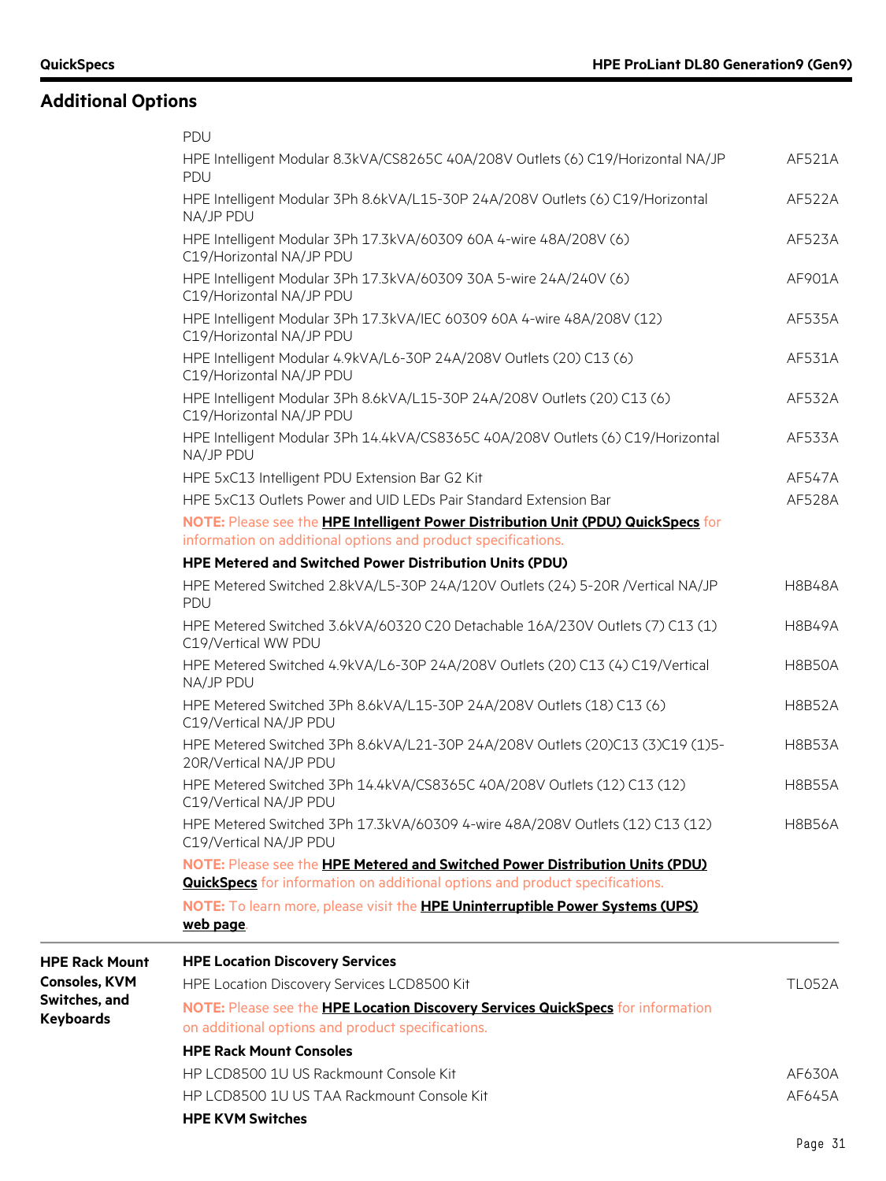## Additional Options

| | | |
|---|---|---|
| | PDU | |
| | HPE Intelligent Modular 8.3kVA/CS8265C 40A/208V Outlets (6) C19/Horizontal NA/JP PDU | AF521A |
| | HPE Intelligent Modular 3Ph 8.6kVA/L15-30P 24A/208V Outlets (6) C19/Horizontal NA/JP PDU | AF522A |
| | HPE Intelligent Modular 3Ph 17.3kVA/60309 60A 4-wire 48A/208V (6) C19/Horizontal NA/JP PDU | AF523A |
| | HPE Intelligent Modular 3Ph 17.3kVA/60309 30A 5-wire 24A/240V (6) C19/Horizontal NA/JP PDU | AF901A |
| | HPE Intelligent Modular 3Ph 17.3kVA/IEC 60309 60A 4-wire 48A/208V (12) C19/Horizontal NA/JP PDU | AF535A |
| | HPE Intelligent Modular 4.9kVA/L6-30P 24A/208V Outlets (20) C13 (6) C19/Horizontal NA/JP PDU | AF531A |
| | HPE Intelligent Modular 3Ph 8.6kVA/L15-30P 24A/208V Outlets (20) C13 (6) C19/Horizontal NA/JP PDU | AF532A |
| | HPE Intelligent Modular 3Ph 14.4kVA/CS8365C 40A/208V Outlets (6) C19/Horizontal NA/JP PDU | AF533A |
| | HPE 5xC13 Intelligent PDU Extension Bar G2 Kit | AF547A |
| | HPE 5xC13 Outlets Power and UID LEDs Pair Standard Extension Bar | AF528A |
| | **NOTE:** Please see the **HPE Intelligent Power Distribution Unit (PDU) QuickSpecs** for information on additional options and product specifications. | |
| | **HPE Metered and Switched Power Distribution Units (PDU)** | |
| | HPE Metered Switched 2.8kVA/L5-30P 24A/120V Outlets (24) 5-20R /Vertical NA/JP PDU | H8B48A |
| | HPE Metered Switched 3.6kVA/60320 C20 Detachable 16A/230V Outlets (7) C13 (1) C19/Vertical WW PDU | H8B49A |
| | HPE Metered Switched 4.9kVA/L6-30P 24A/208V Outlets (20) C13 (4) C19/Vertical NA/JP PDU | H8B50A |
| | HPE Metered Switched 3Ph 8.6kVA/L15-30P 24A/208V Outlets (18) C13 (6) C19/Vertical NA/JP PDU | H8B52A |
| | HPE Metered Switched 3Ph 8.6kVA/L21-30P 24A/208V Outlets (20)C13 (3)C19 (1)5-20R/Vertical NA/JP PDU | H8B53A |
| | HPE Metered Switched 3Ph 14.4kVA/CS8365C 40A/208V Outlets (12) C13 (12) C19/Vertical NA/JP PDU | H8B55A |
| | HPE Metered Switched 3Ph 17.3kVA/60309 4-wire 48A/208V Outlets (12) C13 (12) C19/Vertical NA/JP PDU | H8B56A |
| | **NOTE:** Please see the **HPE Metered and Switched Power Distribution Units (PDU) QuickSpecs** for information on additional options and product specifications. | |
| | **NOTE:** To learn more, please visit the **HPE Uninterruptible Power Systems (UPS) web page**. | |
| **HPE Rack Mount Consoles, KVM Switches, and Keyboards** | **HPE Location Discovery Services** | |
| | HPE Location Discovery Services LCD8500 Kit | TL052A |
| | **NOTE:** Please see the **HPE Location Discovery Services QuickSpecs** for information on additional options and product specifications. | |
| | **HPE Rack Mount Consoles** | |
| | HP LCD8500 1U US Rackmount Console Kit | AF630A |
| | HP LCD8500 1U US TAA Rackmount Console Kit | AF645A |
| | **HPE KVM Switches** | |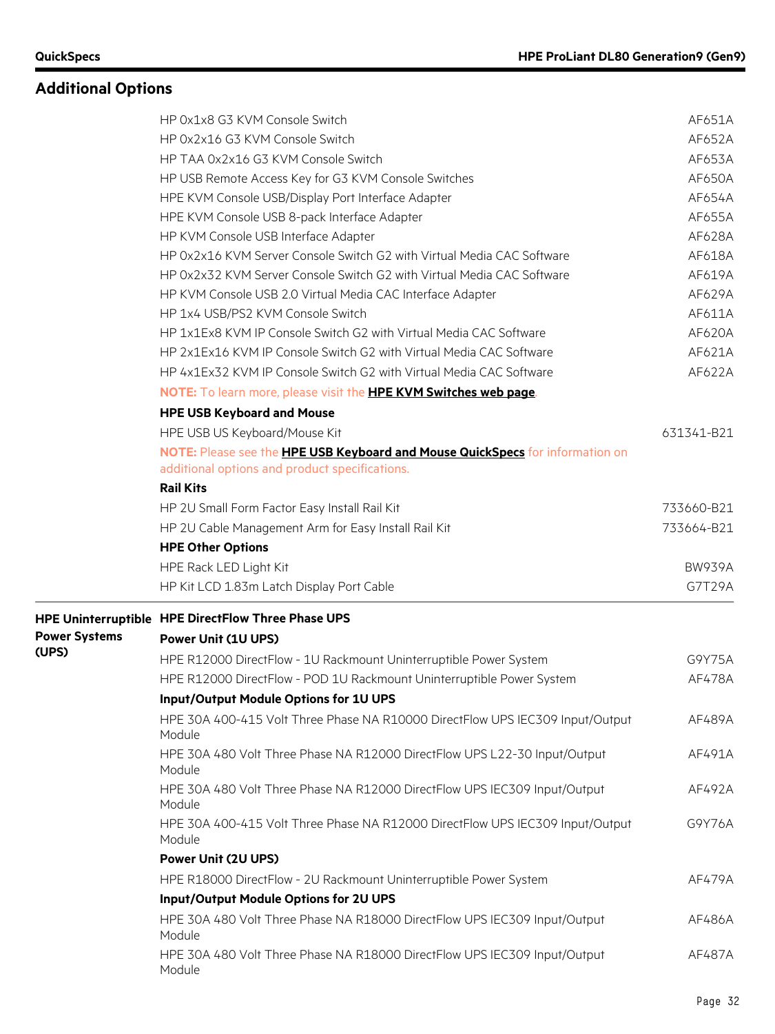## Additional Options

| | |
|---|---|
| HP 0x1x8 G3 KVM Console Switch | AF651A |
| HP 0x2x16 G3 KVM Console Switch | AF652A |
| HP TAA 0x2x16 G3 KVM Console Switch | AF653A |
| HP USB Remote Access Key for G3 KVM Console Switches | AF650A |
| HPE KVM Console USB/Display Port Interface Adapter | AF654A |
| HPE KVM Console USB 8-pack Interface Adapter | AF655A |
| HP KVM Console USB Interface Adapter | AF628A |
| HP 0x2x16 KVM Server Console Switch G2 with Virtual Media CAC Software | AF618A |
| HP 0x2x32 KVM Server Console Switch G2 with Virtual Media CAC Software | AF619A |
| HP KVM Console USB 2.0 Virtual Media CAC Interface Adapter | AF629A |
| HP 1x4 USB/PS2 KVM Console Switch | AF611A |
| HP 1x1Ex8 KVM IP Console Switch G2 with Virtual Media CAC Software | AF620A |
| HP 2x1Ex16 KVM IP Console Switch G2 with Virtual Media CAC Software | AF621A |
| HP 4x1Ex32 KVM IP Console Switch G2 with Virtual Media CAC Software | AF622A |

**NOTE:** To learn more, please visit the **HPE KVM Switches web page**.

**HPE USB Keyboard and Mouse**

| | |
|---|---|
| HPE USB US Keyboard/Mouse Kit | 631341-B21 |

**NOTE:** Please see the **HPE USB Keyboard and Mouse QuickSpecs** for information on additional options and product specifications.

**Rail Kits**

| | |
|---|---|
| HP 2U Small Form Factor Easy Install Rail Kit | 733660-B21 |
| HP 2U Cable Management Arm for Easy Install Rail Kit | 733664-B21 |

**HPE Other Options**

| | |
|---|---|
| HPE Rack LED Light Kit | BW939A |
| HP Kit LCD 1.83m Latch Display Port Cable | G7T29A |

### HPE Uninterruptible Power Systems (UPS)

**HPE DirectFlow Three Phase UPS**

**Power Unit (1U UPS)**

| | |
|---|---|
| HPE R12000 DirectFlow - 1U Rackmount Uninterruptible Power System | G9Y75A |
| HPE R12000 DirectFlow - POD 1U Rackmount Uninterruptible Power System | AF478A |

**Input/Output Module Options for 1U UPS**

| | |
|---|---|
| HPE 30A 400-415 Volt Three Phase NA R10000 DirectFlow UPS IEC309 Input/Output Module | AF489A |
| HPE 30A 480 Volt Three Phase NA R12000 DirectFlow UPS L22-30 Input/Output Module | AF491A |
| HPE 30A 480 Volt Three Phase NA R12000 DirectFlow UPS IEC309 Input/Output Module | AF492A |
| HPE 30A 400-415 Volt Three Phase NA R12000 DirectFlow UPS IEC309 Input/Output Module | G9Y76A |

**Power Unit (2U UPS)**

| | |
|---|---|
| HPE R18000 DirectFlow - 2U Rackmount Uninterruptible Power System | AF479A |

**Input/Output Module Options for 2U UPS**

| | |
|---|---|
| HPE 30A 480 Volt Three Phase NA R18000 DirectFlow UPS IEC309 Input/Output Module | AF486A |
| HPE 30A 480 Volt Three Phase NA R18000 DirectFlow UPS IEC309 Input/Output Module | AF487A |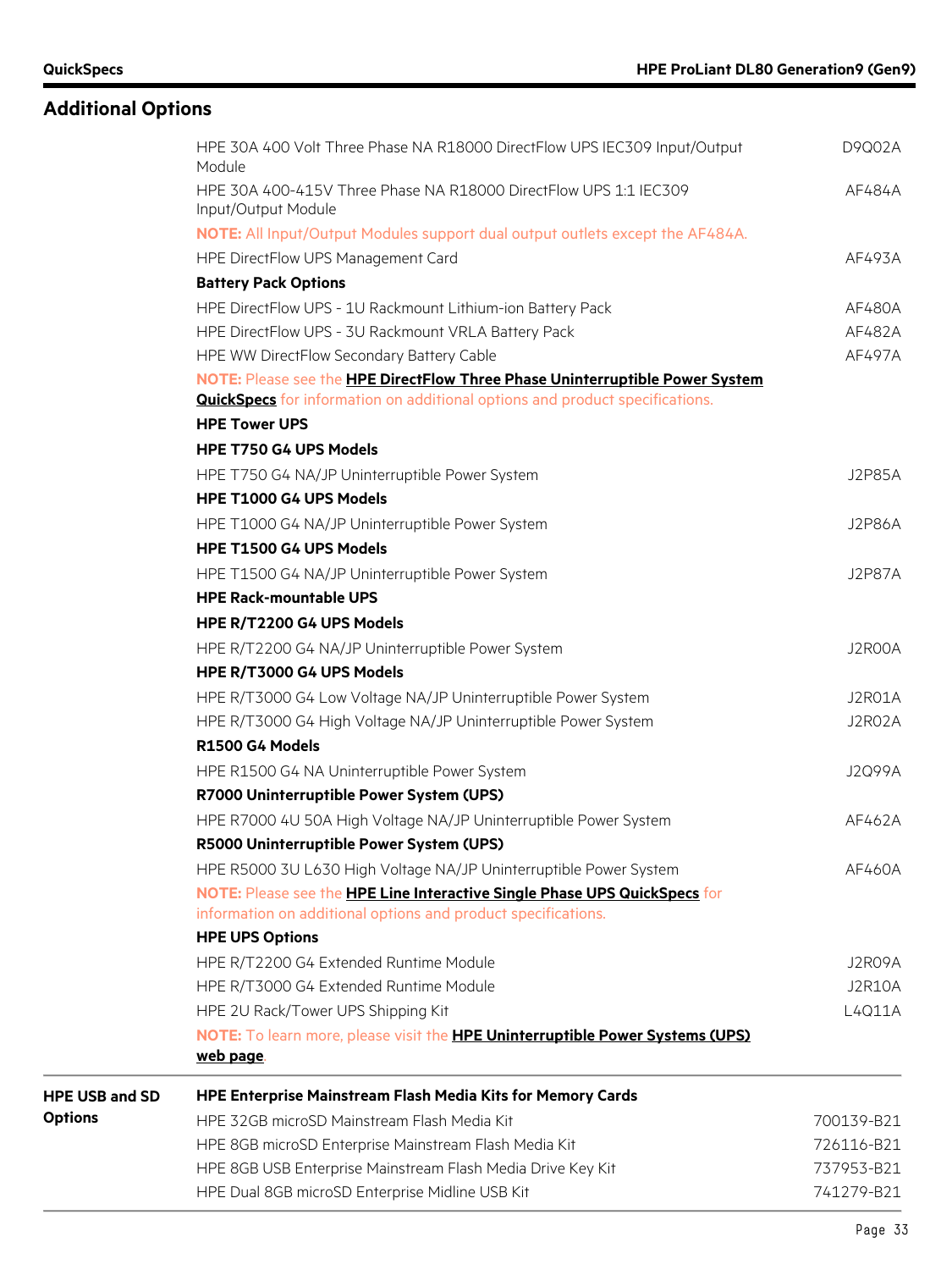## Additional Options

| | Description | Part Number |
|---|---|---|
| | HPE 30A 400 Volt Three Phase NA R18000 DirectFlow UPS IEC309 Input/Output Module | D9Q02A |
| | HPE 30A 400-415V Three Phase NA R18000 DirectFlow UPS 1:1 IEC309 Input/Output Module | AF484A |
| | **NOTE:** All Input/Output Modules support dual output outlets except the AF484A. | |
| | HPE DirectFlow UPS Management Card | AF493A |
| | **Battery Pack Options** | |
| | HPE DirectFlow UPS - 1U Rackmount Lithium-ion Battery Pack | AF480A |
| | HPE DirectFlow UPS - 3U Rackmount VRLA Battery Pack | AF482A |
| | HPE WW DirectFlow Secondary Battery Cable | AF497A |
| | **NOTE:** Please see the **HPE DirectFlow Three Phase Uninterruptible Power System QuickSpecs** for information on additional options and product specifications. | |
| | **HPE Tower UPS** | |
| | **HPE T750 G4 UPS Models** | |
| | HPE T750 G4 NA/JP Uninterruptible Power System | J2P85A |
| | **HPE T1000 G4 UPS Models** | |
| | HPE T1000 G4 NA/JP Uninterruptible Power System | J2P86A |
| | **HPE T1500 G4 UPS Models** | |
| | HPE T1500 G4 NA/JP Uninterruptible Power System | J2P87A |
| | **HPE Rack-mountable UPS** | |
| | **HPE R/T2200 G4 UPS Models** | |
| | HPE R/T2200 G4 NA/JP Uninterruptible Power System | J2R00A |
| | **HPE R/T3000 G4 UPS Models** | |
| | HPE R/T3000 G4 Low Voltage NA/JP Uninterruptible Power System | J2R01A |
| | HPE R/T3000 G4 High Voltage NA/JP Uninterruptible Power System | J2R02A |
| | **R1500 G4 Models** | |
| | HPE R1500 G4 NA Uninterruptible Power System | J2Q99A |
| | **R7000 Uninterruptible Power System (UPS)** | |
| | HPE R7000 4U 50A High Voltage NA/JP Uninterruptible Power System | AF462A |
| | **R5000 Uninterruptible Power System (UPS)** | |
| | HPE R5000 3U L630 High Voltage NA/JP Uninterruptible Power System | AF460A |
| | **NOTE:** Please see the **HPE Line Interactive Single Phase UPS QuickSpecs** for information on additional options and product specifications. | |
| | **HPE UPS Options** | |
| | HPE R/T2200 G4 Extended Runtime Module | J2R09A |
| | HPE R/T3000 G4 Extended Runtime Module | J2R10A |
| | HPE 2U Rack/Tower UPS Shipping Kit | L4Q11A |
| | **NOTE:** To learn more, please visit the **HPE Uninterruptible Power Systems (UPS) web page**. | |
| **HPE USB and SD Options** | **HPE Enterprise Mainstream Flash Media Kits for Memory Cards** | |
| | HPE 32GB microSD Mainstream Flash Media Kit | 700139-B21 |
| | HPE 8GB microSD Enterprise Mainstream Flash Media Kit | 726116-B21 |
| | HPE 8GB USB Enterprise Mainstream Flash Media Drive Key Kit | 737953-B21 |
| | HPE Dual 8GB microSD Enterprise Midline USB Kit | 741279-B21 |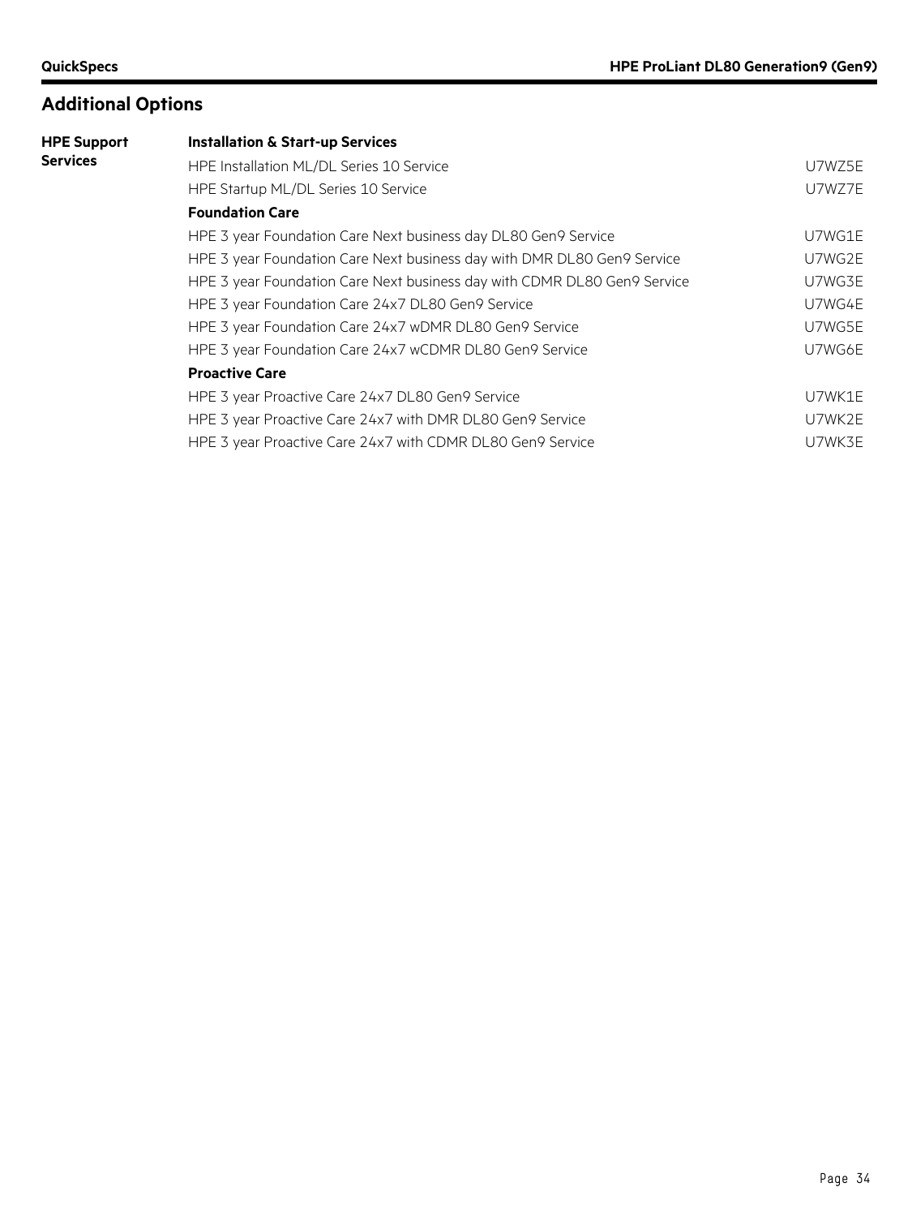## Additional Options

**HPE Support Services**

| | |
|---|---|
| **Installation & Start-up Services** | |
| HPE Installation ML/DL Series 10 Service | U7WZ5E |
| HPE Startup ML/DL Series 10 Service | U7WZ7E |
| **Foundation Care** | |
| HPE 3 year Foundation Care Next business day DL80 Gen9 Service | U7WG1E |
| HPE 3 year Foundation Care Next business day with DMR DL80 Gen9 Service | U7WG2E |
| HPE 3 year Foundation Care Next business day with CDMR DL80 Gen9 Service | U7WG3E |
| HPE 3 year Foundation Care 24x7 DL80 Gen9 Service | U7WG4E |
| HPE 3 year Foundation Care 24x7 wDMR DL80 Gen9 Service | U7WG5E |
| HPE 3 year Foundation Care 24x7 wCDMR DL80 Gen9 Service | U7WG6E |
| **Proactive Care** | |
| HPE 3 year Proactive Care 24x7 DL80 Gen9 Service | U7WK1E |
| HPE 3 year Proactive Care 24x7 with DMR DL80 Gen9 Service | U7WK2E |
| HPE 3 year Proactive Care 24x7 with CDMR DL80 Gen9 Service | U7WK3E |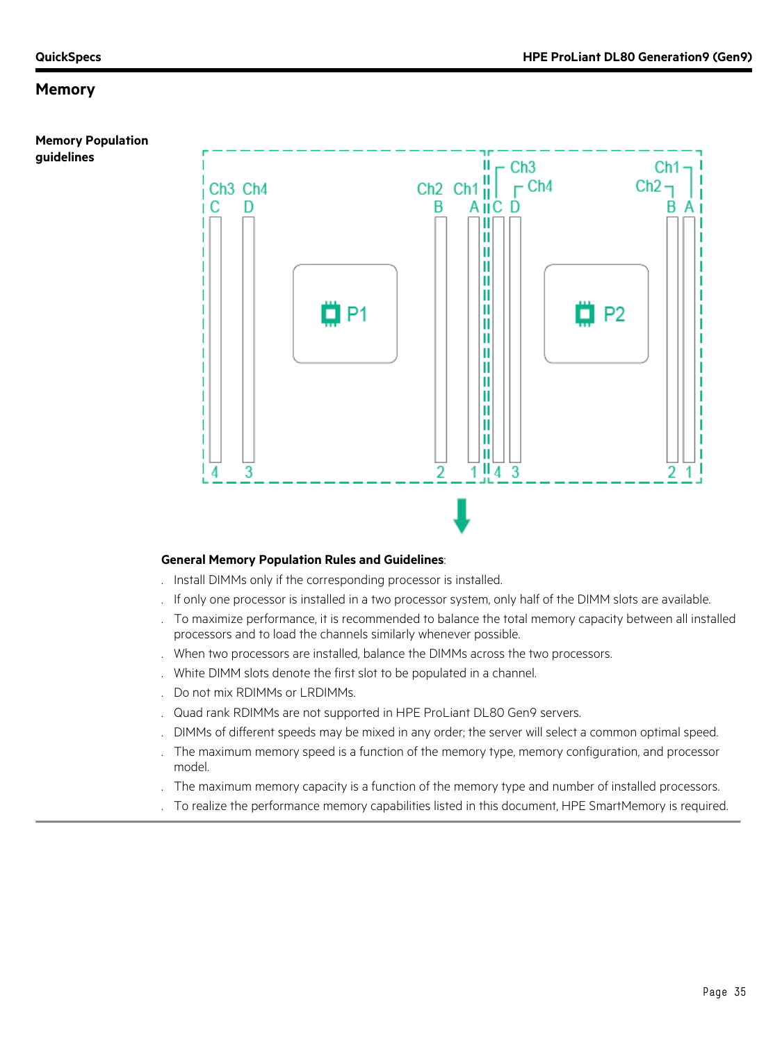## Memory

**Memory Population guidelines**

Ch3 Ch4 Ch2 Ch1 Ch3 Ch4 Ch2 Ch1
C D B A C D B A
P1 P2
4 3 2 1 4 3 2 1

**General Memory Population Rules and Guidelines**:

- Install DIMMs only if the corresponding processor is installed.
- If only one processor is installed in a two processor system, only half of the DIMM slots are available.
- To maximize performance, it is recommended to balance the total memory capacity between all installed processors and to load the channels similarly whenever possible.
- When two processors are installed, balance the DIMMs across the two processors.
- White DIMM slots denote the first slot to be populated in a channel.
- Do not mix RDIMMs or LRDIMMs.
- Quad rank RDIMMs are not supported in HPE ProLiant DL80 Gen9 servers.
- DIMMs of different speeds may be mixed in any order; the server will select a common optimal speed.
- The maximum memory speed is a function of the memory type, memory configuration, and processor model.
- The maximum memory capacity is a function of the memory type and number of installed processors.
- To realize the performance memory capabilities listed in this document, HPE SmartMemory is required.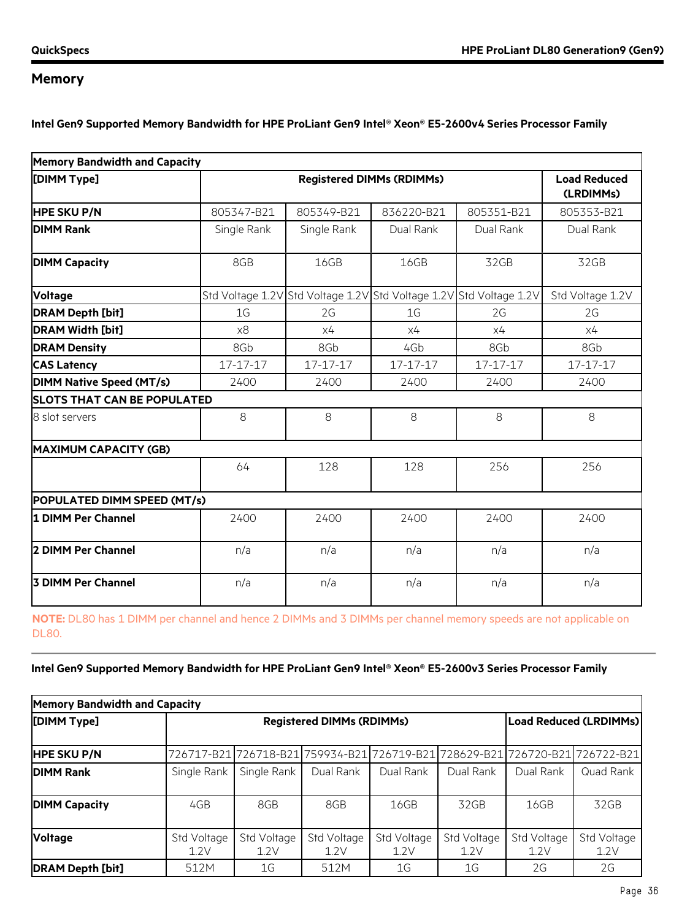## Memory

**Intel Gen9 Supported Memory Bandwidth for HPE ProLiant Gen9 Intel® Xeon® E5-2600v4 Series Processor Family**

| Memory Bandwidth and Capacity | | | | | |
|---|---|---|---|---|---|
| **[DIMM Type]** | **Registered DIMMs (RDIMMs)** | | | | **Load Reduced (LRDIMMs)** |
| **HPE SKU P/N** | 805347-B21 | 805349-B21 | 836220-B21 | 805351-B21 | 805353-B21 |
| **DIMM Rank** | Single Rank | Single Rank | Dual Rank | Dual Rank | Dual Rank |
| **DIMM Capacity** | 8GB | 16GB | 16GB | 32GB | 32GB |
| **Voltage** | Std Voltage 1.2V | Std Voltage 1.2V | Std Voltage 1.2V | Std Voltage 1.2V | Std Voltage 1.2V |
| **DRAM Depth [bit]** | 1G | 2G | 1G | 2G | 2G |
| **DRAM Width [bit]** | x8 | x4 | x4 | x4 | x4 |
| **DRAM Density** | 8Gb | 8Gb | 4Gb | 8Gb | 8Gb |
| **CAS Latency** | 17-17-17 | 17-17-17 | 17-17-17 | 17-17-17 | 17-17-17 |
| **DIMM Native Speed (MT/s)** | 2400 | 2400 | 2400 | 2400 | 2400 |
| **SLOTS THAT CAN BE POPULATED** | | | | | |
| 8 slot servers | 8 | 8 | 8 | 8 | 8 |
| **MAXIMUM CAPACITY (GB)** | | | | | |
| | 64 | 128 | 128 | 256 | 256 |
| **POPULATED DIMM SPEED (MT/s)** | | | | | |
| **1 DIMM Per Channel** | 2400 | 2400 | 2400 | 2400 | 2400 |
| **2 DIMM Per Channel** | n/a | n/a | n/a | n/a | n/a |
| **3 DIMM Per Channel** | n/a | n/a | n/a | n/a | n/a |

**NOTE:** DL80 has 1 DIMM per channel and hence 2 DIMMs and 3 DIMMs per channel memory speeds are not applicable on DL80.

**Intel Gen9 Supported Memory Bandwidth for HPE ProLiant Gen9 Intel® Xeon® E5-2600v3 Series Processor Family**

| Memory Bandwidth and Capacity | | | | | | | |
|---|---|---|---|---|---|---|---|
| **[DIMM Type]** | **Registered DIMMs (RDIMMs)** | | | | | **Load Reduced (LRDIMMs)** | |
| **HPE SKU P/N** | 726717-B21 | 726718-B21 | 759934-B21 | 726719-B21 | 728629-B21 | 726720-B21 | 726722-B21 |
| **DIMM Rank** | Single Rank | Single Rank | Dual Rank | Dual Rank | Dual Rank | Dual Rank | Quad Rank |
| **DIMM Capacity** | 4GB | 8GB | 8GB | 16GB | 32GB | 16GB | 32GB |
| **Voltage** | Std Voltage 1.2V | Std Voltage 1.2V | Std Voltage 1.2V | Std Voltage 1.2V | Std Voltage 1.2V | Std Voltage 1.2V | Std Voltage 1.2V |
| **DRAM Depth [bit]** | 512M | 1G | 512M | 1G | 1G | 2G | 2G |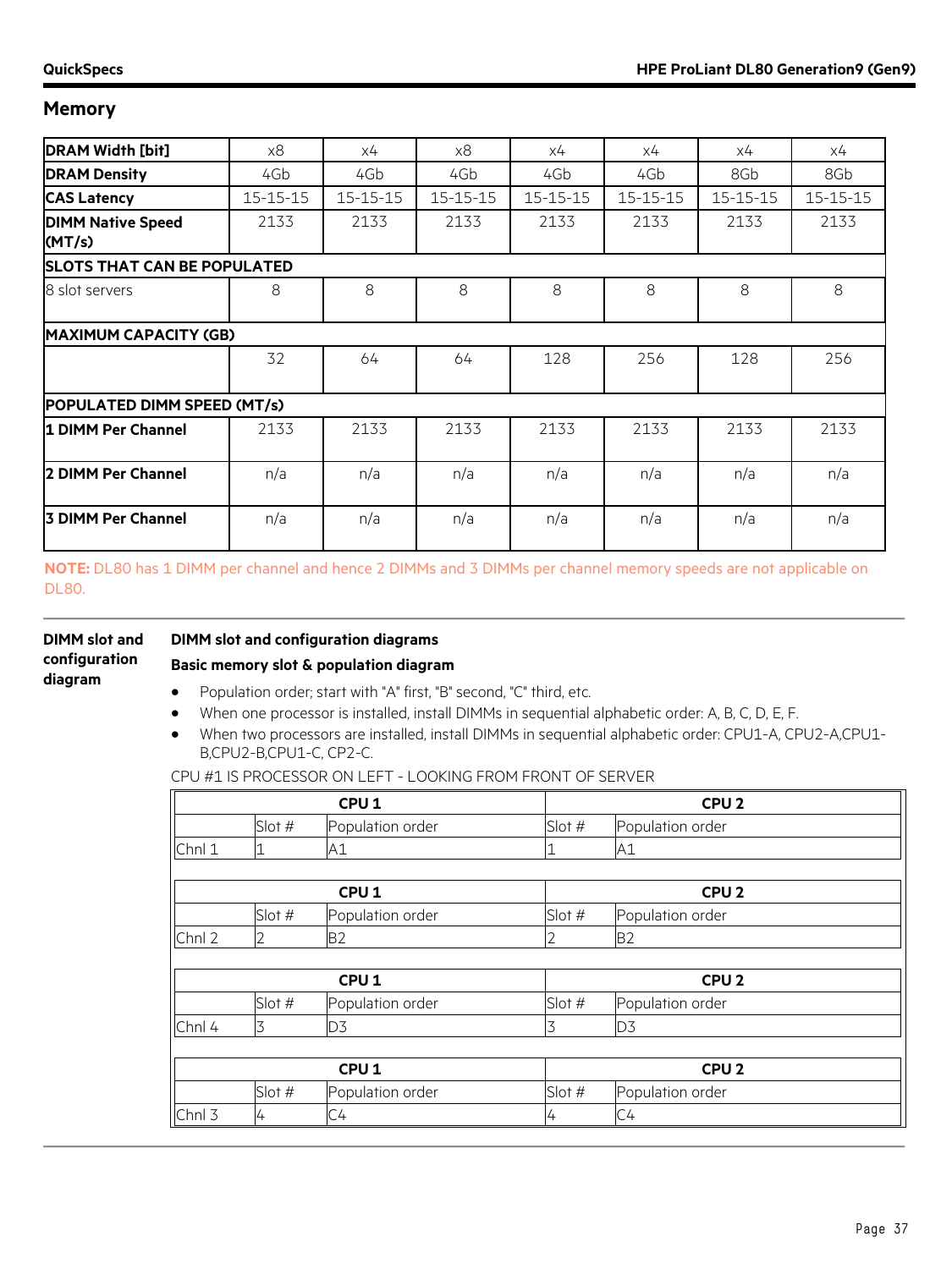## Memory

| DRAM Width [bit] | x8 | x4 | x8 | x4 | x4 | x4 | x4 |
|---|---|---|---|---|---|---|---|
| **DRAM Density** | 4Gb | 4Gb | 4Gb | 4Gb | 4Gb | 8Gb | 8Gb |
| **CAS Latency** | 15-15-15 | 15-15-15 | 15-15-15 | 15-15-15 | 15-15-15 | 15-15-15 | 15-15-15 |
| **DIMM Native Speed (MT/s)** | 2133 | 2133 | 2133 | 2133 | 2133 | 2133 | 2133 |
| **SLOTS THAT CAN BE POPULATED** | | | | | | | |
| 8 slot servers | 8 | 8 | 8 | 8 | 8 | 8 | 8 |
| **MAXIMUM CAPACITY (GB)** | | | | | | | |
| | 32 | 64 | 64 | 128 | 256 | 128 | 256 |
| **POPULATED DIMM SPEED (MT/s)** | | | | | | | |
| **1 DIMM Per Channel** | 2133 | 2133 | 2133 | 2133 | 2133 | 2133 | 2133 |
| **2 DIMM Per Channel** | n/a | n/a | n/a | n/a | n/a | n/a | n/a |
| **3 DIMM Per Channel** | n/a | n/a | n/a | n/a | n/a | n/a | n/a |

**NOTE:** DL80 has 1 DIMM per channel and hence 2 DIMMs and 3 DIMMs per channel memory speeds are not applicable on DL80.

### DIMM slot and configuration diagram

**DIMM slot and configuration diagrams**

**Basic memory slot & population diagram**

- Population order; start with "A" first, "B" second, "C" third, etc.
- When one processor is installed, install DIMMs in sequential alphabetic order: A, B, C, D, E, F.
- When two processors are installed, install DIMMs in sequential alphabetic order: CPU1-A, CPU2-A,CPU1-B,CPU2-B,CPU1-C, CP2-C.

CPU #1 IS PROCESSOR ON LEFT - LOOKING FROM FRONT OF SERVER

| | CPU 1 | | CPU 2 | |
|---|---|---|---|---|
| | Slot # | Population order | Slot # | Population order |
| Chnl 1 | 1 | A1 | 1 | A1 |

| | CPU 1 | | CPU 2 | |
|---|---|---|---|---|
| | Slot # | Population order | Slot # | Population order |
| Chnl 2 | 2 | B2 | 2 | B2 |

| | CPU 1 | | CPU 2 | |
|---|---|---|---|---|
| | Slot # | Population order | Slot # | Population order |
| Chnl 4 | 3 | D3 | 3 | D3 |

| | CPU 1 | | CPU 2 | |
|---|---|---|---|---|
| | Slot # | Population order | Slot # | Population order |
| Chnl 3 | 4 | C4 | 4 | C4 |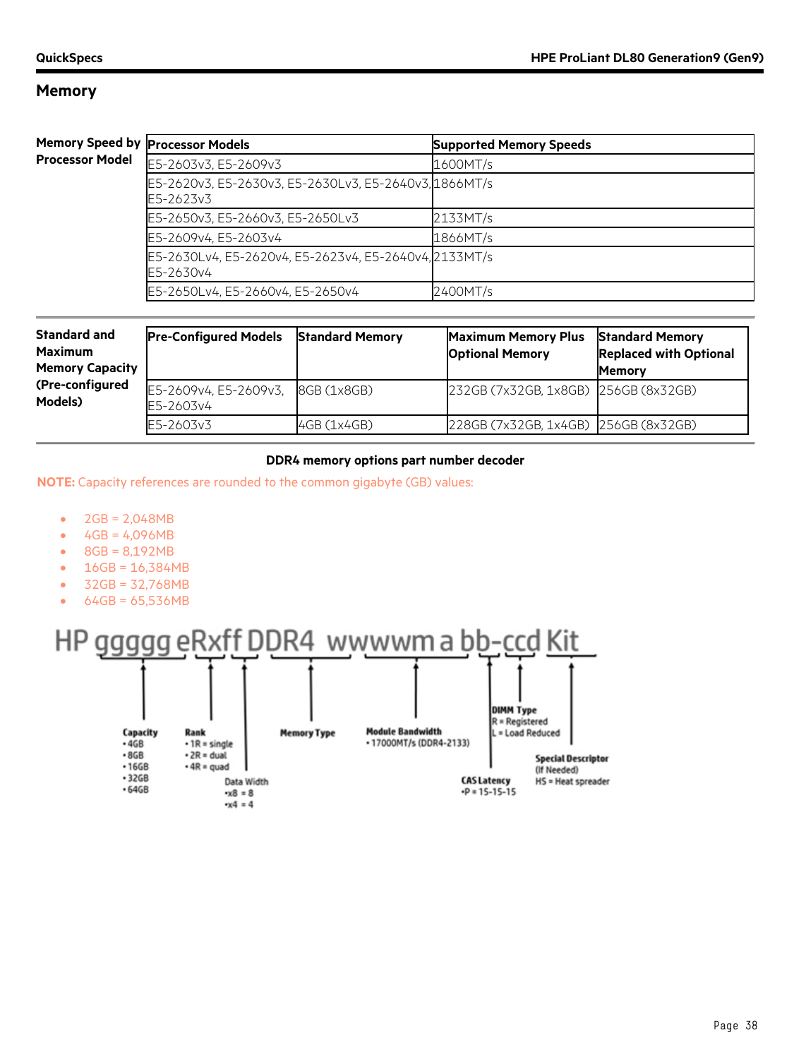## Memory

**Memory Speed by Processor Model**

| Processor Models | Supported Memory Speeds |
|---|---|
| E5-2603v3, E5-2609v3 | 1600MT/s |
| E5-2620v3, E5-2630v3, E5-2630Lv3, E5-2640v3, E5-2623v3 | 1866MT/s |
| E5-2650v3, E5-2660v3, E5-2650Lv3 | 2133MT/s |
| E5-2609v4, E5-2603v4 | 1866MT/s |
| E5-2630Lv4, E5-2620v4, E5-2623v4, E5-2640v4, E5-2630v4 | 2133MT/s |
| E5-2650Lv4, E5-2660v4, E5-2650v4 | 2400MT/s |

**Standard and Maximum Memory Capacity (Pre-configured Models)**

| Pre-Configured Models | Standard Memory | Maximum Memory Plus Optional Memory | Standard Memory Replaced with Optional Memory |
|---|---|---|---|
| E5-2609v4, E5-2609v3, E5-2603v4 | 8GB (1x8GB) | 232GB (7x32GB, 1x8GB) | 256GB (8x32GB) |
| E5-2603v3 | 4GB (1x4GB) | 228GB (7x32GB, 1x4GB) | 256GB (8x32GB) |

**DDR4 memory options part number decoder**

**NOTE:** Capacity references are rounded to the common gigabyte (GB) values:

- 2GB = 2,048MB
- 4GB = 4,096MB
- 8GB = 8,192MB
- 16GB = 16,384MB
- 32GB = 32,768MB
- 64GB = 65,536MB

HP ggggg eRxff DDR4 wwwwm a bb-ccd Kit

- **Capacity** (ggggg): 4GB, 8GB, 16GB, 32GB, 64GB
- **Rank** (eR): 1R = single, 2R = dual, 4R = quad
- **Data Width** (xff): x8 = 8, x4 = 4
- **Memory Type**: DDR4
- **Module Bandwidth** (wwwwm): 17000MT/s (DDR4-2133)
- **CAS Latency** (a): P = 15-15-15
- **DIMM Type**: R = Registered, L = Load Reduced
- **Special Descriptor** (If Needed): HS = Heat spreader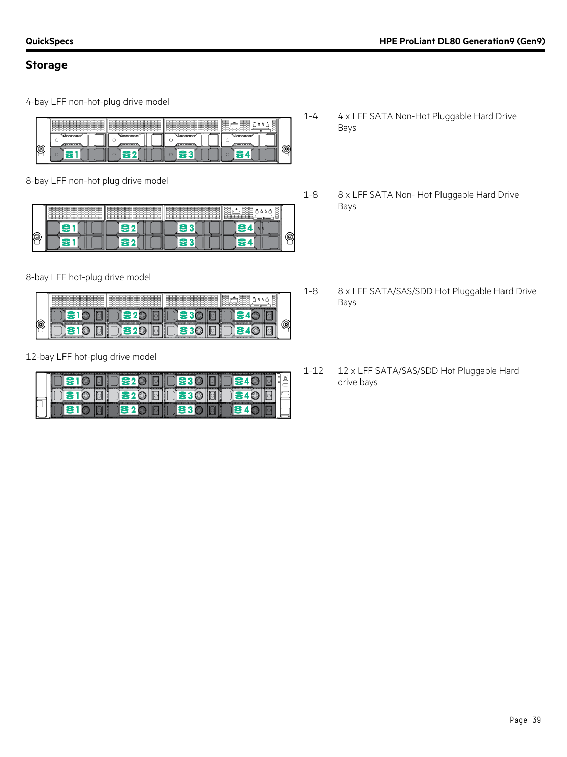## Storage

4-bay LFF non-hot-plug drive model

1-4 4 x LFF SATA Non-Hot Pluggable Hard Drive Bays

8-bay LFF non-hot plug drive model

1-8 8 x LFF SATA Non- Hot Pluggable Hard Drive Bays

8-bay LFF hot-plug drive model

1-8 8 x LFF SATA/SAS/SDD Hot Pluggable Hard Drive Bays

12-bay LFF hot-plug drive model

1-12 12 x LFF SATA/SAS/SDD Hot Pluggable Hard drive bays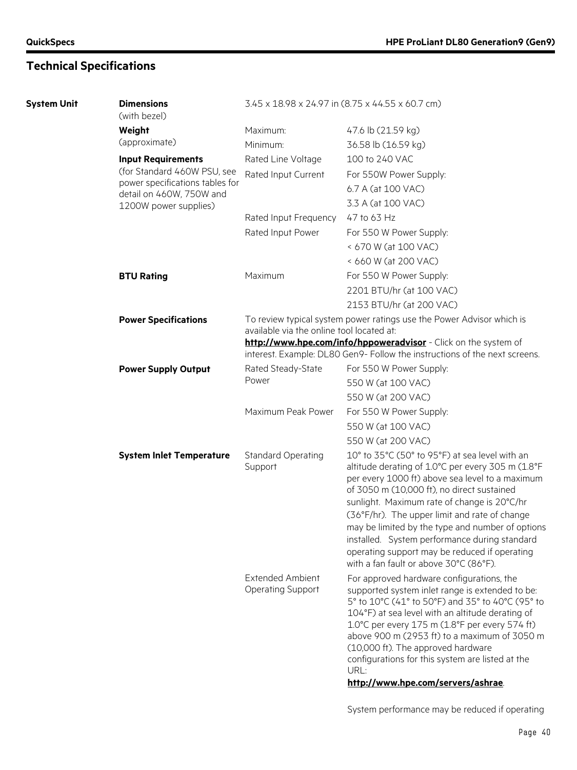## Technical Specifications

| | | | |
|---|---|---|---|
| **System Unit** | **Dimensions** (with bezel) | 3.45 x 18.98 x 24.97 in (8.75 x 44.55 x 60.7 cm) | |
| | **Weight** (approximate) | Maximum: | 47.6 lb (21.59 kg) |
| | | Minimum: | 36.58 lb (16.59 kg) |
| | **Input Requirements** (for Standard 460W PSU, see power specifications tables for detail on 460W, 750W and 1200W power supplies) | Rated Line Voltage | 100 to 240 VAC |
| | | Rated Input Current | For 550W Power Supply: |
| | | | 6.7 A (at 100 VAC) |
| | | | 3.3 A (at 100 VAC) |
| | | Rated Input Frequency | 47 to 63 Hz |
| | | Rated Input Power | For 550 W Power Supply: |
| | | | < 670 W (at 100 VAC) |
| | | | < 660 W (at 200 VAC) |
| | **BTU Rating** | Maximum | For 550 W Power Supply: |
| | | | 2201 BTU/hr (at 100 VAC) |
| | | | 2153 BTU/hr (at 200 VAC) |
| | **Power Specifications** | To review typical system power ratings use the Power Advisor which is available via the online tool located at: **http://www.hpe.com/info/hppoweradvisor** - Click on the system of interest. Example: DL80 Gen9- Follow the instructions of the next screens. | |
| | **Power Supply Output** | Rated Steady-State Power | For 550 W Power Supply: |
| | | | 550 W (at 100 VAC) |
| | | | 550 W (at 200 VAC) |
| | | Maximum Peak Power | For 550 W Power Supply: |
| | | | 550 W (at 100 VAC) |
| | | | 550 W (at 200 VAC) |
| | **System Inlet Temperature** | Standard Operating Support | 10° to 35°C (50° to 95°F) at sea level with an altitude derating of 1.0°C per every 305 m (1.8°F per every 1000 ft) above sea level to a maximum of 3050 m (10,000 ft), no direct sustained sunlight. Maximum rate of change is 20°C/hr (36°F/hr). The upper limit and rate of change may be limited by the type and number of options installed. System performance during standard operating support may be reduced if operating with a fan fault or above 30°C (86°F). |
| | | Extended Ambient Operating Support | For approved hardware configurations, the supported system inlet range is extended to be: 5° to 10°C (41° to 50°F) and 35° to 40°C (95° to 104°F) at sea level with an altitude derating of 1.0°C per every 175 m (1.8°F per every 574 ft) above 900 m (2953 ft) to a maximum of 3050 m (10,000 ft). The approved hardware configurations for this system are listed at the URL: **http://www.hpe.com/servers/ashrae**.<br><br>System performance may be reduced if operating |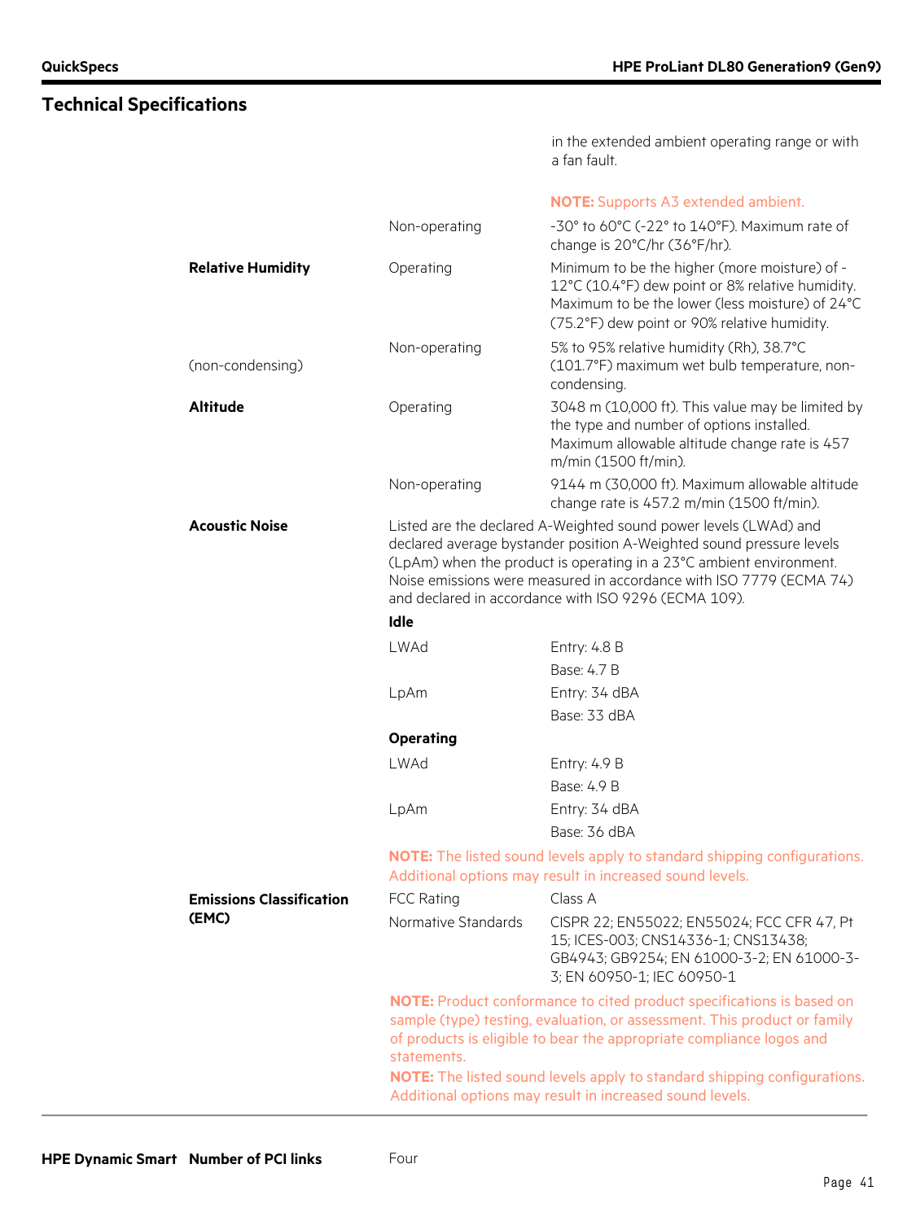## Technical Specifications

| | | |
|---|---|---|
| | | in the extended ambient operating range or with a fan fault. |
| | | **NOTE:** Supports A3 extended ambient. |
| | Non-operating | -30° to 60°C (-22° to 140°F). Maximum rate of change is 20°C/hr (36°F/hr). |
| **Relative Humidity** | Operating | Minimum to be the higher (more moisture) of -12°C (10.4°F) dew point or 8% relative humidity. Maximum to be the lower (less moisture) of 24°C (75.2°F) dew point or 90% relative humidity. |
| (non-condensing) | Non-operating | 5% to 95% relative humidity (Rh), 38.7°C (101.7°F) maximum wet bulb temperature, non-condensing. |
| **Altitude** | Operating | 3048 m (10,000 ft). This value may be limited by the type and number of options installed. Maximum allowable altitude change rate is 457 m/min (1500 ft/min). |
| | Non-operating | 9144 m (30,000 ft). Maximum allowable altitude change rate is 457.2 m/min (1500 ft/min). |
| **Acoustic Noise** | Listed are the declared A-Weighted sound power levels (LWAd) and declared average bystander position A-Weighted sound pressure levels (LpAm) when the product is operating in a 23°C ambient environment. Noise emissions were measured in accordance with ISO 7779 (ECMA 74) and declared in accordance with ISO 9296 (ECMA 109). | |
| | **Idle** | |
| | LWAd | Entry: 4.8 B |
| | | Base: 4.7 B |
| | LpAm | Entry: 34 dBA |
| | | Base: 33 dBA |
| | **Operating** | |
| | LWAd | Entry: 4.9 B |
| | | Base: 4.9 B |
| | LpAm | Entry: 34 dBA |
| | | Base: 36 dBA |
| | **NOTE:** The listed sound levels apply to standard shipping configurations. Additional options may result in increased sound levels. | |
| **Emissions Classification (EMC)** | FCC Rating | Class A |
| | Normative Standards | CISPR 22; EN55022; EN55024; FCC CFR 47, Pt 15; ICES-003; CNS14336-1; CNS13438; GB4943; GB9254; EN 61000-3-2; EN 61000-3-3; EN 60950-1; IEC 60950-1 |
| | **NOTE:** Product conformance to cited product specifications is based on sample (type) testing, evaluation, or assessment. This product or family of products is eligible to bear the appropriate compliance logos and statements. **NOTE:** The listed sound levels apply to standard shipping configurations. Additional options may result in increased sound levels. | |

| | | |
|---|---|---|
| **HPE Dynamic Smart** | **Number of PCI links** | Four |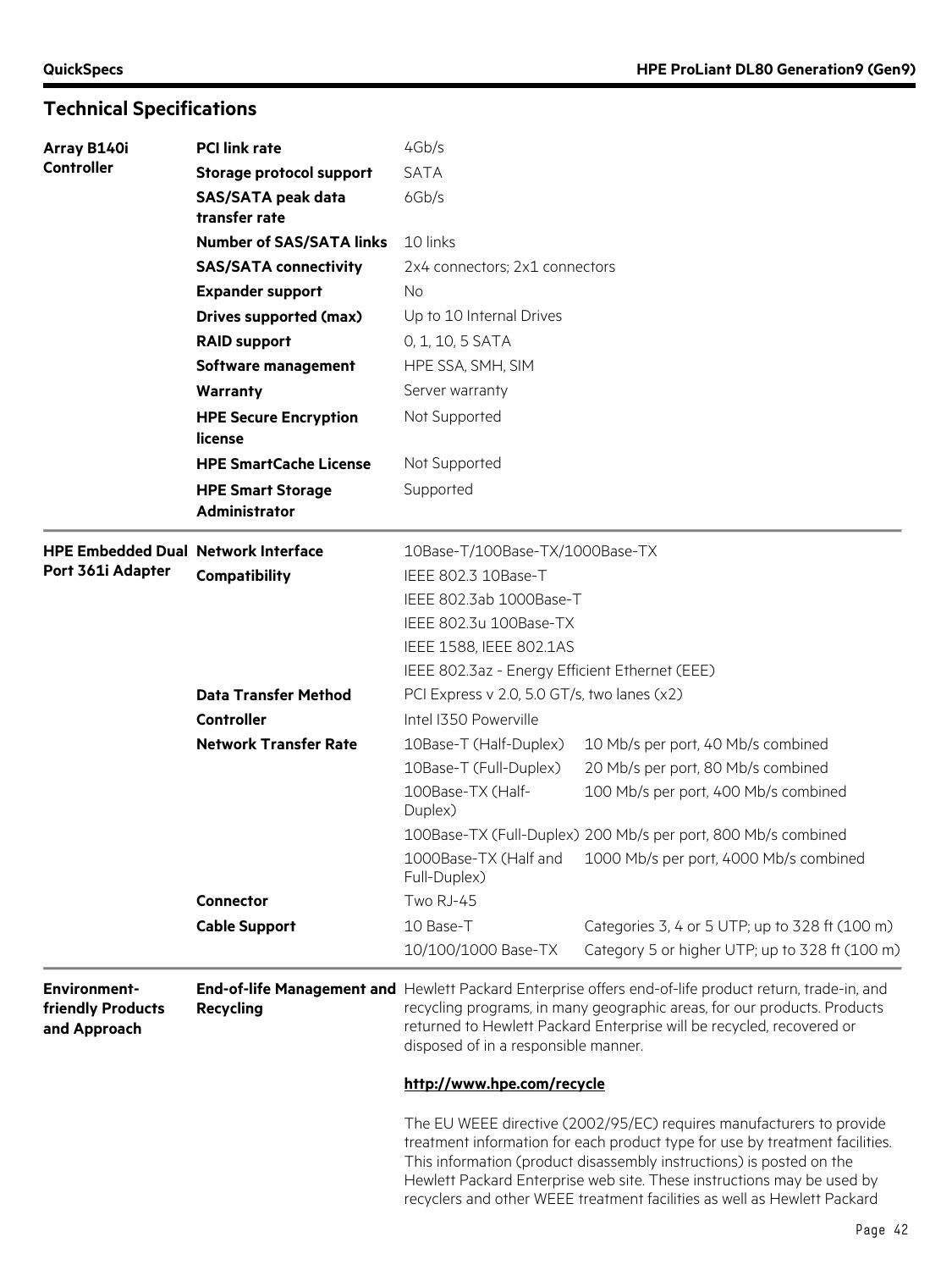## Technical Specifications

| | | | |
|---|---|---|---|
| **Array B140i Controller** | **PCI link rate** | 4Gb/s | |
| | **Storage protocol support** | SATA | |
| | **SAS/SATA peak data transfer rate** | 6Gb/s | |
| | **Number of SAS/SATA links** | 10 links | |
| | **SAS/SATA connectivity** | 2x4 connectors; 2x1 connectors | |
| | **Expander support** | No | |
| | **Drives supported (max)** | Up to 10 Internal Drives | |
| | **RAID support** | 0, 1, 10, 5 SATA | |
| | **Software management** | HPE SSA, SMH, SIM | |
| | **Warranty** | Server warranty | |
| | **HPE Secure Encryption license** | Not Supported | |
| | **HPE SmartCache License** | Not Supported | |
| | **HPE Smart Storage Administrator** | Supported | |
| **HPE Embedded Dual Port 361i Adapter** | **Network Interface** | 10Base-T/100Base-TX/1000Base-TX | |
| | **Compatibility** | IEEE 802.3 10Base-T | |
| | | IEEE 802.3ab 1000Base-T | |
| | | IEEE 802.3u 100Base-TX | |
| | | IEEE 1588, IEEE 802.1AS | |
| | | IEEE 802.3az - Energy Efficient Ethernet (EEE) | |
| | **Data Transfer Method** | PCI Express v 2.0, 5.0 GT/s, two lanes (x2) | |
| | **Controller** | Intel I350 Powerville | |
| | **Network Transfer Rate** | 10Base-T (Half-Duplex) | 10 Mb/s per port, 40 Mb/s combined |
| | | 10Base-T (Full-Duplex) | 20 Mb/s per port, 80 Mb/s combined |
| | | 100Base-TX (Half-Duplex) | 100 Mb/s per port, 400 Mb/s combined |
| | | 100Base-TX (Full-Duplex) | 200 Mb/s per port, 800 Mb/s combined |
| | | 1000Base-TX (Half and Full-Duplex) | 1000 Mb/s per port, 4000 Mb/s combined |
| | **Connector** | Two RJ-45 | |
| | **Cable Support** | 10 Base-T | Categories 3, 4 or 5 UTP; up to 328 ft (100 m) |
| | | 10/100/1000 Base-TX | Category 5 or higher UTP; up to 328 ft (100 m) |

**Environment-friendly Products and Approach**

**End-of-life Management and Recycling**

Hewlett Packard Enterprise offers end-of-life product return, trade-in, and recycling programs, in many geographic areas, for our products. Products returned to Hewlett Packard Enterprise will be recycled, recovered or disposed of in a responsible manner.

**http://www.hpe.com/recycle**

The EU WEEE directive (2002/95/EC) requires manufacturers to provide treatment information for each product type for use by treatment facilities. This information (product disassembly instructions) is posted on the Hewlett Packard Enterprise web site. These instructions may be used by recyclers and other WEEE treatment facilities as well as Hewlett Packard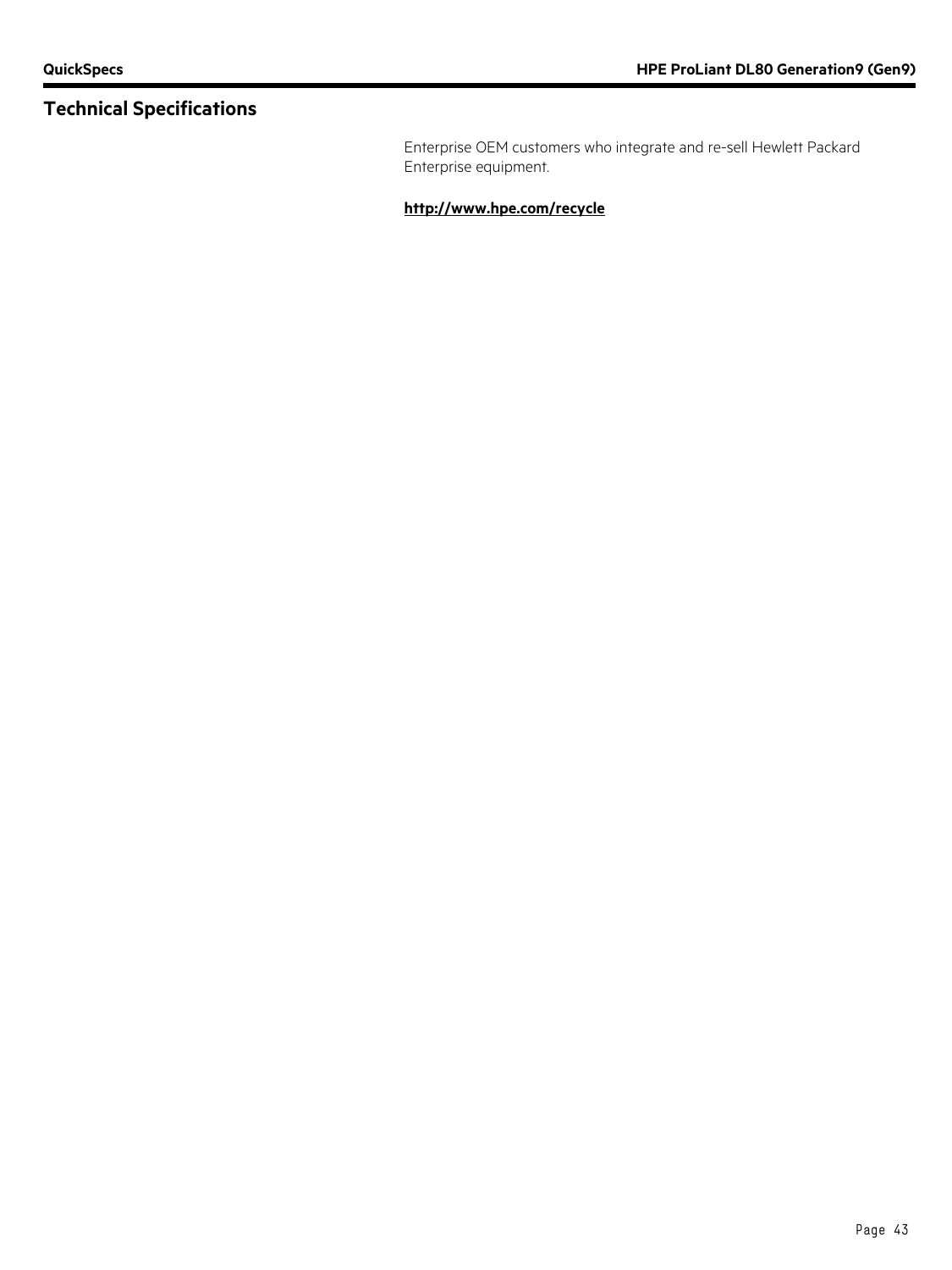## Technical Specifications

Enterprise OEM customers who integrate and re-sell Hewlett Packard Enterprise equipment.

**http://www.hpe.com/recycle**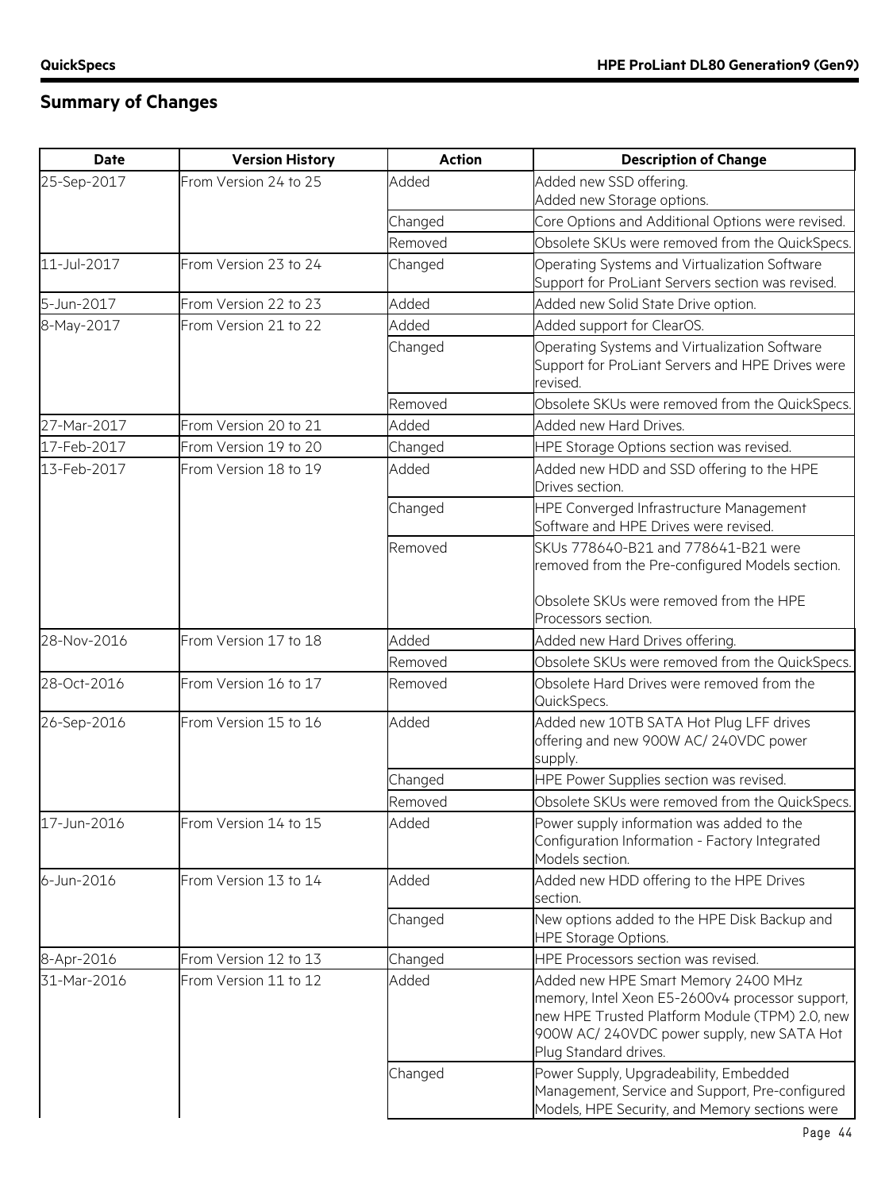## Summary of Changes

| Date | Version History | Action | Description of Change |
|---|---|---|---|
| 25-Sep-2017 | From Version 24 to 25 | Added | Added new SSD offering.<br>Added new Storage options. |
| | | Changed | Core Options and Additional Options were revised. |
| | | Removed | Obsolete SKUs were removed from the QuickSpecs. |
| 11-Jul-2017 | From Version 23 to 24 | Changed | Operating Systems and Virtualization Software Support for ProLiant Servers section was revised. |
| 5-Jun-2017 | From Version 22 to 23 | Added | Added new Solid State Drive option. |
| 8-May-2017 | From Version 21 to 22 | Added | Added support for ClearOS. |
| | | Changed | Operating Systems and Virtualization Software Support for ProLiant Servers and HPE Drives were revised. |
| | | Removed | Obsolete SKUs were removed from the QuickSpecs. |
| 27-Mar-2017 | From Version 20 to 21 | Added | Added new Hard Drives. |
| 17-Feb-2017 | From Version 19 to 20 | Changed | HPE Storage Options section was revised. |
| 13-Feb-2017 | From Version 18 to 19 | Added | Added new HDD and SSD offering to the HPE Drives section. |
| | | Changed | HPE Converged Infrastructure Management Software and HPE Drives were revised. |
| | | Removed | SKUs 778640-B21 and 778641-B21 were removed from the Pre-configured Models section.<br><br>Obsolete SKUs were removed from the HPE Processors section. |
| 28-Nov-2016 | From Version 17 to 18 | Added | Added new Hard Drives offering. |
| | | Removed | Obsolete SKUs were removed from the QuickSpecs. |
| 28-Oct-2016 | From Version 16 to 17 | Removed | Obsolete Hard Drives were removed from the QuickSpecs. |
| 26-Sep-2016 | From Version 15 to 16 | Added | Added new 10TB SATA Hot Plug LFF drives offering and new 900W AC/ 240VDC power supply. |
| | | Changed | HPE Power Supplies section was revised. |
| | | Removed | Obsolete SKUs were removed from the QuickSpecs. |
| 17-Jun-2016 | From Version 14 to 15 | Added | Power supply information was added to the Configuration Information - Factory Integrated Models section. |
| 6-Jun-2016 | From Version 13 to 14 | Added | Added new HDD offering to the HPE Drives section. |
| | | Changed | New options added to the HPE Disk Backup and HPE Storage Options. |
| 8-Apr-2016 | From Version 12 to 13 | Changed | HPE Processors section was revised. |
| 31-Mar-2016 | From Version 11 to 12 | Added | Added new HPE Smart Memory 2400 MHz memory, Intel Xeon E5-2600v4 processor support, new HPE Trusted Platform Module (TPM) 2.0, new 900W AC/ 240VDC power supply, new SATA Hot Plug Standard drives. |
| | | Changed | Power Supply, Upgradeability, Embedded Management, Service and Support, Pre-configured Models, HPE Security, and Memory sections were |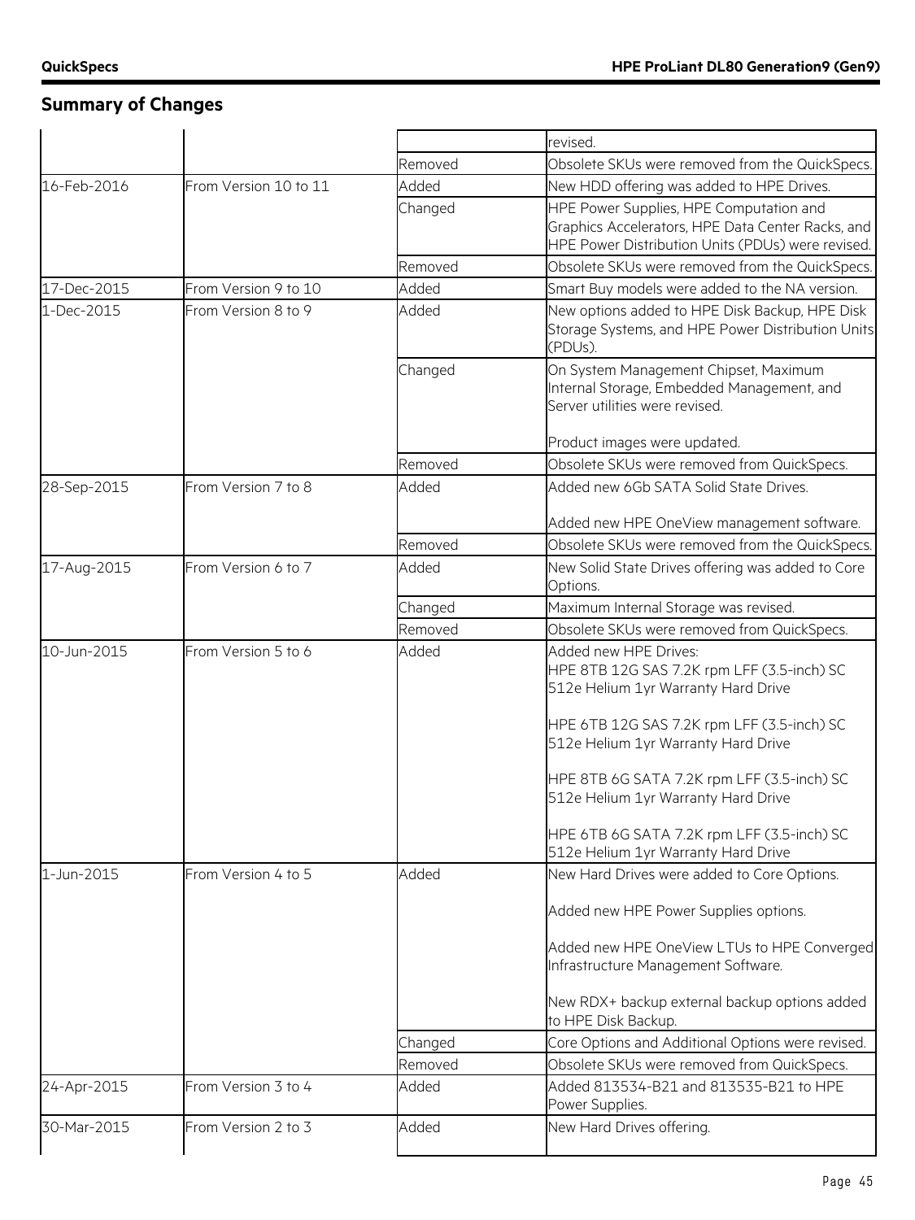## Summary of Changes

| | | | |
|---|---|---|---|
| | | | revised. |
| | | Removed | Obsolete SKUs were removed from the QuickSpecs. |
| 16-Feb-2016 | From Version 10 to 11 | Added | New HDD offering was added to HPE Drives. |
| | | Changed | HPE Power Supplies, HPE Computation and Graphics Accelerators, HPE Data Center Racks, and HPE Power Distribution Units (PDUs) were revised. |
| | | Removed | Obsolete SKUs were removed from the QuickSpecs. |
| 17-Dec-2015 | From Version 9 to 10 | Added | Smart Buy models were added to the NA version. |
| 1-Dec-2015 | From Version 8 to 9 | Added | New options added to HPE Disk Backup, HPE Disk Storage Systems, and HPE Power Distribution Units (PDUs). |
| | | Changed | On System Management Chipset, Maximum Internal Storage, Embedded Management, and Server utilities were revised.<br><br>Product images were updated. |
| | | Removed | Obsolete SKUs were removed from QuickSpecs. |
| 28-Sep-2015 | From Version 7 to 8 | Added | Added new 6Gb SATA Solid State Drives.<br><br>Added new HPE OneView management software. |
| | | Removed | Obsolete SKUs were removed from the QuickSpecs. |
| 17-Aug-2015 | From Version 6 to 7 | Added | New Solid State Drives offering was added to Core Options. |
| | | Changed | Maximum Internal Storage was revised. |
| | | Removed | Obsolete SKUs were removed from QuickSpecs. |
| 10-Jun-2015 | From Version 5 to 6 | Added | Added new HPE Drives:<br>HPE 8TB 12G SAS 7.2K rpm LFF (3.5-inch) SC 512e Helium 1yr Warranty Hard Drive<br><br>HPE 6TB 12G SAS 7.2K rpm LFF (3.5-inch) SC 512e Helium 1yr Warranty Hard Drive<br><br>HPE 8TB 6G SATA 7.2K rpm LFF (3.5-inch) SC 512e Helium 1yr Warranty Hard Drive<br><br>HPE 6TB 6G SATA 7.2K rpm LFF (3.5-inch) SC 512e Helium 1yr Warranty Hard Drive |
| 1-Jun-2015 | From Version 4 to 5 | Added | New Hard Drives were added to Core Options.<br><br>Added new HPE Power Supplies options.<br><br>Added new HPE OneView LTUs to HPE Converged Infrastructure Management Software.<br><br>New RDX+ backup external backup options added to HPE Disk Backup. |
| | | Changed | Core Options and Additional Options were revised. |
| | | Removed | Obsolete SKUs were removed from QuickSpecs. |
| 24-Apr-2015 | From Version 3 to 4 | Added | Added 813534-B21 and 813535-B21 to HPE Power Supplies. |
| 30-Mar-2015 | From Version 2 to 3 | Added | New Hard Drives offering. |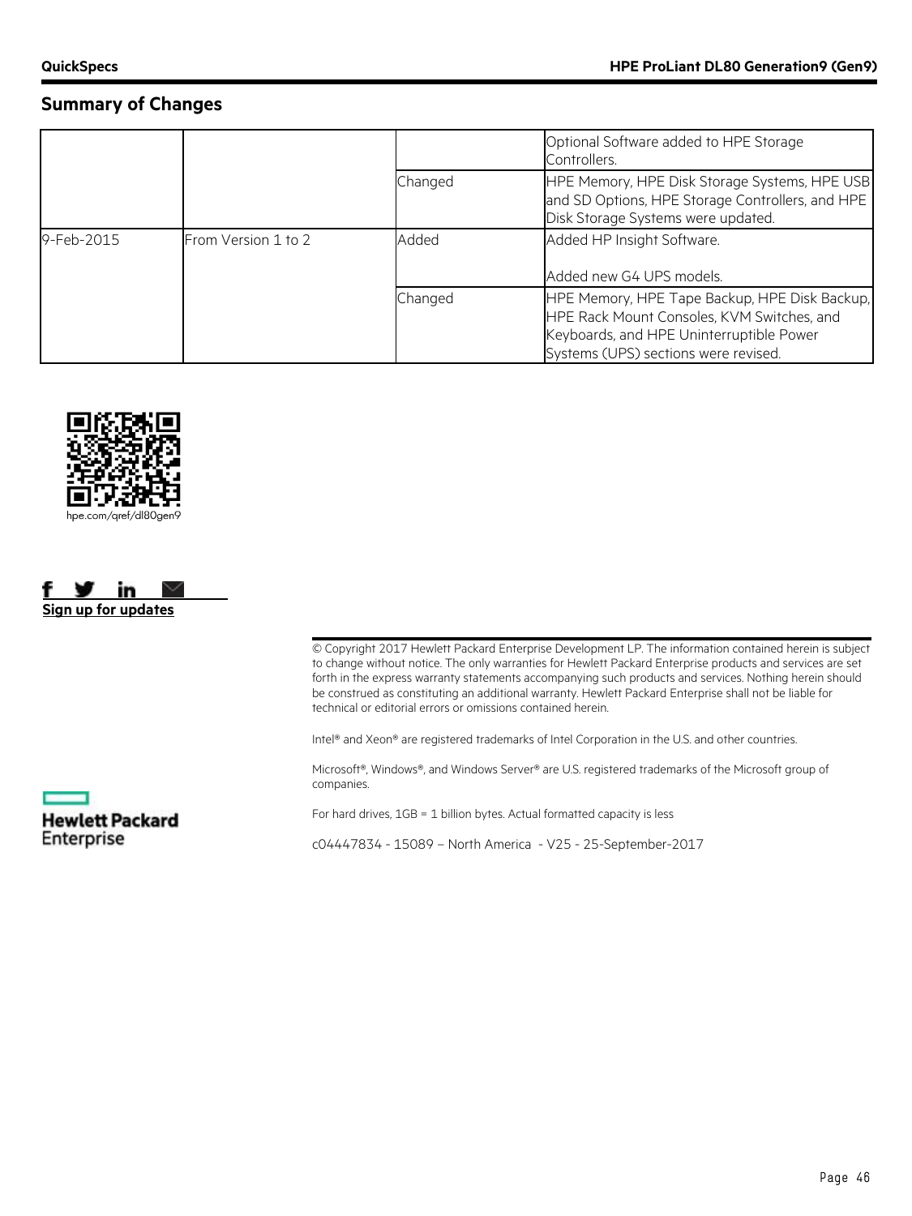## Summary of Changes

| | | | |
|---|---|---|---|
| | | | Optional Software added to HPE Storage Controllers. |
| | | Changed | HPE Memory, HPE Disk Storage Systems, HPE USB and SD Options, HPE Storage Controllers, and HPE Disk Storage Systems were updated. |
| 9-Feb-2015 | From Version 1 to 2 | Added | Added HP Insight Software.<br><br>Added new G4 UPS models. |
| | | Changed | HPE Memory, HPE Tape Backup, HPE Disk Backup, HPE Rack Mount Consoles, KVM Switches, and Keyboards, and HPE Uninterruptible Power Systems (UPS) sections were revised. |

hpe.com/qref/dl80gen9

**Sign up for updates**

© Copyright 2017 Hewlett Packard Enterprise Development LP. The information contained herein is subject to change without notice. The only warranties for Hewlett Packard Enterprise products and services are set forth in the express warranty statements accompanying such products and services. Nothing herein should be construed as constituting an additional warranty. Hewlett Packard Enterprise shall not be liable for technical or editorial errors or omissions contained herein.

Intel® and Xeon® are registered trademarks of Intel Corporation in the U.S. and other countries.

Microsoft®, Windows®, and Windows Server® are U.S. registered trademarks of the Microsoft group of companies.

For hard drives, 1GB = 1 billion bytes. Actual formatted capacity is less

c04447834 - 15089 – North America - V25 - 25-September-2017